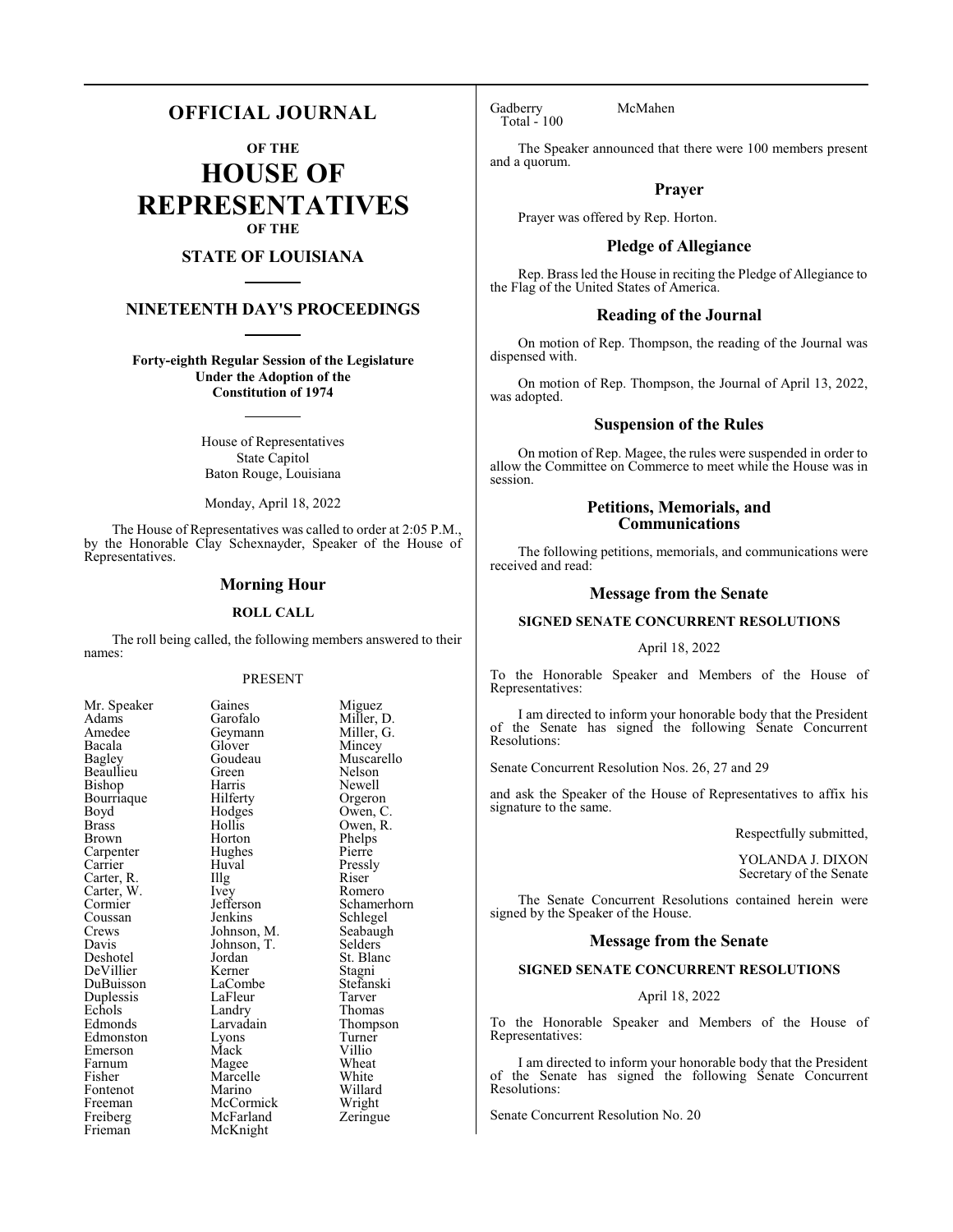# OFFICIAL JOURNAL

## OF THE

# HOUSE OF REPRESENTATIVES

## OF THE

## STATE OF LOUISIANA

## NINETEENTH DAY'S PROCEEDINGS

**Forty-eighth Regular Session of the Legislature**
**Under the Adoption of the**
**Constitution of 1974**

House of Representatives
State Capitol
Baton Rouge, Louisiana

Monday, April 18, 2022

The House of Representatives was called to order at 2:05 P.M., by the Honorable Clay Schexnayder, Speaker of the House of Representatives.

## Morning Hour

### ROLL CALL

The roll being called, the following members answered to their names:

PRESENT

| | | |
|---|---|---|
| Mr. Speaker | Gaines | Miguez |
| Adams | Garofalo | Miller, D. |
| Amedee | Geymann | Miller, G. |
| Bacala | Glover | Mincey |
| Bagley | Goudeau | Muscarello |
| Beaullieu | Green | Nelson |
| Bishop | Harris | Newell |
| Bourriaque | Hilferty | Orgeron |
| Boyd | Hodges | Owen, C. |
| Brass | Hollis | Owen, R. |
| Brown | Horton | Phelps |
| Carpenter | Hughes | Pierre |
| Carrier | Huval | Pressly |
| Carter, R. | Illg | Riser |
| Carter, W. | Ivey | Romero |
| Cormier | Jefferson | Schamerhorn |
| Coussan | Jenkins | Schlegel |
| Crews | Johnson, M. | Seabaugh |
| Davis | Johnson, T. | Selders |
| Deshotel | Jordan | St. Blanc |
| DeVillier | Kerner | Stagni |
| DuBuisson | LaCombe | Stefanski |
| Duplessis | LaFleur | Tarver |
| Echols | Landry | Thomas |
| Edmonds | Larvadain | Thompson |
| Edmonston | Lyons | Turner |
| Emerson | Mack | Villio |
| Farnum | Magee | Wheat |
| Fisher | Marcelle | White |
| Fontenot | Marino | Willard |
| Freeman | McCormick | Wright |
| Freiberg | McFarland | Zeringue |
| Frieman | McKnight | |
| Gadberry | McMahen | |

Total - 100

The Speaker announced that there were 100 members present and a quorum.

## Prayer

Prayer was offered by Rep. Horton.

## Pledge of Allegiance

Rep. Brass led the House in reciting the Pledge of Allegiance to the Flag of the United States of America.

## Reading of the Journal

On motion of Rep. Thompson, the reading of the Journal was dispensed with.

On motion of Rep. Thompson, the Journal of April 13, 2022, was adopted.

## Suspension of the Rules

On motion of Rep. Magee, the rules were suspended in order to allow the Committee on Commerce to meet while the House was in session.

## Petitions, Memorials, and Communications

The following petitions, memorials, and communications were received and read:

## Message from the Senate

### SIGNED SENATE CONCURRENT RESOLUTIONS

April 18, 2022

To the Honorable Speaker and Members of the House of Representatives:

I am directed to inform your honorable body that the President of the Senate has signed the following Senate Concurrent Resolutions:

Senate Concurrent Resolution Nos. 26, 27 and 29

and ask the Speaker of the House of Representatives to affix his signature to the same.

Respectfully submitted,

YOLANDA J. DIXON
Secretary of the Senate

The Senate Concurrent Resolutions contained herein were signed by the Speaker of the House.

## Message from the Senate

### SIGNED SENATE CONCURRENT RESOLUTIONS

April 18, 2022

To the Honorable Speaker and Members of the House of Representatives:

I am directed to inform your honorable body that the President of the Senate has signed the following Senate Concurrent Resolutions:

Senate Concurrent Resolution No. 20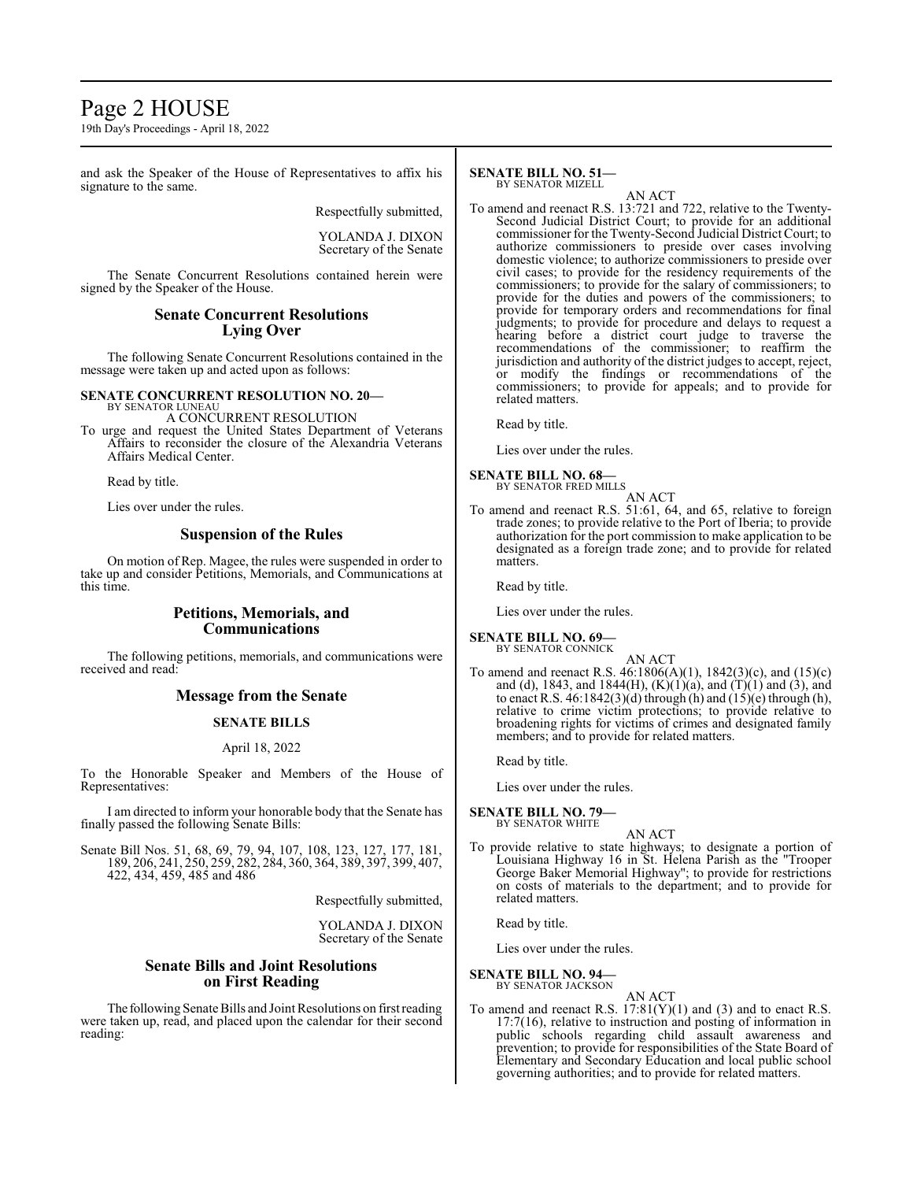and ask the Speaker of the House of Representatives to affix his signature to the same.

Respectfully submitted,

YOLANDA J. DIXON
Secretary of the Senate

The Senate Concurrent Resolutions contained herein were signed by the Speaker of the House.

## Senate Concurrent Resolutions Lying Over

The following Senate Concurrent Resolutions contained in the message were taken up and acted upon as follows:

**SENATE CONCURRENT RESOLUTION NO. 20—**
BY SENATOR LUNEAU

A CONCURRENT RESOLUTION

To urge and request the United States Department of Veterans Affairs to reconsider the closure of the Alexandria Veterans Affairs Medical Center.

Read by title.

Lies over under the rules.

## Suspension of the Rules

On motion of Rep. Magee, the rules were suspended in order to take up and consider Petitions, Memorials, and Communications at this time.

## Petitions, Memorials, and Communications

The following petitions, memorials, and communications were received and read:

## Message from the Senate

### SENATE BILLS

April 18, 2022

To the Honorable Speaker and Members of the House of Representatives:

I am directed to inform your honorable body that the Senate has finally passed the following Senate Bills:

Senate Bill Nos. 51, 68, 69, 79, 94, 107, 108, 123, 127, 177, 181, 189, 206, 241, 250, 259, 282, 284, 360, 364, 389, 397, 399, 407, 422, 434, 459, 485 and 486

Respectfully submitted,

YOLANDA J. DIXON
Secretary of the Senate

## Senate Bills and Joint Resolutions on First Reading

The following Senate Bills and Joint Resolutions on first reading were taken up, read, and placed upon the calendar for their second reading:

**SENATE BILL NO. 51—**
BY SENATOR MIZELL

AN ACT

To amend and reenact R.S. 13:721 and 722, relative to the Twenty-Second Judicial District Court; to provide for an additional commissioner for the Twenty-Second Judicial District Court; to authorize commissioners to preside over cases involving domestic violence; to authorize commissioners to preside over civil cases; to provide for the residency requirements of the commissioners; to provide for the salary of commissioners; to provide for the duties and powers of the commissioners; to provide for temporary orders and recommendations for final judgments; to provide for procedure and delays to request a hearing before a district court judge to traverse the recommendations of the commissioner; to reaffirm the jurisdiction and authority of the district judges to accept, reject, or modify the findings or recommendations of the commissioners; to provide for appeals; and to provide for related matters.

Read by title.

Lies over under the rules.

**SENATE BILL NO. 68—**
BY SENATOR FRED MILLS

AN ACT

To amend and reenact R.S. 51:61, 64, and 65, relative to foreign trade zones; to provide relative to the Port of Iberia; to provide authorization for the port commission to make application to be designated as a foreign trade zone; and to provide for related matters.

Read by title.

Lies over under the rules.

**SENATE BILL NO. 69—**
BY SENATOR CONNICK

AN ACT

To amend and reenact R.S. 46:1806(A)(1), 1842(3)(c), and (15)(c) and (d), 1843, and 1844(H), (K)(1)(a), and (T)(1) and (3), and to enact R.S. 46:1842(3)(d) through (h) and (15)(e) through (h), relative to crime victim protections; to provide relative to broadening rights for victims of crimes and designated family members; and to provide for related matters.

Read by title.

Lies over under the rules.

**SENATE BILL NO. 79—**
BY SENATOR WHITE

AN ACT

To provide relative to state highways; to designate a portion of Louisiana Highway 16 in St. Helena Parish as the "Trooper George Baker Memorial Highway"; to provide for restrictions on costs of materials to the department; and to provide for related matters.

Read by title.

Lies over under the rules.

**SENATE BILL NO. 94—**
BY SENATOR JACKSON

AN ACT

To amend and reenact R.S. 17:81(Y)(1) and (3) and to enact R.S. 17:7(16), relative to instruction and posting of information in public schools regarding child assault awareness and prevention; to provide for responsibilities of the State Board of Elementary and Secondary Education and local public school governing authorities; and to provide for related matters.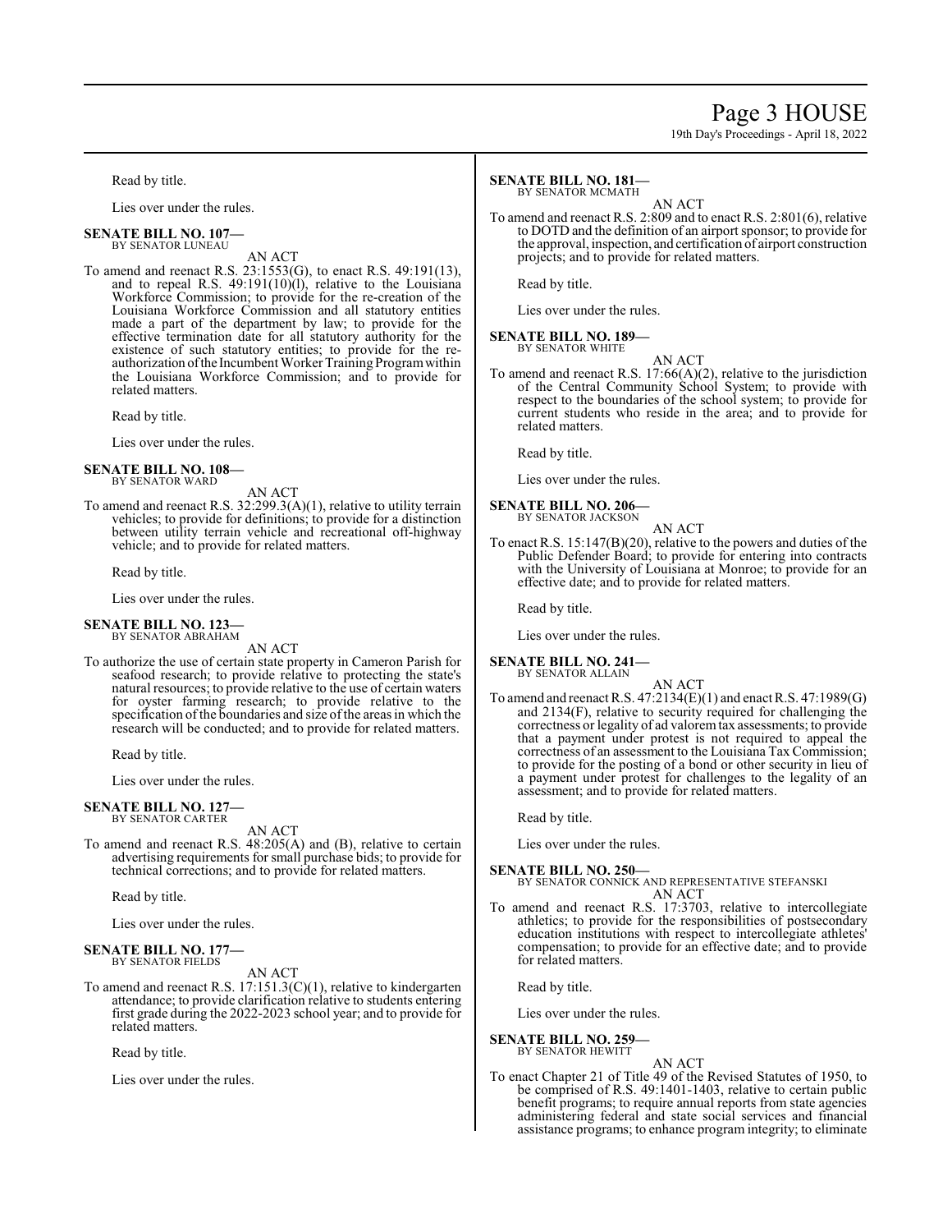Read by title.

Lies over under the rules.

**SENATE BILL NO. 107—**
BY SENATOR LUNEAU

AN ACT

To amend and reenact R.S. 23:1553(G), to enact R.S. 49:191(13), and to repeal R.S. 49:191(10)(l), relative to the Louisiana Workforce Commission; to provide for the re-creation of the Louisiana Workforce Commission and all statutory entities made a part of the department by law; to provide for the effective termination date for all statutory authority for the existence of such statutory entities; to provide for the re-authorization of the Incumbent Worker Training Program within the Louisiana Workforce Commission; and to provide for related matters.

Read by title.

Lies over under the rules.

**SENATE BILL NO. 108—**
BY SENATOR WARD

AN ACT

To amend and reenact R.S. 32:299.3(A)(1), relative to utility terrain vehicles; to provide for definitions; to provide for a distinction between utility terrain vehicle and recreational off-highway vehicle; and to provide for related matters.

Read by title.

Lies over under the rules.

**SENATE BILL NO. 123—**
BY SENATOR ABRAHAM

AN ACT

To authorize the use of certain state property in Cameron Parish for seafood research; to provide relative to protecting the state's natural resources; to provide relative to the use of certain waters for oyster farming research; to provide relative to the specification of the boundaries and size of the areas in which the research will be conducted; and to provide for related matters.

Read by title.

Lies over under the rules.

**SENATE BILL NO. 127—**
BY SENATOR CARTER

AN ACT

To amend and reenact R.S. 48:205(A) and (B), relative to certain advertising requirements for small purchase bids; to provide for technical corrections; and to provide for related matters.

Read by title.

Lies over under the rules.

**SENATE BILL NO. 177—**
BY SENATOR FIELDS

AN ACT

To amend and reenact R.S. 17:151.3(C)(1), relative to kindergarten attendance; to provide clarification relative to students entering first grade during the 2022-2023 school year; and to provide for related matters.

Read by title.

Lies over under the rules.

**SENATE BILL NO. 181—**
BY SENATOR MCMATH

AN ACT

To amend and reenact R.S. 2:809 and to enact R.S. 2:801(6), relative to DOTD and the definition of an airport sponsor; to provide for the approval, inspection, and certification of airport construction projects; and to provide for related matters.

Read by title.

Lies over under the rules.

**SENATE BILL NO. 189—**
BY SENATOR WHITE

AN ACT

To amend and reenact R.S. 17:66(A)(2), relative to the jurisdiction of the Central Community School System; to provide with respect to the boundaries of the school system; to provide for current students who reside in the area; and to provide for related matters.

Read by title.

Lies over under the rules.

**SENATE BILL NO. 206—**
BY SENATOR JACKSON

AN ACT

To enact R.S. 15:147(B)(20), relative to the powers and duties of the Public Defender Board; to provide for entering into contracts with the University of Louisiana at Monroe; to provide for an effective date; and to provide for related matters.

Read by title.

Lies over under the rules.

**SENATE BILL NO. 241—**
BY SENATOR ALLAIN

AN ACT

To amend and reenact R.S. 47:2134(E)(1) and enact R.S. 47:1989(G) and 2134(F), relative to security required for challenging the correctness or legality of ad valorem tax assessments; to provide that a payment under protest is not required to appeal the correctness of an assessment to the Louisiana Tax Commission; to provide for the posting of a bond or other security in lieu of a payment under protest for challenges to the legality of an assessment; and to provide for related matters.

Read by title.

Lies over under the rules.

**SENATE BILL NO. 250—**
BY SENATOR CONNICK AND REPRESENTATIVE STEFANSKI

AN ACT

To amend and reenact R.S. 17:3703, relative to intercollegiate athletics; to provide for the responsibilities of postsecondary education institutions with respect to intercollegiate athletes' compensation; to provide for an effective date; and to provide for related matters.

Read by title.

Lies over under the rules.

**SENATE BILL NO. 259—**
BY SENATOR HEWITT

AN ACT

To enact Chapter 21 of Title 49 of the Revised Statutes of 1950, to be comprised of R.S. 49:1401-1403, relative to certain public benefit programs; to require annual reports from state agencies administering federal and state social services and financial assistance programs; to enhance program integrity; to eliminate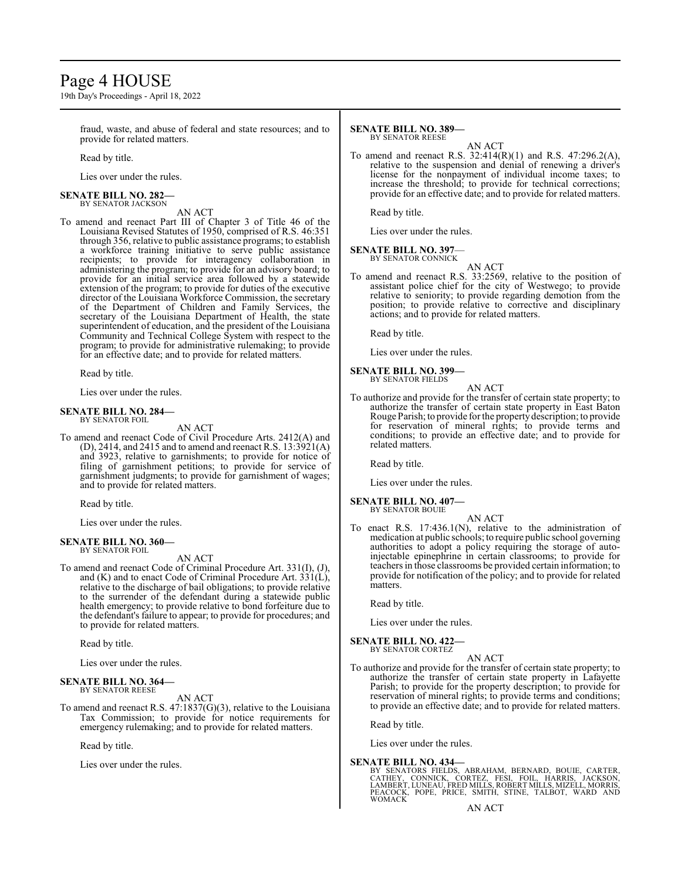fraud, waste, and abuse of federal and state resources; and to provide for related matters.

Read by title.

Lies over under the rules.

**SENATE BILL NO. 282—**
BY SENATOR JACKSON

AN ACT

To amend and reenact Part III of Chapter 3 of Title 46 of the Louisiana Revised Statutes of 1950, comprised of R.S. 46:351 through 356, relative to public assistance programs; to establish a workforce training initiative to serve public assistance recipients; to provide for interagency collaboration in administering the program; to provide for an advisory board; to provide for an initial service area followed by a statewide extension of the program; to provide for duties of the executive director of the Louisiana Workforce Commission, the secretary of the Department of Children and Family Services, the secretary of the Louisiana Department of Health, the state superintendent of education, and the president of the Louisiana Community and Technical College System with respect to the program; to provide for administrative rulemaking; to provide for an effective date; and to provide for related matters.

Read by title.

Lies over under the rules.

**SENATE BILL NO. 284—**
BY SENATOR FOIL

AN ACT

To amend and reenact Code of Civil Procedure Arts. 2412(A) and (D), 2414, and 2415 and to amend and reenact R.S. 13:3921(A) and 3923, relative to garnishments; to provide for notice of filing of garnishment petitions; to provide for service of garnishment judgments; to provide for garnishment of wages; and to provide for related matters.

Read by title.

Lies over under the rules.

**SENATE BILL NO. 360—**
BY SENATOR FOIL

AN ACT

To amend and reenact Code of Criminal Procedure Art. 331(I), (J), and (K) and to enact Code of Criminal Procedure Art. 331(L), relative to the discharge of bail obligations; to provide relative to the surrender of the defendant during a statewide public health emergency; to provide relative to bond forfeiture due to the defendant's failure to appear; to provide for procedures; and to provide for related matters.

Read by title.

Lies over under the rules.

**SENATE BILL NO. 364—**
BY SENATOR REESE

AN ACT

To amend and reenact R.S. 47:1837(G)(3), relative to the Louisiana Tax Commission; to provide for notice requirements for emergency rulemaking; and to provide for related matters.

Read by title.

Lies over under the rules.

**SENATE BILL NO. 389—**
BY SENATOR REESE

AN ACT

To amend and reenact R.S. 32:414(R)(1) and R.S. 47:296.2(A), relative to the suspension and denial of renewing a driver's license for the nonpayment of individual income taxes; to increase the threshold; to provide for technical corrections; provide for an effective date; and to provide for related matters.

Read by title.

Lies over under the rules.

**SENATE BILL NO. 397—**
BY SENATOR CONNICK

AN ACT

To amend and reenact R.S. 33:2569, relative to the position of assistant police chief for the city of Westwego; to provide relative to seniority; to provide regarding demotion from the position; to provide relative to corrective and disciplinary actions; and to provide for related matters.

Read by title.

Lies over under the rules.

**SENATE BILL NO. 399—**
BY SENATOR FIELDS

AN ACT

To authorize and provide for the transfer of certain state property; to authorize the transfer of certain state property in East Baton Rouge Parish; to provide for the property description; to provide for reservation of mineral rights; to provide terms and conditions; to provide an effective date; and to provide for related matters.

Read by title.

Lies over under the rules.

**SENATE BILL NO. 407—**
BY SENATOR BOUIE

AN ACT

To enact R.S. 17:436.1(N), relative to the administration of medication at public schools; to require public school governing authorities to adopt a policy requiring the storage of auto-injectable epinephrine in certain classrooms; to provide for teachers in those classrooms be provided certain information; to provide for notification of the policy; and to provide for related matters.

Read by title.

Lies over under the rules.

**SENATE BILL NO. 422—**
BY SENATOR CORTEZ

AN ACT

To authorize and provide for the transfer of certain state property; to authorize the transfer of certain state property in Lafayette Parish; to provide for the property description; to provide for reservation of mineral rights; to provide terms and conditions; to provide an effective date; and to provide for related matters.

Read by title.

Lies over under the rules.

**SENATE BILL NO. 434—**
BY SENATORS FIELDS, ABRAHAM, BERNARD, BOUIE, CARTER, CATHEY, CONNICK, CORTEZ, FESI, FOIL, HARRIS, JACKSON, LAMBERT, LUNEAU, FRED MILLS, ROBERT MILLS, MIZELL, MORRIS, PEACOCK, POPE, PRICE, SMITH, STINE, TALBOT, WARD AND WOMACK

AN ACT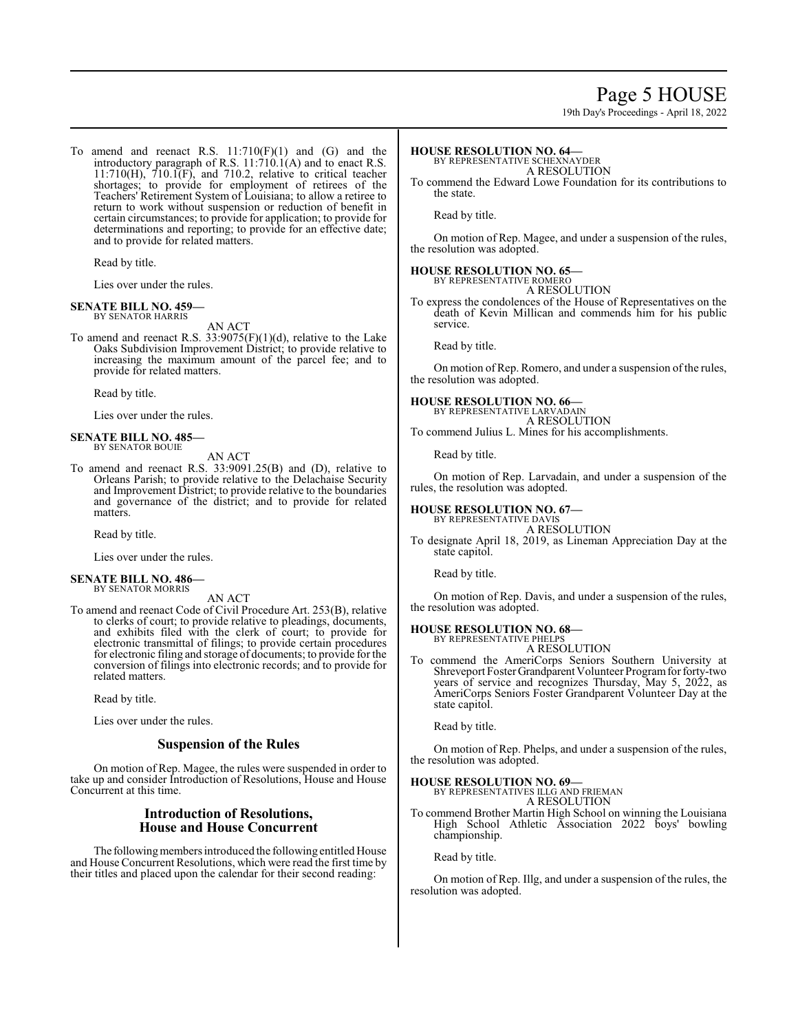To amend and reenact R.S. 11:710(F)(1) and (G) and the introductory paragraph of R.S. 11:710.1(A) and to enact R.S. 11:710(H), 710.1(F), and 710.2, relative to critical teacher shortages; to provide for employment of retirees of the Teachers' Retirement System of Louisiana; to allow a retiree to return to work without suspension or reduction of benefit in certain circumstances; to provide for application; to provide for determinations and reporting; to provide for an effective date; and to provide for related matters.

Read by title.

Lies over under the rules.

**SENATE BILL NO. 459—**
BY SENATOR HARRIS

AN ACT

To amend and reenact R.S. 33:9075(F)(1)(d), relative to the Lake Oaks Subdivision Improvement District; to provide relative to increasing the maximum amount of the parcel fee; and to provide for related matters.

Read by title.

Lies over under the rules.

**SENATE BILL NO. 485—**
BY SENATOR BOUIE

AN ACT

To amend and reenact R.S. 33:9091.25(B) and (D), relative to Orleans Parish; to provide relative to the Delachaise Security and Improvement District; to provide relative to the boundaries and governance of the district; and to provide for related matters.

Read by title.

Lies over under the rules.

**SENATE BILL NO. 486—**
BY SENATOR MORRIS

AN ACT

To amend and reenact Code of Civil Procedure Art. 253(B), relative to clerks of court; to provide relative to pleadings, documents, and exhibits filed with the clerk of court; to provide for electronic transmittal of filings; to provide certain procedures for electronic filing and storage of documents; to provide for the conversion of filings into electronic records; and to provide for related matters.

Read by title.

Lies over under the rules.

## Suspension of the Rules

On motion of Rep. Magee, the rules were suspended in order to take up and consider Introduction of Resolutions, House and House Concurrent at this time.

## Introduction of Resolutions, House and House Concurrent

The following members introduced the following entitled House and House Concurrent Resolutions, which were read the first time by their titles and placed upon the calendar for their second reading:

**HOUSE RESOLUTION NO. 64—**
BY REPRESENTATIVE SCHEXNAYDER

A RESOLUTION

To commend the Edward Lowe Foundation for its contributions to the state.

Read by title.

On motion of Rep. Magee, and under a suspension of the rules, the resolution was adopted.

**HOUSE RESOLUTION NO. 65—**
BY REPRESENTATIVE ROMERO

A RESOLUTION

To express the condolences of the House of Representatives on the death of Kevin Millican and commends him for his public service.

Read by title.

On motion of Rep. Romero, and under a suspension of the rules, the resolution was adopted.

**HOUSE RESOLUTION NO. 66—**
BY REPRESENTATIVE LARVADAIN

A RESOLUTION

To commend Julius L. Mines for his accomplishments.

Read by title.

On motion of Rep. Larvadain, and under a suspension of the rules, the resolution was adopted.

**HOUSE RESOLUTION NO. 67—**
BY REPRESENTATIVE DAVIS

A RESOLUTION

To designate April 18, 2019, as Lineman Appreciation Day at the state capitol.

Read by title.

On motion of Rep. Davis, and under a suspension of the rules, the resolution was adopted.

**HOUSE RESOLUTION NO. 68—**
BY REPRESENTATIVE PHELPS

A RESOLUTION

To commend the AmeriCorps Seniors Southern University at Shreveport Foster Grandparent Volunteer Program for forty-two years of service and recognizes Thursday, May 5, 2022, as AmeriCorps Seniors Foster Grandparent Volunteer Day at the state capitol.

Read by title.

On motion of Rep. Phelps, and under a suspension of the rules, the resolution was adopted.

**HOUSE RESOLUTION NO. 69—**
BY REPRESENTATIVES ILLG AND FRIEMAN

A RESOLUTION

To commend Brother Martin High School on winning the Louisiana High School Athletic Association 2022 boys' bowling championship.

Read by title.

On motion of Rep. Illg, and under a suspension of the rules, the resolution was adopted.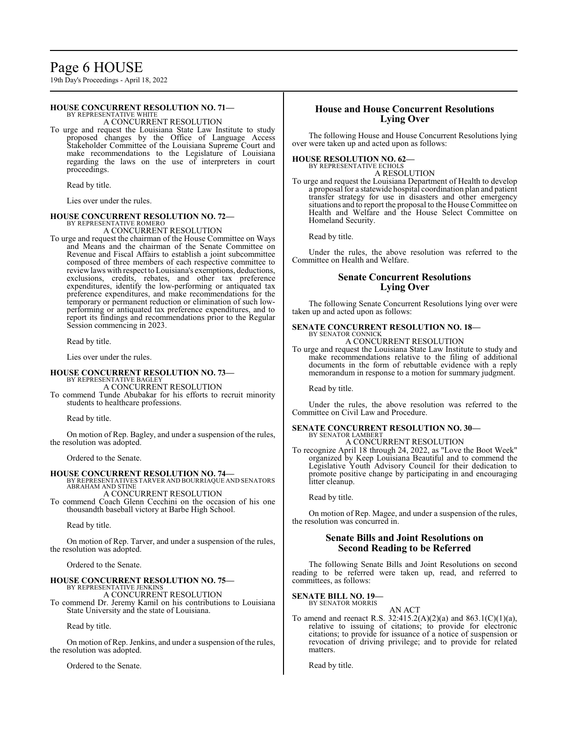**HOUSE CONCURRENT RESOLUTION NO. 71—**
BY REPRESENTATIVE WHITE
A CONCURRENT RESOLUTION

To urge and request the Louisiana State Law Institute to study proposed changes by the Office of Language Access Stakeholder Committee of the Louisiana Supreme Court and make recommendations to the Legislature of Louisiana regarding the laws on the use of interpreters in court proceedings.

Read by title.

Lies over under the rules.

**HOUSE CONCURRENT RESOLUTION NO. 72—**
BY REPRESENTATIVE ROMERO
A CONCURRENT RESOLUTION

To urge and request the chairman of the House Committee on Ways and Means and the chairman of the Senate Committee on Revenue and Fiscal Affairs to establish a joint subcommittee composed of three members of each respective committee to review laws with respect to Louisiana's exemptions, deductions, exclusions, credits, rebates, and other tax preference expenditures, identify the low-performing or antiquated tax preference expenditures, and make recommendations for the temporary or permanent reduction or elimination of such low-performing or antiquated tax preference expenditures, and to report its findings and recommendations prior to the Regular Session commencing in 2023.

Read by title.

Lies over under the rules.

**HOUSE CONCURRENT RESOLUTION NO. 73—**
BY REPRESENTATIVE BAGLEY
A CONCURRENT RESOLUTION

To commend Tunde Abubakar for his efforts to recruit minority students to healthcare professions.

Read by title.

On motion of Rep. Bagley, and under a suspension of the rules, the resolution was adopted.

Ordered to the Senate.

**HOUSE CONCURRENT RESOLUTION NO. 74—**
BY REPRESENTATIVES TARVER AND BOURRIAQUE AND SENATORS ABRAHAM AND STINE
A CONCURRENT RESOLUTION

To commend Coach Glenn Cecchini on the occasion of his one thousandth baseball victory at Barbe High School.

Read by title.

On motion of Rep. Tarver, and under a suspension of the rules, the resolution was adopted.

Ordered to the Senate.

**HOUSE CONCURRENT RESOLUTION NO. 75—**
BY REPRESENTATIVE JENKINS
A CONCURRENT RESOLUTION

To commend Dr. Jeremy Kamil on his contributions to Louisiana State University and the state of Louisiana.

Read by title.

On motion of Rep. Jenkins, and under a suspension of the rules, the resolution was adopted.

Ordered to the Senate.

## House and House Concurrent Resolutions Lying Over

The following House and House Concurrent Resolutions lying over were taken up and acted upon as follows:

**HOUSE RESOLUTION NO. 62—**
BY REPRESENTATIVE ECHOLS
A RESOLUTION

To urge and request the Louisiana Department of Health to develop a proposal for a statewide hospital coordination plan and patient transfer strategy for use in disasters and other emergency situations and to report the proposal to the House Committee on Health and Welfare and the House Select Committee on Homeland Security.

Read by title.

Under the rules, the above resolution was referred to the Committee on Health and Welfare.

## Senate Concurrent Resolutions Lying Over

The following Senate Concurrent Resolutions lying over were taken up and acted upon as follows:

**SENATE CONCURRENT RESOLUTION NO. 18—**
BY SENATOR CONNICK
A CONCURRENT RESOLUTION

To urge and request the Louisiana State Law Institute to study and make recommendations relative to the filing of additional documents in the form of rebuttable evidence with a reply memorandum in response to a motion for summary judgment.

Read by title.

Under the rules, the above resolution was referred to the Committee on Civil Law and Procedure.

**SENATE CONCURRENT RESOLUTION NO. 30—**
BY SENATOR LAMBERT
A CONCURRENT RESOLUTION

To recognize April 18 through 24, 2022, as "Love the Boot Week" organized by Keep Louisiana Beautiful and to commend the Legislative Youth Advisory Council for their dedication to promote positive change by participating in and encouraging litter cleanup.

Read by title.

On motion of Rep. Magee, and under a suspension of the rules, the resolution was concurred in.

## Senate Bills and Joint Resolutions on Second Reading to be Referred

The following Senate Bills and Joint Resolutions on second reading to be referred were taken up, read, and referred to committees, as follows:

**SENATE BILL NO. 19—**
BY SENATOR MORRIS
AN ACT

To amend and reenact R.S. 32:415.2(A)(2)(a) and 863.1(C)(1)(a), relative to issuing of citations; to provide for electronic citations; to provide for issuance of a notice of suspension or revocation of driving privilege; and to provide for related matters.

Read by title.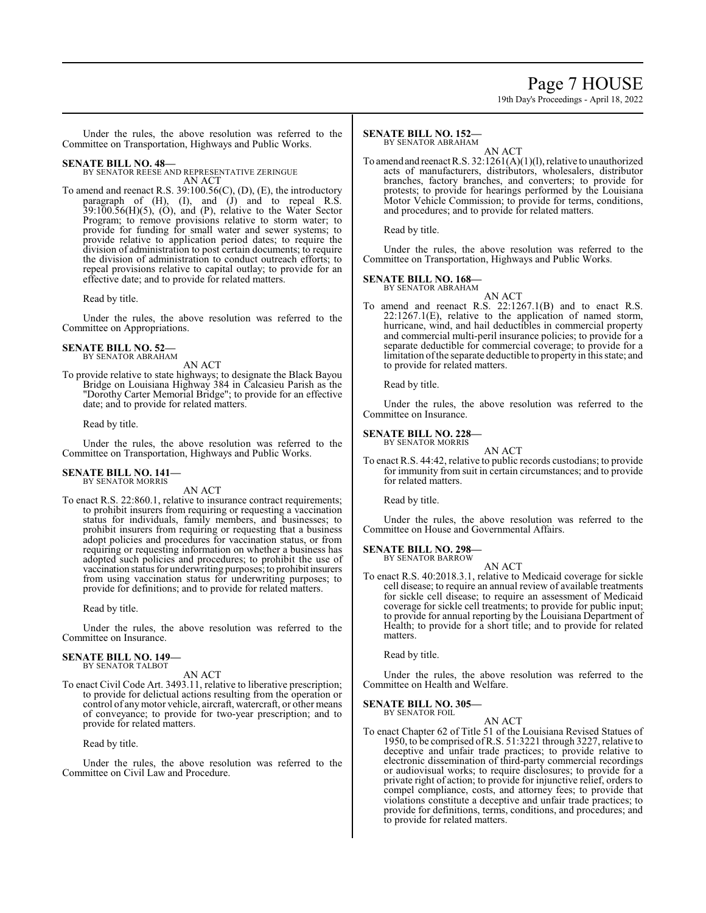Under the rules, the above resolution was referred to the Committee on Transportation, Highways and Public Works.

**SENATE BILL NO. 48—**
BY SENATOR REESE AND REPRESENTATIVE ZERINGUE

AN ACT

To amend and reenact R.S. 39:100.56(C), (D), (E), the introductory paragraph of (H), (I), and (J) and to repeal R.S. 39:100.56(H)(5), (O), and (P), relative to the Water Sector Program; to remove provisions relative to storm water; to provide for funding for small water and sewer systems; to provide relative to application period dates; to require the division of administration to post certain documents; to require the division of administration to conduct outreach efforts; to repeal provisions relative to capital outlay; to provide for an effective date; and to provide for related matters.

Read by title.

Under the rules, the above resolution was referred to the Committee on Appropriations.

**SENATE BILL NO. 52—**
BY SENATOR ABRAHAM

AN ACT

To provide relative to state highways; to designate the Black Bayou Bridge on Louisiana Highway 384 in Calcasieu Parish as the "Dorothy Carter Memorial Bridge"; to provide for an effective date; and to provide for related matters.

Read by title.

Under the rules, the above resolution was referred to the Committee on Transportation, Highways and Public Works.

**SENATE BILL NO. 141—**
BY SENATOR MORRIS

AN ACT

To enact R.S. 22:860.1, relative to insurance contract requirements; to prohibit insurers from requiring or requesting a vaccination status for individuals, family members, and businesses; to prohibit insurers from requiring or requesting that a business adopt policies and procedures for vaccination status, or from requiring or requesting information on whether a business has adopted such policies and procedures; to prohibit the use of vaccination status for underwriting purposes; to prohibit insurers from using vaccination status for underwriting purposes; to provide for definitions; and to provide for related matters.

Read by title.

Under the rules, the above resolution was referred to the Committee on Insurance.

**SENATE BILL NO. 149—**
BY SENATOR TALBOT

AN ACT

To enact Civil Code Art. 3493.11, relative to liberative prescription; to provide for delictual actions resulting from the operation or control of any motor vehicle, aircraft, watercraft, or other means of conveyance; to provide for two-year prescription; and to provide for related matters.

Read by title.

Under the rules, the above resolution was referred to the Committee on Civil Law and Procedure.

**SENATE BILL NO. 152—**
BY SENATOR ABRAHAM

AN ACT

To amend and reenact R.S. 32:1261(A)(1)(l), relative to unauthorized acts of manufacturers, distributors, wholesalers, distributor branches, factory branches, and converters; to provide for protests; to provide for hearings performed by the Louisiana Motor Vehicle Commission; to provide for terms, conditions, and procedures; and to provide for related matters.

Read by title.

Under the rules, the above resolution was referred to the Committee on Transportation, Highways and Public Works.

**SENATE BILL NO. 168—**
BY SENATOR ABRAHAM

AN ACT

To amend and reenact R.S. 22:1267.1(B) and to enact R.S. 22:1267.1(E), relative to the application of named storm, hurricane, wind, and hail deductibles in commercial property and commercial multi-peril insurance policies; to provide for a separate deductible for commercial coverage; to provide for a limitation of the separate deductible to property in this state; and to provide for related matters.

Read by title.

Under the rules, the above resolution was referred to the Committee on Insurance.

**SENATE BILL NO. 228—**
BY SENATOR MORRIS

AN ACT

To enact R.S. 44:42, relative to public records custodians; to provide for immunity from suit in certain circumstances; and to provide for related matters.

Read by title.

Under the rules, the above resolution was referred to the Committee on House and Governmental Affairs.

**SENATE BILL NO. 298—**
BY SENATOR BARROW

AN ACT

To enact R.S. 40:2018.3.1, relative to Medicaid coverage for sickle cell disease; to require an annual review of available treatments for sickle cell disease; to require an assessment of Medicaid coverage for sickle cell treatments; to provide for public input; to provide for annual reporting by the Louisiana Department of Health; to provide for a short title; and to provide for related matters.

Read by title.

Under the rules, the above resolution was referred to the Committee on Health and Welfare.

**SENATE BILL NO. 305—**
BY SENATOR FOIL

AN ACT

To enact Chapter 62 of Title 51 of the Louisiana Revised Statues of 1950, to be comprised of R.S. 51:3221 through 3227, relative to deceptive and unfair trade practices; to provide relative to electronic dissemination of third-party commercial recordings or audiovisual works; to require disclosures; to provide for a private right of action; to provide for injunctive relief, orders to compel compliance, costs, and attorney fees; to provide that violations constitute a deceptive and unfair trade practices; to provide for definitions, terms, conditions, and procedures; and to provide for related matters.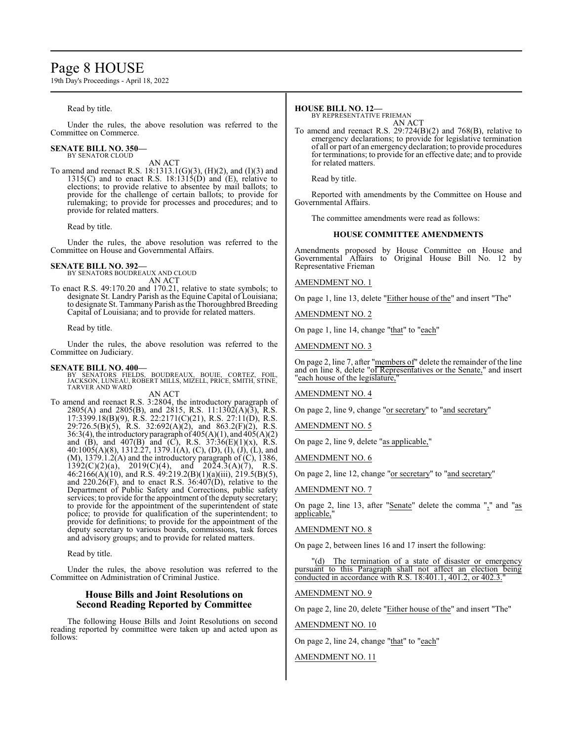Read by title.

Under the rules, the above resolution was referred to the Committee on Commerce.

**SENATE BILL NO. 350—**
BY SENATOR CLOUD

AN ACT

To amend and reenact R.S. 18:1313.1(G)(3), (H)(2), and (I)(3) and 1315(C) and to enact R.S. 18:1315(D) and (E), relative to elections; to provide relative to absentee by mail ballots; to provide for the challenge of certain ballots; to provide for rulemaking; to provide for processes and procedures; and to provide for related matters.

Read by title.

Under the rules, the above resolution was referred to the Committee on House and Governmental Affairs.

**SENATE BILL NO. 392—**
BY SENATORS BOUDREAUX AND CLOUD

AN ACT

To enact R.S. 49:170.20 and 170.21, relative to state symbols; to designate St. Landry Parish as the Equine Capital of Louisiana; to designate St. Tammany Parish as the Thoroughbred Breeding Capital of Louisiana; and to provide for related matters.

Read by title.

Under the rules, the above resolution was referred to the Committee on Judiciary.

**SENATE BILL NO. 400—**
BY SENATORS FIELDS, BOUDREAUX, BOUIE, CORTEZ, FOIL, JACKSON, LUNEAU, ROBERT MILLS, MIZELL, PRICE, SMITH, STINE, TARVER AND WARD

AN ACT

To amend and reenact R.S. 3:2804, the introductory paragraph of 2805(A) and 2805(B), and 2815, R.S. 11:1302(A)(3), R.S. 17:3399.18(B)(9), R.S. 22:2171(C)(21), R.S. 27:11(D), R.S. 29:726.5(B)(5), R.S. 32:692(A)(2), and 863.2(F)(2), R.S. 36:3(4), the introductory paragraph of 405(A)(1), and 405(A)(2) and (B), and 407(B) and (C), R.S. 37:36(E)(1)(x), R.S. 40:1005(A)(8), 1312.27, 1379.1(A), (C), (D), (I), (J), (L), and (M), 1379.1.2(A) and the introductory paragraph of (C), 1386, 1392(C)(2)(a), 2019(C)(4), and 2024.3(A)(7), R.S. 46:2166(A)(10), and R.S. 49:219.2(B)(1)(a)(iii), 219.5(B)(5), and 220.26(F), and to enact R.S. 36:407(D), relative to the Department of Public Safety and Corrections, public safety services; to provide for the appointment of the deputy secretary; to provide for the appointment of the superintendent of state police; to provide for qualification of the superintendent; to provide for definitions; to provide for the appointment of the deputy secretary to various boards, commissions, task forces and advisory groups; and to provide for related matters.

Read by title.

Under the rules, the above resolution was referred to the Committee on Administration of Criminal Justice.

## House Bills and Joint Resolutions on Second Reading Reported by Committee

The following House Bills and Joint Resolutions on second reading reported by committee were taken up and acted upon as follows:

**HOUSE BILL NO. 12—**
BY REPRESENTATIVE FRIEMAN

AN ACT

To amend and reenact R.S. 29:724(B)(2) and 768(B), relative to emergency declarations; to provide for legislative termination of all or part of an emergency declaration; to provide procedures for terminations; to provide for an effective date; and to provide for related matters.

Read by title.

Reported with amendments by the Committee on House and Governmental Affairs.

The committee amendments were read as follows:

### HOUSE COMMITTEE AMENDMENTS

Amendments proposed by House Committee on House and Governmental Affairs to Original House Bill No. 12 by Representative Frieman

AMENDMENT NO. 1

On page 1, line 13, delete "Either house of the" and insert "The"

AMENDMENT NO. 2

On page 1, line 14, change "that" to "each"

AMENDMENT NO. 3

On page 2, line 7, after "members of" delete the remainder of the line and on line 8, delete "of Representatives or the Senate," and insert "each house of the legislature,"

AMENDMENT NO. 4

On page 2, line 9, change "or secretary" to "and secretary"

AMENDMENT NO. 5

On page 2, line 9, delete "as applicable,"

AMENDMENT NO. 6

On page 2, line 12, change "or secretary" to "and secretary"

AMENDMENT NO. 7

On page 2, line 13, after "Senate" delete the comma "," and "as applicable,"

AMENDMENT NO. 8

On page 2, between lines 16 and 17 insert the following:

"(d) The termination of a state of disaster or emergency pursuant to this Paragraph shall not affect an election being conducted in accordance with R.S. 18:401.1, 401.2, or 402.3."

AMENDMENT NO. 9

On page 2, line 20, delete "Either house of the" and insert "The"

AMENDMENT NO. 10

On page 2, line 24, change "that" to "each"

AMENDMENT NO. 11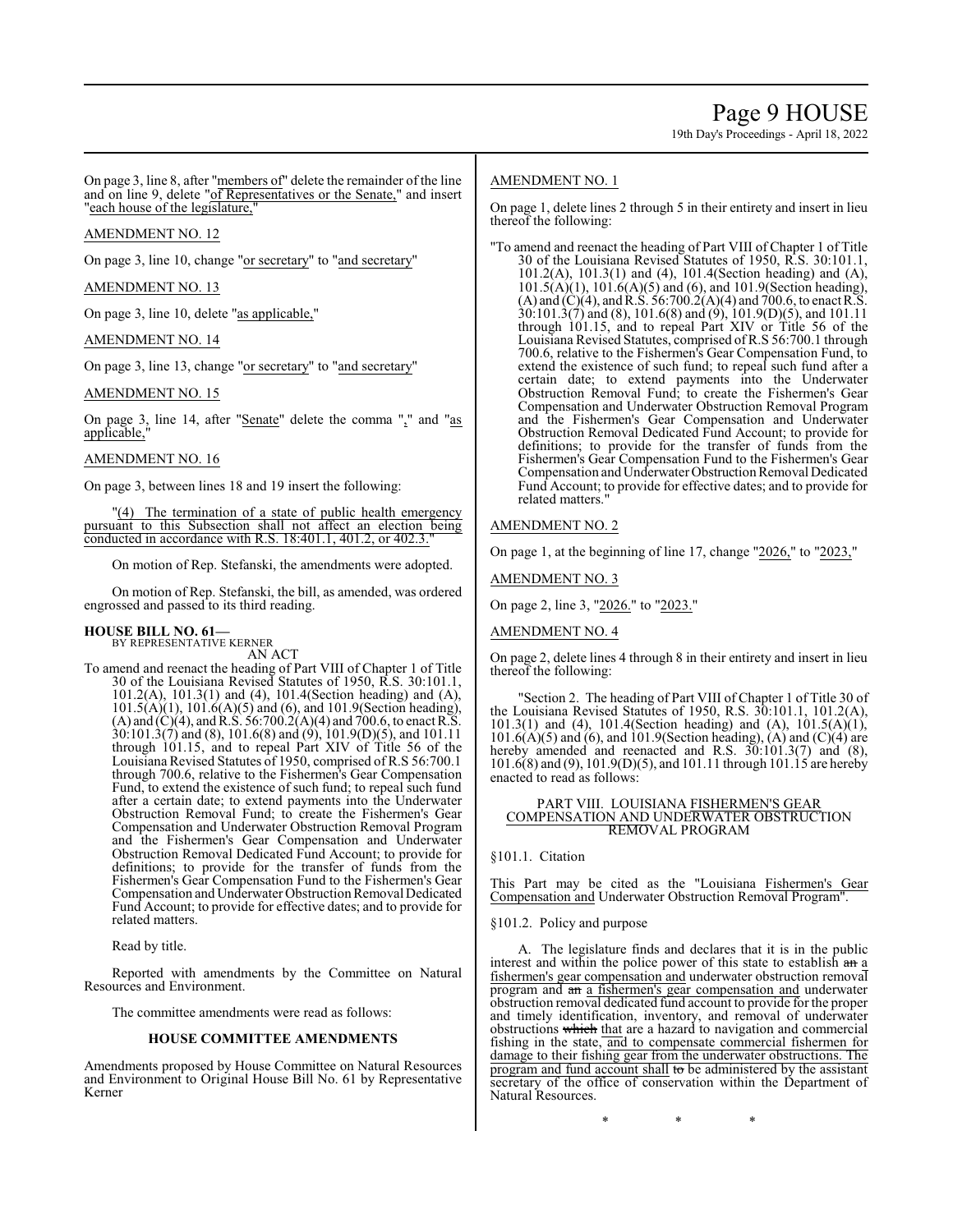On page 3, line 8, after "members of" delete the remainder of the line and on line 9, delete "of Representatives or the Senate," and insert "each house of the legislature,"

AMENDMENT NO. 12

On page 3, line 10, change "or secretary" to "and secretary"

AMENDMENT NO. 13

On page 3, line 10, delete "as applicable,"

AMENDMENT NO. 14

On page 3, line 13, change "or secretary" to "and secretary"

AMENDMENT NO. 15

On page 3, line 14, after "Senate" delete the comma "," and "as applicable,"

AMENDMENT NO. 16

On page 3, between lines 18 and 19 insert the following:

"(4) The termination of a state of public health emergency pursuant to this Subsection shall not affect an election being conducted in accordance with R.S. 18:401.1, 401.2, or 402.3."

On motion of Rep. Stefanski, the amendments were adopted.

On motion of Rep. Stefanski, the bill, as amended, was ordered engrossed and passed to its third reading.

**HOUSE BILL NO. 61—**
BY REPRESENTATIVE KERNER
AN ACT

To amend and reenact the heading of Part VIII of Chapter 1 of Title 30 of the Louisiana Revised Statutes of 1950, R.S. 30:101.1, 101.2(A), 101.3(1) and (4), 101.4(Section heading) and (A), 101.5(A)(1), 101.6(A)(5) and (6), and 101.9(Section heading), (A) and (C)(4), and R.S. 56:700.2(A)(4) and 700.6, to enact R.S. 30:101.3(7) and (8), 101.6(8) and (9), 101.9(D)(5), and 101.11 through 101.15, and to repeal Part XIV of Title 56 of the Louisiana Revised Statutes of 1950, comprised of R.S 56:700.1 through 700.6, relative to the Fishermen's Gear Compensation Fund, to extend the existence of such fund; to repeal such fund after a certain date; to extend payments into the Underwater Obstruction Removal Fund; to create the Fishermen's Gear Compensation and Underwater Obstruction Removal Program and the Fishermen's Gear Compensation and Underwater Obstruction Removal Dedicated Fund Account; to provide for definitions; to provide for the transfer of funds from the Fishermen's Gear Compensation Fund to the Fishermen's Gear Compensation and Underwater Obstruction Removal Dedicated Fund Account; to provide for effective dates; and to provide for related matters.

Read by title.

Reported with amendments by the Committee on Natural Resources and Environment.

The committee amendments were read as follows:

### HOUSE COMMITTEE AMENDMENTS

Amendments proposed by House Committee on Natural Resources and Environment to Original House Bill No. 61 by Representative Kerner

AMENDMENT NO. 1

On page 1, delete lines 2 through 5 in their entirety and insert in lieu thereof the following:

"To amend and reenact the heading of Part VIII of Chapter 1 of Title 30 of the Louisiana Revised Statutes of 1950, R.S. 30:101.1, 101.2(A), 101.3(1) and (4), 101.4(Section heading) and (A), 101.5(A)(1), 101.6(A)(5) and (6), and 101.9(Section heading), (A) and (C)(4), and R.S. 56:700.2(A)(4) and 700.6, to enact R.S. 30:101.3(7) and (8), 101.6(8) and (9), 101.9(D)(5), and 101.11 through 101.15, and to repeal Part XIV or Title 56 of the Louisiana Revised Statutes, comprised of R.S 56:700.1 through 700.6, relative to the Fishermen's Gear Compensation Fund, to extend the existence of such fund; to repeal such fund after a certain date; to extend payments into the Underwater Obstruction Removal Fund; to create the Fishermen's Gear Compensation and Underwater Obstruction Removal Program and the Fishermen's Gear Compensation and Underwater Obstruction Removal Dedicated Fund Account; to provide for definitions; to provide for the transfer of funds from the Fishermen's Gear Compensation Fund to the Fishermen's Gear Compensation and Underwater Obstruction Removal Dedicated Fund Account; to provide for effective dates; and to provide for related matters."

AMENDMENT NO. 2

On page 1, at the beginning of line 17, change "2026," to "2023,"

AMENDMENT NO. 3

On page 2, line 3, "2026." to "2023."

AMENDMENT NO. 4

On page 2, delete lines 4 through 8 in their entirety and insert in lieu thereof the following:

"Section 2. The heading of Part VIII of Chapter 1 of Title 30 of the Louisiana Revised Statutes of 1950, R.S. 30:101.1, 101.2(A), 101.3(1) and (4), 101.4(Section heading) and (A), 101.5(A)(1), 101.6(A)(5) and (6), and 101.9(Section heading), (A) and (C)(4) are hereby amended and reenacted and R.S. 30:101.3(7) and (8), 101.6(8) and (9), 101.9(D)(5), and 101.11 through 101.15 are hereby enacted to read as follows:

PART VIII. LOUISIANA FISHERMEN'S GEAR COMPENSATION AND UNDERWATER OBSTRUCTION REMOVAL PROGRAM

§101.1. Citation

This Part may be cited as the "Louisiana Fishermen's Gear Compensation and Underwater Obstruction Removal Program".

§101.2. Policy and purpose

A. The legislature finds and declares that it is in the public interest and within the police power of this state to establish ~~an~~ a fishermen's gear compensation and underwater obstruction removal program and ~~an~~ a fishermen's gear compensation and underwater obstruction removal dedicated fund account to provide for the proper and timely identification, inventory, and removal of underwater obstructions ~~which~~ that are a hazard to navigation and commercial fishing in the state, and to compensate commercial fishermen for damage to their fishing gear from the underwater obstructions. The program and fund account shall ~~to~~ be administered by the assistant secretary of the office of conservation within the Department of Natural Resources.

\* \* \*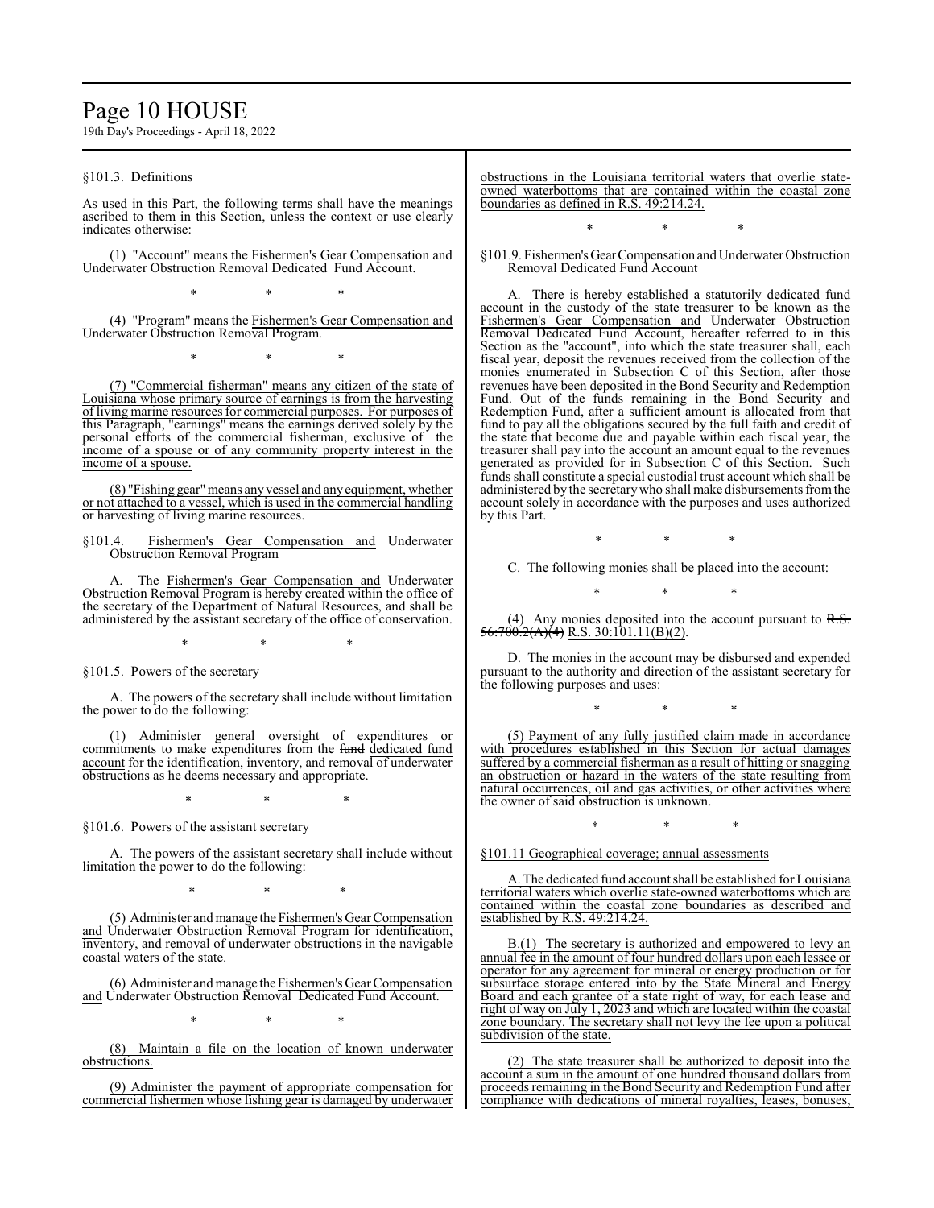§101.3. Definitions

As used in this Part, the following terms shall have the meanings ascribed to them in this Section, unless the context or use clearly indicates otherwise:

(1) "Account" means the Fishermen's Gear Compensation and Underwater Obstruction Removal Dedicated Fund Account.

\* \* \*

(4) "Program" means the Fishermen's Gear Compensation and Underwater Obstruction Removal Program.

\* \* \*

(7) "Commercial fisherman" means any citizen of the state of Louisiana whose primary source of earnings is from the harvesting of living marine resources for commercial purposes. For purposes of this Paragraph, "earnings" means the earnings derived solely by the personal efforts of the commercial fisherman, exclusive of the income of a spouse or of any community property interest in the income of a spouse.

(8) "Fishing gear" means any vessel and any equipment, whether or not attached to a vessel, which is used in the commercial handling or harvesting of living marine resources.

§101.4. Fishermen's Gear Compensation and Underwater Obstruction Removal Program

A. The Fishermen's Gear Compensation and Underwater Obstruction Removal Program is hereby created within the office of the secretary of the Department of Natural Resources, and shall be administered by the assistant secretary of the office of conservation.

\* \* \*

§101.5. Powers of the secretary

A. The powers of the secretary shall include without limitation the power to do the following:

(1) Administer general oversight of expenditures or commitments to make expenditures from the ~~fund~~ dedicated fund account for the identification, inventory, and removal of underwater obstructions as he deems necessary and appropriate.

\* \* \*

§101.6. Powers of the assistant secretary

A. The powers of the assistant secretary shall include without limitation the power to do the following:

\* \* \*

(5) Administer and manage the Fishermen's Gear Compensation and Underwater Obstruction Removal Program for identification, inventory, and removal of underwater obstructions in the navigable coastal waters of the state.

(6) Administer and manage the Fishermen's Gear Compensation and Underwater Obstruction Removal Dedicated Fund Account.

\* \* \*

(8) Maintain a file on the location of known underwater obstructions.

(9) Administer the payment of appropriate compensation for commercial fishermen whose fishing gear is damaged by underwater obstructions in the Louisiana territorial waters that overlie state-owned waterbottoms that are contained within the coastal zone boundaries as defined in R.S. 49:214.24.

\* \* \*

§101.9. Fishermen's Gear Compensation and Underwater Obstruction Removal Dedicated Fund Account

A. There is hereby established a statutorily dedicated fund account in the custody of the state treasurer to be known as the Fishermen's Gear Compensation and Underwater Obstruction Removal Dedicated Fund Account, hereafter referred to in this Section as the "account", into which the state treasurer shall, each fiscal year, deposit the revenues received from the collection of the monies enumerated in Subsection C of this Section, after those revenues have been deposited in the Bond Security and Redemption Fund. Out of the funds remaining in the Bond Security and Redemption Fund, after a sufficient amount is allocated from that fund to pay all the obligations secured by the full faith and credit of the state that become due and payable within each fiscal year, the treasurer shall pay into the account an amount equal to the revenues generated as provided for in Subsection C of this Section. Such funds shall constitute a special custodial trust account which shall be administered by the secretary who shall make disbursements from the account solely in accordance with the purposes and uses authorized by this Part.

\* \* \*

C. The following monies shall be placed into the account:

\* \* \*

(4) Any monies deposited into the account pursuant to ~~R.S. 56:700.2(A)(4)~~ R.S. 30:101.11(B)(2).

D. The monies in the account may be disbursed and expended pursuant to the authority and direction of the assistant secretary for the following purposes and uses:

\* \* \*

(5) Payment of any fully justified claim made in accordance with procedures established in this Section for actual damages suffered by a commercial fisherman as a result of hitting or snagging an obstruction or hazard in the waters of the state resulting from natural occurrences, oil and gas activities, or other activities where the owner of said obstruction is unknown.

\* \* \*

§101.11 Geographical coverage; annual assessments

A. The dedicated fund account shall be established for Louisiana territorial waters which overlie state-owned waterbottoms which are contained within the coastal zone boundaries as described and established by R.S. 49:214.24.

B.(1) The secretary is authorized and empowered to levy an annual fee in the amount of four hundred dollars upon each lessee or operator for any agreement for mineral or energy production or for subsurface storage entered into by the State Mineral and Energy Board and each grantee of a state right of way, for each lease and right of way on July 1, 2023 and which are located within the coastal zone boundary. The secretary shall not levy the fee upon a political subdivision of the state.

(2) The state treasurer shall be authorized to deposit into the account a sum in the amount of one hundred thousand dollars from proceeds remaining in the Bond Security and Redemption Fund after compliance with dedications of mineral royalties, leases, bonuses,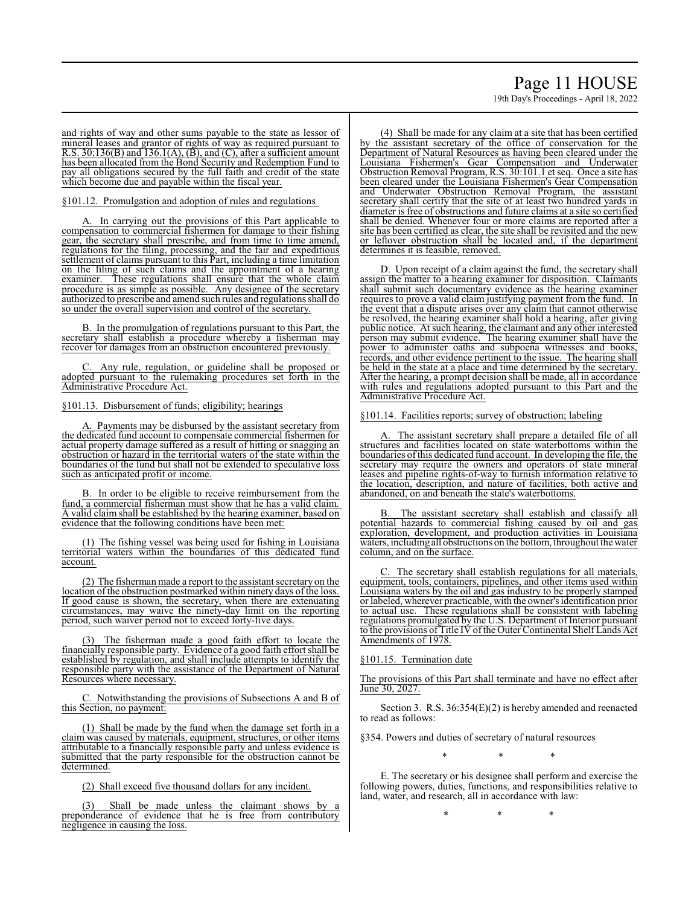and rights of way and other sums payable to the state as lessor of mineral leases and grantor of rights of way as required pursuant to R.S. 30:136(B) and 136.1(A), (B), and (C), after a sufficient amount has been allocated from the Bond Security and Redemption Fund to pay all obligations secured by the full faith and credit of the state which become due and payable within the fiscal year.

§101.12. Promulgation and adoption of rules and regulations

A. In carrying out the provisions of this Part applicable to compensation to commercial fishermen for damage to their fishing gear, the secretary shall prescribe, and from time to time amend, regulations for the filing, processing, and the fair and expeditious settlement of claims pursuant to this Part, including a time limitation on the filing of such claims and the appointment of a hearing examiner. These regulations shall ensure that the whole claim procedure is as simple as possible. Any designee of the secretary authorized to prescribe and amend such rules and regulations shall do so under the overall supervision and control of the secretary.

B. In the promulgation of regulations pursuant to this Part, the secretary shall establish a procedure whereby a fisherman may recover for damages from an obstruction encountered previously.

C. Any rule, regulation, or guideline shall be proposed or adopted pursuant to the rulemaking procedures set forth in the Administrative Procedure Act.

§101.13. Disbursement of funds; eligibility; hearings

A. Payments may be disbursed by the assistant secretary from the dedicated fund account to compensate commercial fishermen for actual property damage suffered as a result of hitting or snagging an obstruction or hazard in the territorial waters of the state within the boundaries of the fund but shall not be extended to speculative loss such as anticipated profit or income.

B. In order to be eligible to receive reimbursement from the fund, a commercial fisherman must show that he has a valid claim. A valid claim shall be established by the hearing examiner, based on evidence that the following conditions have been met:

(1) The fishing vessel was being used for fishing in Louisiana territorial waters within the boundaries of this dedicated fund account.

(2) The fisherman made a report to the assistant secretary on the location of the obstruction postmarked within ninety days of the loss. If good cause is shown, the secretary, when there are extenuating circumstances, may waive the ninety-day limit on the reporting period, such waiver period not to exceed forty-five days.

(3) The fisherman made a good faith effort to locate the financially responsible party. Evidence of a good faith effort shall be established by regulation, and shall include attempts to identify the responsible party with the assistance of the Department of Natural Resources where necessary.

C. Notwithstanding the provisions of Subsections A and B of this Section, no payment:

(1) Shall be made by the fund when the damage set forth in a claim was caused by materials, equipment, structures, or other items attributable to a financially responsible party and unless evidence is submitted that the party responsible for the obstruction cannot be determined.

(2) Shall exceed five thousand dollars for any incident.

(3) Shall be made unless the claimant shows by a preponderance of evidence that he is free from contributory negligence in causing the loss.

(4) Shall be made for any claim at a site that has been certified by the assistant secretary of the office of conservation for the Department of Natural Resources as having been cleared under the Louisiana Fishermen's Gear Compensation and Underwater Obstruction Removal Program, R.S. 30:101.1 et seq. Once a site has been cleared under the Louisiana Fishermen's Gear Compensation and Underwater Obstruction Removal Program, the assistant secretary shall certify that the site of at least two hundred yards in diameter is free of obstructions and future claims at a site so certified shall be denied. Whenever four or more claims are reported after a site has been certified as clear, the site shall be revisited and the new or leftover obstruction shall be located and, if the department determines it is feasible, removed.

D. Upon receipt of a claim against the fund, the secretary shall assign the matter to a hearing examiner for disposition. Claimants shall submit such documentary evidence as the hearing examiner requires to prove a valid claim justifying payment from the fund. In the event that a dispute arises over any claim that cannot otherwise be resolved, the hearing examiner shall hold a hearing, after giving public notice. At such hearing, the claimant and any other interested person may submit evidence. The hearing examiner shall have the power to administer oaths and subpoena witnesses and books, records, and other evidence pertinent to the issue. The hearing shall be held in the state at a place and time determined by the secretary. After the hearing, a prompt decision shall be made, all in accordance with rules and regulations adopted pursuant to this Part and the Administrative Procedure Act.

§101.14. Facilities reports; survey of obstruction; labeling

A. The assistant secretary shall prepare a detailed file of all structures and facilities located on state waterbottoms within the boundaries of this dedicated fund account. In developing the file, the secretary may require the owners and operators of state mineral leases and pipeline rights-of-way to furnish information relative to the location, description, and nature of facilities, both active and abandoned, on and beneath the state's waterbottoms.

B. The assistant secretary shall establish and classify all potential hazards to commercial fishing caused by oil and gas exploration, development, and production activities in Louisiana waters, including all obstructions on the bottom, throughout the water column, and on the surface.

C. The secretary shall establish regulations for all materials, equipment, tools, containers, pipelines, and other items used within Louisiana waters by the oil and gas industry to be properly stamped or labeled, wherever practicable, with the owner's identification prior to actual use. These regulations shall be consistent with labeling regulations promulgated by the U.S. Department of Interior pursuant to the provisions of Title IV of the Outer Continental Shelf Lands Act Amendments of 1978.

§101.15. Termination date

The provisions of this Part shall terminate and have no effect after June 30, 2027.

Section 3. R.S. 36:354(E)(2) is hereby amended and reenacted to read as follows:

§354. Powers and duties of secretary of natural resources

\* \* \*

E. The secretary or his designee shall perform and exercise the following powers, duties, functions, and responsibilities relative to land, water, and research, all in accordance with law:

\* \* \*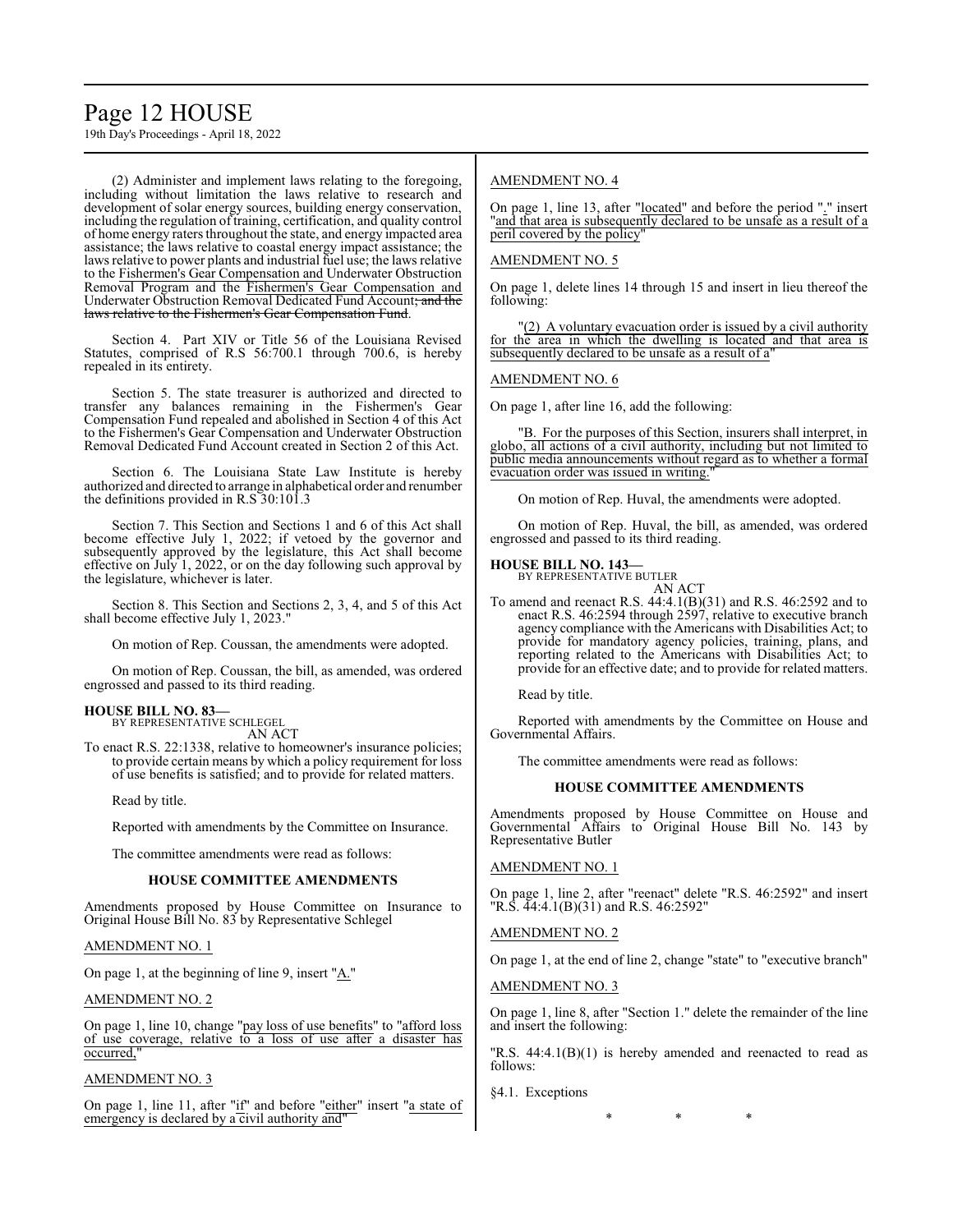(2) Administer and implement laws relating to the foregoing, including without limitation the laws relative to research and development of solar energy sources, building energy conservation, including the regulation of training, certification, and quality control of home energy raters throughout the state, and energy impacted area assistance; the laws relative to coastal energy impact assistance; the laws relative to power plants and industrial fuel use; the laws relative to the Fishermen's Gear Compensation and Underwater Obstruction Removal Program and the Fishermen's Gear Compensation and Underwater Obstruction Removal Dedicated Fund Account; and the laws relative to the Fishermen's Gear Compensation Fund.

Section 4. Part XIV or Title 56 of the Louisiana Revised Statutes, comprised of R.S 56:700.1 through 700.6, is hereby repealed in its entirety.

Section 5. The state treasurer is authorized and directed to transfer any balances remaining in the Fishermen's Gear Compensation Fund repealed and abolished in Section 4 of this Act to the Fishermen's Gear Compensation and Underwater Obstruction Removal Dedicated Fund Account created in Section 2 of this Act.

Section 6. The Louisiana State Law Institute is hereby authorized and directed to arrange in alphabetical order and renumber the definitions provided in R.S 30:101.3

Section 7. This Section and Sections 1 and 6 of this Act shall become effective July 1, 2022; if vetoed by the governor and subsequently approved by the legislature, this Act shall become effective on July 1, 2022, or on the day following such approval by the legislature, whichever is later.

Section 8. This Section and Sections 2, 3, 4, and 5 of this Act shall become effective July 1, 2023."

On motion of Rep. Coussan, the amendments were adopted.

On motion of Rep. Coussan, the bill, as amended, was ordered engrossed and passed to its third reading.

**HOUSE BILL NO. 83—**
BY REPRESENTATIVE SCHLEGEL
AN ACT

To enact R.S. 22:1338, relative to homeowner's insurance policies; to provide certain means by which a policy requirement for loss of use benefits is satisfied; and to provide for related matters.

Read by title.

Reported with amendments by the Committee on Insurance.

The committee amendments were read as follows:

**HOUSE COMMITTEE AMENDMENTS**

Amendments proposed by House Committee on Insurance to Original House Bill No. 83 by Representative Schlegel

AMENDMENT NO. 1

On page 1, at the beginning of line 9, insert "A."

AMENDMENT NO. 2

On page 1, line 10, change "pay loss of use benefits" to "afford loss of use coverage, relative to a loss of use after a disaster has occurred,"

AMENDMENT NO. 3

On page 1, line 11, after "if" and before "either" insert "a state of emergency is declared by a civil authority and"

AMENDMENT NO. 4

On page 1, line 13, after "located" and before the period "." insert "and that area is subsequently declared to be unsafe as a result of a peril covered by the policy"

AMENDMENT NO. 5

On page 1, delete lines 14 through 15 and insert in lieu thereof the following:

"(2) A voluntary evacuation order is issued by a civil authority for the area in which the dwelling is located and that area is subsequently declared to be unsafe as a result of a"

AMENDMENT NO. 6

On page 1, after line 16, add the following:

"B. For the purposes of this Section, insurers shall interpret, in globo, all actions of a civil authority, including but not limited to public media announcements without regard as to whether a formal evacuation order was issued in writing."

On motion of Rep. Huval, the amendments were adopted.

On motion of Rep. Huval, the bill, as amended, was ordered engrossed and passed to its third reading.

**HOUSE BILL NO. 143—**
BY REPRESENTATIVE BUTLER
AN ACT

To amend and reenact R.S. 44:4.1(B)(31) and R.S. 46:2592 and to enact R.S. 46:2594 through 2597, relative to executive branch agency compliance with the Americans with Disabilities Act; to provide for mandatory agency policies, training, plans, and reporting related to the Americans with Disabilities Act; to provide for an effective date; and to provide for related matters.

Read by title.

Reported with amendments by the Committee on House and Governmental Affairs.

The committee amendments were read as follows:

**HOUSE COMMITTEE AMENDMENTS**

Amendments proposed by House Committee on House and Governmental Affairs to Original House Bill No. 143 by Representative Butler

AMENDMENT NO. 1

On page 1, line 2, after "reenact" delete "R.S. 46:2592" and insert "R.S. 44:4.1(B)(31) and R.S. 46:2592"

AMENDMENT NO. 2

On page 1, at the end of line 2, change "state" to "executive branch"

AMENDMENT NO. 3

On page 1, line 8, after "Section 1." delete the remainder of the line and insert the following:

"R.S. 44:4.1(B)(1) is hereby amended and reenacted to read as follows:

§4.1. Exceptions

\* \* \*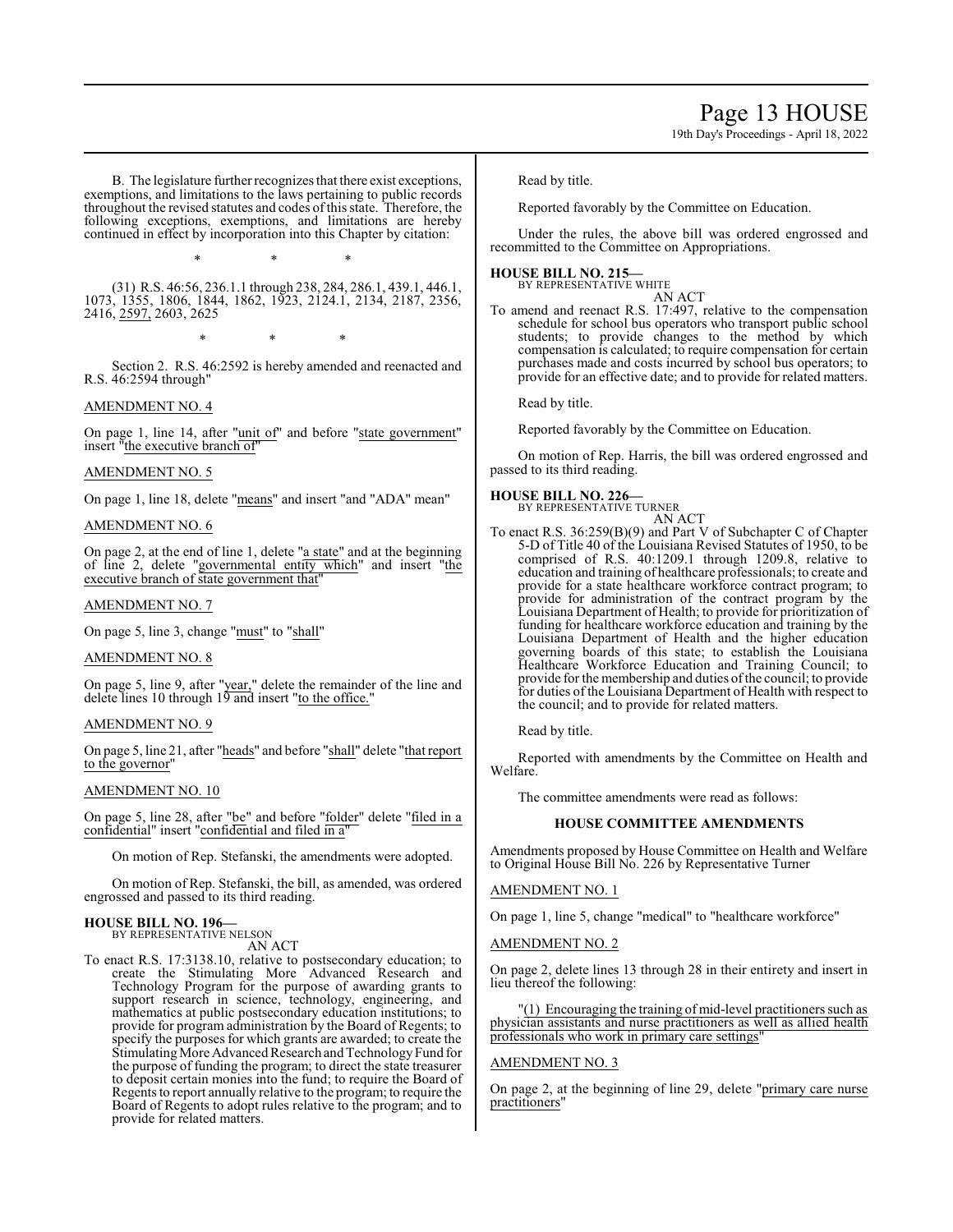B. The legislature further recognizes that there exist exceptions, exemptions, and limitations to the laws pertaining to public records throughout the revised statutes and codes of this state. Therefore, the following exceptions, exemptions, and limitations are hereby continued in effect by incorporation into this Chapter by citation:

\* \* \*

(31) R.S. 46:56, 236.1.1 through 238, 284, 286.1, 439.1, 446.1, 1073, 1355, 1806, 1844, 1862, 1923, 2124.1, 2134, 2187, 2356, 2416, 2597, 2603, 2625

\* \* \*

Section 2. R.S. 46:2592 is hereby amended and reenacted and R.S. 46:2594 through"

AMENDMENT NO. 4

On page 1, line 14, after "unit of" and before "state government" insert "the executive branch of"

AMENDMENT NO. 5

On page 1, line 18, delete "means" and insert "and "ADA" mean"

AMENDMENT NO. 6

On page 2, at the end of line 1, delete "a state" and at the beginning of line 2, delete "governmental entity which" and insert "the executive branch of state government that"

AMENDMENT NO. 7

On page 5, line 3, change "must" to "shall"

AMENDMENT NO. 8

On page 5, line 9, after "year," delete the remainder of the line and delete lines 10 through 19 and insert "to the office."

AMENDMENT NO. 9

On page 5, line 21, after "heads" and before "shall" delete "that report to the governor"

AMENDMENT NO. 10

On page 5, line 28, after "be" and before "folder" delete "filed in a confidential" insert "confidential and filed in a"

On motion of Rep. Stefanski, the amendments were adopted.

On motion of Rep. Stefanski, the bill, as amended, was ordered engrossed and passed to its third reading.

**HOUSE BILL NO. 196—**
BY REPRESENTATIVE NELSON
AN ACT

To enact R.S. 17:3138.10, relative to postsecondary education; to create the Stimulating More Advanced Research and Technology Program for the purpose of awarding grants to support research in science, technology, engineering, and mathematics at public postsecondary education institutions; to provide for program administration by the Board of Regents; to specify the purposes for which grants are awarded; to create the Stimulating More Advanced Research and Technology Fund for the purpose of funding the program; to direct the state treasurer to deposit certain monies into the fund; to require the Board of Regents to report annually relative to the program; to require the Board of Regents to adopt rules relative to the program; and to provide for related matters.

Read by title.

Reported favorably by the Committee on Education.

Under the rules, the above bill was ordered engrossed and recommitted to the Committee on Appropriations.

**HOUSE BILL NO. 215—**
BY REPRESENTATIVE WHITE
AN ACT

To amend and reenact R.S. 17:497, relative to the compensation schedule for school bus operators who transport public school students; to provide changes to the method by which compensation is calculated; to require compensation for certain purchases made and costs incurred by school bus operators; to provide for an effective date; and to provide for related matters.

Read by title.

Reported favorably by the Committee on Education.

On motion of Rep. Harris, the bill was ordered engrossed and passed to its third reading.

**HOUSE BILL NO. 226—**
BY REPRESENTATIVE TURNER
AN ACT

To enact R.S. 36:259(B)(9) and Part V of Subchapter C of Chapter 5-D of Title 40 of the Louisiana Revised Statutes of 1950, to be comprised of R.S. 40:1209.1 through 1209.8, relative to education and training of healthcare professionals; to create and provide for a state healthcare workforce contract program; to provide for administration of the contract program by the Louisiana Department of Health; to provide for prioritization of funding for healthcare workforce education and training by the Louisiana Department of Health and the higher education governing boards of this state; to establish the Louisiana Healthcare Workforce Education and Training Council; to provide for the membership and duties of the council; to provide for duties of the Louisiana Department of Health with respect to the council; and to provide for related matters.

Read by title.

Reported with amendments by the Committee on Health and Welfare.

The committee amendments were read as follows:

**HOUSE COMMITTEE AMENDMENTS**

Amendments proposed by House Committee on Health and Welfare to Original House Bill No. 226 by Representative Turner

AMENDMENT NO. 1

On page 1, line 5, change "medical" to "healthcare workforce"

AMENDMENT NO. 2

On page 2, delete lines 13 through 28 in their entirety and insert in lieu thereof the following:

"(1) Encouraging the training of mid-level practitioners such as physician assistants and nurse practitioners as well as allied health professionals who work in primary care settings"

AMENDMENT NO. 3

On page 2, at the beginning of line 29, delete "primary care nurse practitioners"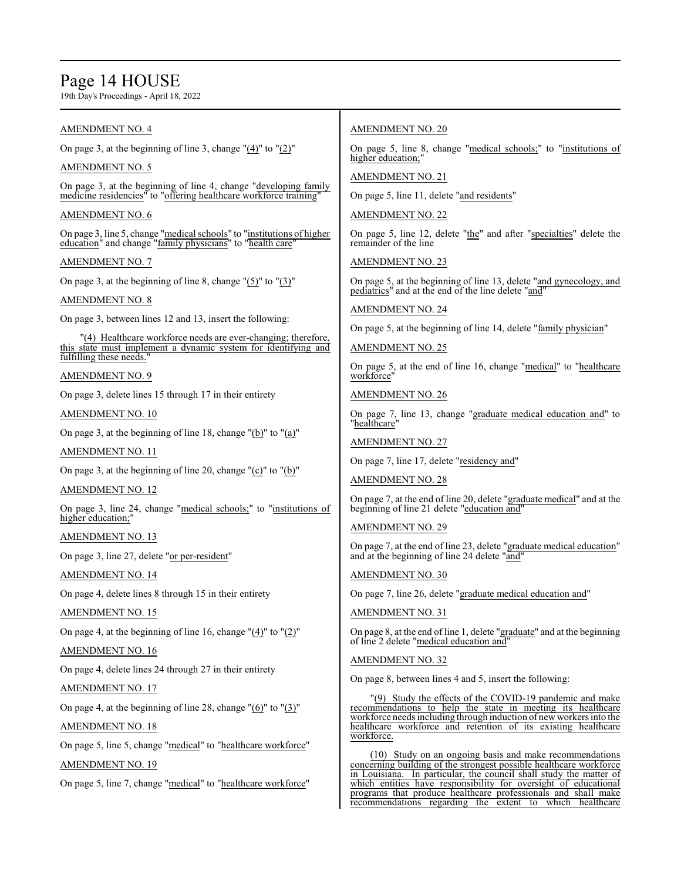AMENDMENT NO. 4

On page 3, at the beginning of line 3, change "(4)" to "(2)"

AMENDMENT NO. 5

On page 3, at the beginning of line 4, change "developing family medicine residencies" to "offering healthcare workforce training"

AMENDMENT NO. 6

On page 3, line 5, change "medical schools" to "institutions of higher education" and change "family physicians" to "health care"

AMENDMENT NO. 7

On page 3, at the beginning of line 8, change "(5)" to "(3)"

AMENDMENT NO. 8

On page 3, between lines 12 and 13, insert the following:

"(4) Healthcare workforce needs are ever-changing; therefore, this state must implement a dynamic system for identifying and fulfilling these needs."

AMENDMENT NO. 9

On page 3, delete lines 15 through 17 in their entirety

AMENDMENT NO. 10

On page 3, at the beginning of line 18, change "(b)" to "(a)"

AMENDMENT NO. 11

On page 3, at the beginning of line 20, change "(c)" to "(b)"

AMENDMENT NO. 12

On page 3, line 24, change "medical schools;" to "institutions of higher education;"

AMENDMENT NO. 13

On page 3, line 27, delete "or per-resident"

AMENDMENT NO. 14

On page 4, delete lines 8 through 15 in their entirety

AMENDMENT NO. 15

On page 4, at the beginning of line 16, change "(4)" to "(2)"

AMENDMENT NO. 16

On page 4, delete lines 24 through 27 in their entirety

AMENDMENT NO. 17

On page 4, at the beginning of line 28, change "(6)" to "(3)"

AMENDMENT NO. 18

On page 5, line 5, change "medical" to "healthcare workforce"

AMENDMENT NO. 19

On page 5, line 7, change "medical" to "healthcare workforce"

AMENDMENT NO. 20

On page 5, line 8, change "medical schools;" to "institutions of higher education;"

AMENDMENT NO. 21

On page 5, line 11, delete "and residents"

AMENDMENT NO. 22

On page 5, line 12, delete "the" and after "specialties" delete the remainder of the line

AMENDMENT NO. 23

On page 5, at the beginning of line 13, delete "and gynecology, and pediatrics" and at the end of the line delete "and"

AMENDMENT NO. 24

On page 5, at the beginning of line 14, delete "family physician"

AMENDMENT NO. 25

On page 5, at the end of line 16, change "medical" to "healthcare workforce"

AMENDMENT NO. 26

On page 7, line 13, change "graduate medical education and" to "healthcare"

AMENDMENT NO. 27

On page 7, line 17, delete "residency and"

AMENDMENT NO. 28

On page 7, at the end of line 20, delete "graduate medical" and at the beginning of line 21 delete "education and"

AMENDMENT NO. 29

On page 7, at the end of line 23, delete "graduate medical education" and at the beginning of line 24 delete "and"

AMENDMENT NO. 30

On page 7, line 26, delete "graduate medical education and"

AMENDMENT NO. 31

On page 8, at the end of line 1, delete "graduate" and at the beginning of line 2 delete "medical education and"

AMENDMENT NO. 32

On page 8, between lines 4 and 5, insert the following:

"(9) Study the effects of the COVID-19 pandemic and make recommendations to help the state in meeting its healthcare workforce needs including through induction of new workers into the healthcare workforce and retention of its existing healthcare workforce.

(10) Study on an ongoing basis and make recommendations concerning building of the strongest possible healthcare workforce in Louisiana. In particular, the council shall study the matter of which entities have responsibility for oversight of educational programs that produce healthcare professionals and shall make recommendations regarding the extent to which healthcare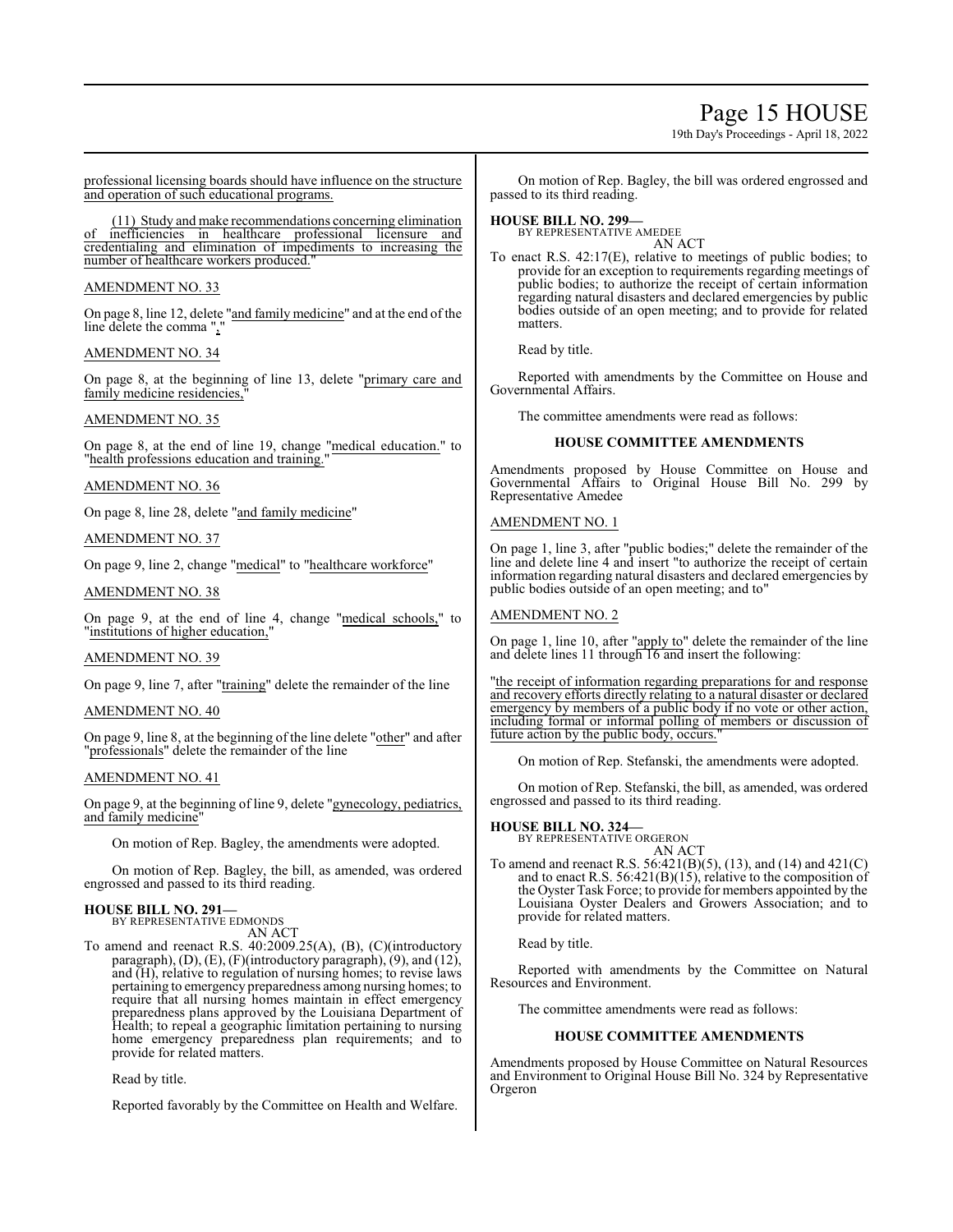professional licensing boards should have influence on the structure and operation of such educational programs.

(11) Study and make recommendations concerning elimination of inefficiencies in healthcare professional licensure and credentialing and elimination of impediments to increasing the number of healthcare workers produced."

AMENDMENT NO. 33

On page 8, line 12, delete "and family medicine" and at the end of the line delete the comma ","

AMENDMENT NO. 34

On page 8, at the beginning of line 13, delete "primary care and family medicine residencies,"

AMENDMENT NO. 35

On page 8, at the end of line 19, change "medical education." to "health professions education and training."

AMENDMENT NO. 36

On page 8, line 28, delete "and family medicine"

AMENDMENT NO. 37

On page 9, line 2, change "medical" to "healthcare workforce"

AMENDMENT NO. 38

On page 9, at the end of line 4, change "medical schools," to "institutions of higher education,"

AMENDMENT NO. 39

On page 9, line 7, after "training" delete the remainder of the line

AMENDMENT NO. 40

On page 9, line 8, at the beginning of the line delete "other" and after "professionals" delete the remainder of the line

AMENDMENT NO. 41

On page 9, at the beginning of line 9, delete "gynecology, pediatrics, and family medicine"

On motion of Rep. Bagley, the amendments were adopted.

On motion of Rep. Bagley, the bill, as amended, was ordered engrossed and passed to its third reading.

**HOUSE BILL NO. 291—**
BY REPRESENTATIVE EDMONDS
AN ACT

To amend and reenact R.S. 40:2009.25(A), (B), (C)(introductory paragraph), (D), (E), (F)(introductory paragraph), (9), and (12), and (H), relative to regulation of nursing homes; to revise laws pertaining to emergency preparedness among nursing homes; to require that all nursing homes maintain in effect emergency preparedness plans approved by the Louisiana Department of Health; to repeal a geographic limitation pertaining to nursing home emergency preparedness plan requirements; and to provide for related matters.

Read by title.

Reported favorably by the Committee on Health and Welfare.

On motion of Rep. Bagley, the bill was ordered engrossed and passed to its third reading.

**HOUSE BILL NO. 299—**
BY REPRESENTATIVE AMEDEE
AN ACT

To enact R.S. 42:17(E), relative to meetings of public bodies; to provide for an exception to requirements regarding meetings of public bodies; to authorize the receipt of certain information regarding natural disasters and declared emergencies by public bodies outside of an open meeting; and to provide for related matters.

Read by title.

Reported with amendments by the Committee on House and Governmental Affairs.

The committee amendments were read as follows:

**HOUSE COMMITTEE AMENDMENTS**

Amendments proposed by House Committee on House and Governmental Affairs to Original House Bill No. 299 by Representative Amedee

AMENDMENT NO. 1

On page 1, line 3, after "public bodies;" delete the remainder of the line and delete line 4 and insert "to authorize the receipt of certain information regarding natural disasters and declared emergencies by public bodies outside of an open meeting; and to"

AMENDMENT NO. 2

On page 1, line 10, after "apply to" delete the remainder of the line and delete lines 11 through 16 and insert the following:

"the receipt of information regarding preparations for and response and recovery efforts directly relating to a natural disaster or declared emergency by members of a public body if no vote or other action, including formal or informal polling of members or discussion of future action by the public body, occurs."

On motion of Rep. Stefanski, the amendments were adopted.

On motion of Rep. Stefanski, the bill, as amended, was ordered engrossed and passed to its third reading.

**HOUSE BILL NO. 324—**
BY REPRESENTATIVE ORGERON
AN ACT

To amend and reenact R.S. 56:421(B)(5), (13), and (14) and 421(C) and to enact R.S. 56:421(B)(15), relative to the composition of the Oyster Task Force; to provide for members appointed by the Louisiana Oyster Dealers and Growers Association; and to provide for related matters.

Read by title.

Reported with amendments by the Committee on Natural Resources and Environment.

The committee amendments were read as follows:

**HOUSE COMMITTEE AMENDMENTS**

Amendments proposed by House Committee on Natural Resources and Environment to Original House Bill No. 324 by Representative Orgeron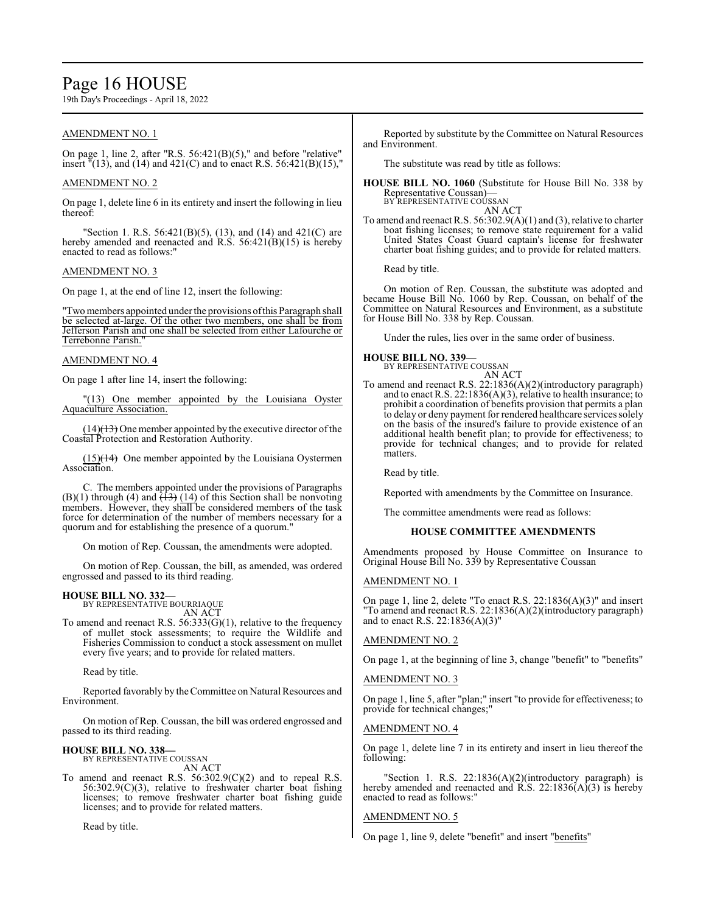AMENDMENT NO. 1

On page 1, line 2, after "R.S. 56:421(B)(5)," and before "relative" insert "(13), and (14) and 421(C) and to enact R.S. 56:421(B)(15),"

AMENDMENT NO. 2

On page 1, delete line 6 in its entirety and insert the following in lieu thereof:

"Section 1. R.S. 56:421(B)(5), (13), and (14) and 421(C) are hereby amended and reenacted and R.S. 56:421(B)(15) is hereby enacted to read as follows:"

AMENDMENT NO. 3

On page 1, at the end of line 12, insert the following:

"Two members appointed under the provisions of this Paragraph shall be selected at-large. Of the other two members, one shall be from Jefferson Parish and one shall be selected from either Lafourche or Terrebonne Parish."

AMENDMENT NO. 4

On page 1 after line 14, insert the following:

"(13) One member appointed by the Louisiana Oyster Aquaculture Association.

(14)~~(13)~~ One member appointed by the executive director of the Coastal Protection and Restoration Authority.

(15)~~(14)~~ One member appointed by the Louisiana Oystermen Association.

C. The members appointed under the provisions of Paragraphs (B)(1) through (4) and ~~(13)~~ (14) of this Section shall be nonvoting members. However, they shall be considered members of the task force for determination of the number of members necessary for a quorum and for establishing the presence of a quorum."

On motion of Rep. Coussan, the amendments were adopted.

On motion of Rep. Coussan, the bill, as amended, was ordered engrossed and passed to its third reading.

**HOUSE BILL NO. 332—**
BY REPRESENTATIVE BOURRIAQUE
AN ACT

To amend and reenact R.S. 56:333(G)(1), relative to the frequency of mullet stock assessments; to require the Wildlife and Fisheries Commission to conduct a stock assessment on mullet every five years; and to provide for related matters.

Read by title.

Reported favorably by the Committee on Natural Resources and Environment.

On motion of Rep. Coussan, the bill was ordered engrossed and passed to its third reading.

**HOUSE BILL NO. 338—**
BY REPRESENTATIVE COUSSAN
AN ACT

To amend and reenact R.S. 56:302.9(C)(2) and to repeal R.S. 56:302.9(C)(3), relative to freshwater charter boat fishing licenses; to remove freshwater charter boat fishing guide licenses; and to provide for related matters.

Read by title.

Reported by substitute by the Committee on Natural Resources and Environment.

The substitute was read by title as follows:

**HOUSE BILL NO. 1060** (Substitute for House Bill No. 338 by Representative Coussan)—
BY REPRESENTATIVE COUSSAN
AN ACT

To amend and reenact R.S. 56:302.9(A)(1) and (3), relative to charter boat fishing licenses; to remove state requirement for a valid United States Coast Guard captain's license for freshwater charter boat fishing guides; and to provide for related matters.

Read by title.

On motion of Rep. Coussan, the substitute was adopted and became House Bill No. 1060 by Rep. Coussan, on behalf of the Committee on Natural Resources and Environment, as a substitute for House Bill No. 338 by Rep. Coussan.

Under the rules, lies over in the same order of business.

**HOUSE BILL NO. 339—**
BY REPRESENTATIVE COUSSAN
AN ACT

To amend and reenact R.S. 22:1836(A)(2)(introductory paragraph) and to enact R.S. 22:1836(A)(3), relative to health insurance; to prohibit a coordination of benefits provision that permits a plan to delay or deny payment for rendered healthcare services solely on the basis of the insured's failure to provide existence of an additional health benefit plan; to provide for effectiveness; to provide for technical changes; and to provide for related matters.

Read by title.

Reported with amendments by the Committee on Insurance.

The committee amendments were read as follows:

### HOUSE COMMITTEE AMENDMENTS

Amendments proposed by House Committee on Insurance to Original House Bill No. 339 by Representative Coussan

AMENDMENT NO. 1

On page 1, line 2, delete "To enact R.S. 22:1836(A)(3)" and insert "To amend and reenact R.S. 22:1836(A)(2)(introductory paragraph) and to enact R.S. 22:1836(A)(3)"

AMENDMENT NO. 2

On page 1, at the beginning of line 3, change "benefit" to "benefits"

AMENDMENT NO. 3

On page 1, line 5, after "plan;" insert "to provide for effectiveness; to provide for technical changes;"

AMENDMENT NO. 4

On page 1, delete line 7 in its entirety and insert in lieu thereof the following:

"Section 1. R.S. 22:1836(A)(2)(introductory paragraph) is hereby amended and reenacted and R.S. 22:1836(A)(3) is hereby enacted to read as follows:"

AMENDMENT NO. 5

On page 1, line 9, delete "benefit" and insert "benefits"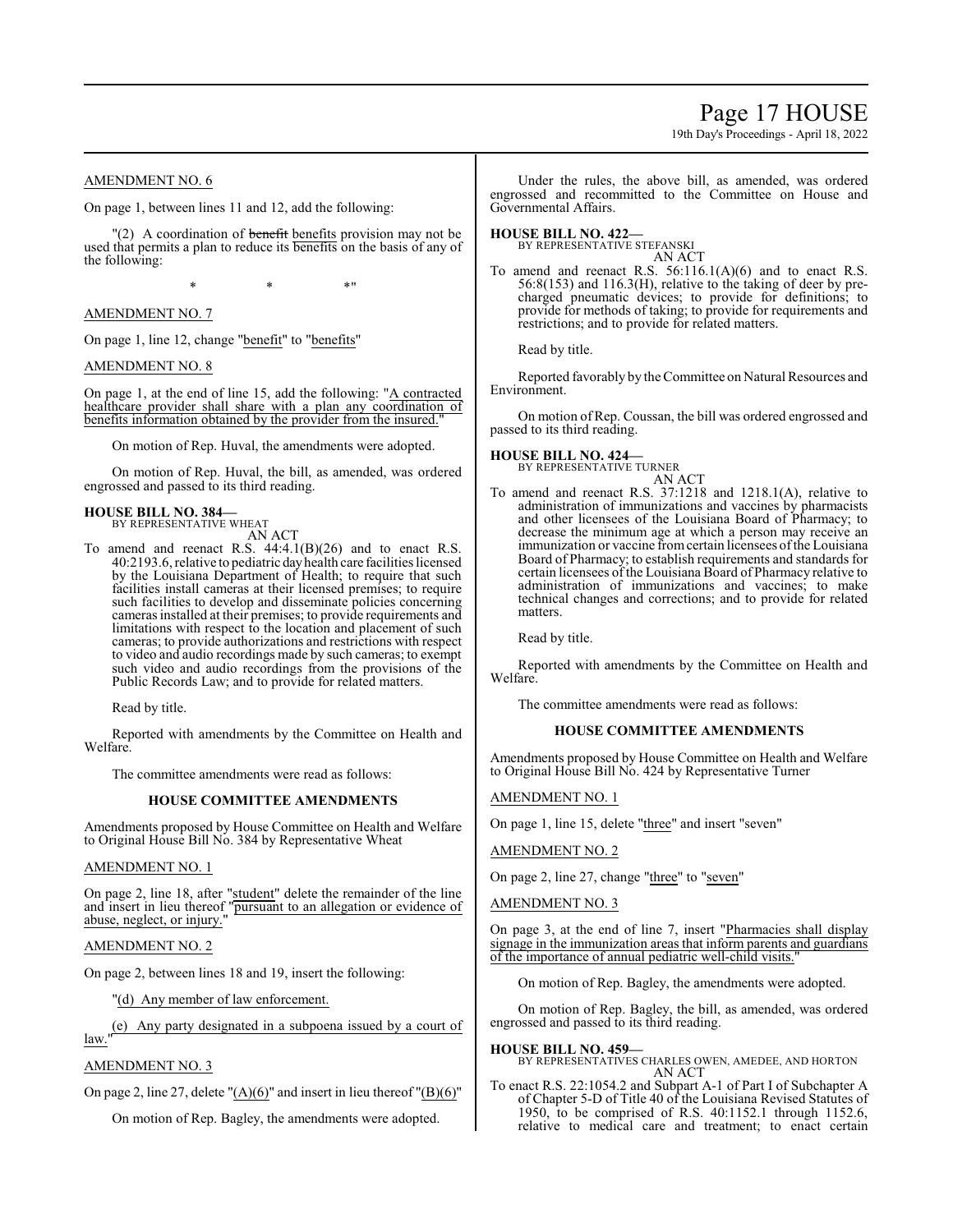AMENDMENT NO. 6

On page 1, between lines 11 and 12, add the following:

"(2) A coordination of ~~benefit~~ benefits provision may not be used that permits a plan to reduce its ~~benefits~~ on the basis of any of the following:

\* \* \*"

AMENDMENT NO. 7

On page 1, line 12, change "benefit" to "benefits"

AMENDMENT NO. 8

On page 1, at the end of line 15, add the following: "A contracted healthcare provider shall share with a plan any coordination of benefits information obtained by the provider from the insured."

On motion of Rep. Huval, the amendments were adopted.

On motion of Rep. Huval, the bill, as amended, was ordered engrossed and passed to its third reading.

**HOUSE BILL NO. 384—**
BY REPRESENTATIVE WHEAT
AN ACT

To amend and reenact R.S. 44:4.1(B)(26) and to enact R.S. 40:2193.6, relative to pediatric day health care facilities licensed by the Louisiana Department of Health; to require that such facilities install cameras at their licensed premises; to require such facilities to develop and disseminate policies concerning cameras installed at their premises; to provide requirements and limitations with respect to the location and placement of such cameras; to provide authorizations and restrictions with respect to video and audio recordings made by such cameras; to exempt such video and audio recordings from the provisions of the Public Records Law; and to provide for related matters.

Read by title.

Reported with amendments by the Committee on Health and Welfare.

The committee amendments were read as follows:

**HOUSE COMMITTEE AMENDMENTS**

Amendments proposed by House Committee on Health and Welfare to Original House Bill No. 384 by Representative Wheat

AMENDMENT NO. 1

On page 2, line 18, after "student" delete the remainder of the line and insert in lieu thereof "pursuant to an allegation or evidence of abuse, neglect, or injury."

AMENDMENT NO. 2

On page 2, between lines 18 and 19, insert the following:

"(d) Any member of law enforcement.

(e) Any party designated in a subpoena issued by a court of law."

AMENDMENT NO. 3

On page 2, line 27, delete "(A)(6)" and insert in lieu thereof "(B)(6)"

On motion of Rep. Bagley, the amendments were adopted.

Under the rules, the above bill, as amended, was ordered engrossed and recommitted to the Committee on House and Governmental Affairs.

**HOUSE BILL NO. 422—**
BY REPRESENTATIVE STEFANSKI
AN ACT

To amend and reenact R.S. 56:116.1(A)(6) and to enact R.S. 56:8(153) and 116.3(H), relative to the taking of deer by pre-charged pneumatic devices; to provide for definitions; to provide for methods of taking; to provide for requirements and restrictions; and to provide for related matters.

Read by title.

Reported favorably by the Committee on Natural Resources and Environment.

On motion of Rep. Coussan, the bill was ordered engrossed and passed to its third reading.

**HOUSE BILL NO. 424—**
BY REPRESENTATIVE TURNER
AN ACT

To amend and reenact R.S. 37:1218 and 1218.1(A), relative to administration of immunizations and vaccines by pharmacists and other licensees of the Louisiana Board of Pharmacy; to decrease the minimum age at which a person may receive an immunization or vaccine from certain licensees of the Louisiana Board of Pharmacy; to establish requirements and standards for certain licensees of the Louisiana Board of Pharmacy relative to administration of immunizations and vaccines; to make technical changes and corrections; and to provide for related matters.

Read by title.

Reported with amendments by the Committee on Health and Welfare.

The committee amendments were read as follows:

**HOUSE COMMITTEE AMENDMENTS**

Amendments proposed by House Committee on Health and Welfare to Original House Bill No. 424 by Representative Turner

AMENDMENT NO. 1

On page 1, line 15, delete "three" and insert "seven"

AMENDMENT NO. 2

On page 2, line 27, change "three" to "seven"

AMENDMENT NO. 3

On page 3, at the end of line 7, insert "Pharmacies shall display signage in the immunization areas that inform parents and guardians of the importance of annual pediatric well-child visits."

On motion of Rep. Bagley, the amendments were adopted.

On motion of Rep. Bagley, the bill, as amended, was ordered engrossed and passed to its third reading.

**HOUSE BILL NO. 459—**
BY REPRESENTATIVES CHARLES OWEN, AMEDEE, AND HORTON
AN ACT

To enact R.S. 22:1054.2 and Subpart A-1 of Part I of Subchapter A of Chapter 5-D of Title 40 of the Louisiana Revised Statutes of 1950, to be comprised of R.S. 40:1152.1 through 1152.6, relative to medical care and treatment; to enact certain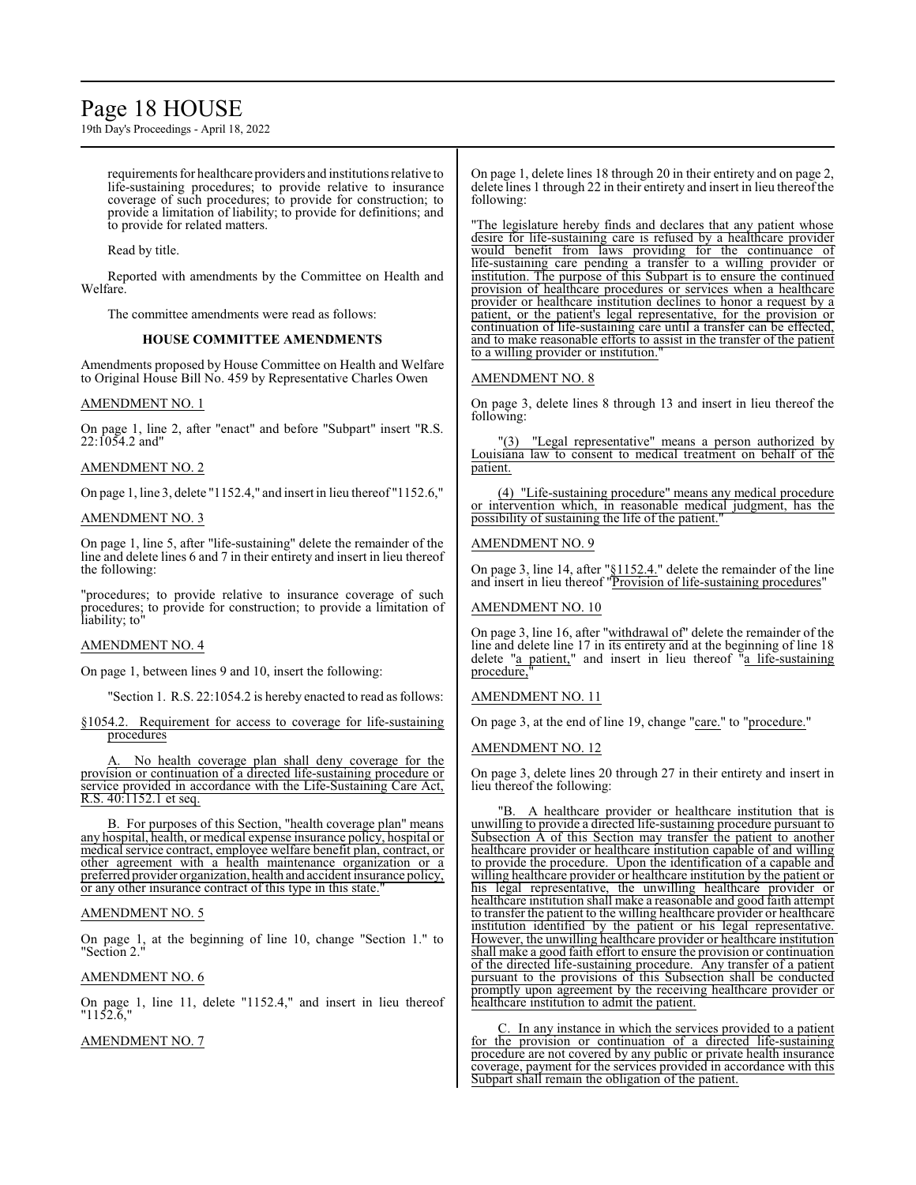requirements for healthcare providers and institutions relative to life-sustaining procedures; to provide relative to insurance coverage of such procedures; to provide for construction; to provide a limitation of liability; to provide for definitions; and to provide for related matters.

Read by title.

Reported with amendments by the Committee on Health and Welfare.

The committee amendments were read as follows:

**HOUSE COMMITTEE AMENDMENTS**

Amendments proposed by House Committee on Health and Welfare to Original House Bill No. 459 by Representative Charles Owen

AMENDMENT NO. 1

On page 1, line 2, after "enact" and before "Subpart" insert "R.S. 22:1054.2 and"

AMENDMENT NO. 2

On page 1, line 3, delete "1152.4," and insert in lieu thereof "1152.6,"

AMENDMENT NO. 3

On page 1, line 5, after "life-sustaining" delete the remainder of the line and delete lines 6 and 7 in their entirety and insert in lieu thereof the following:

"procedures; to provide relative to insurance coverage of such procedures; to provide for construction; to provide a limitation of liability; to"

AMENDMENT NO. 4

On page 1, between lines 9 and 10, insert the following:

"Section 1. R.S. 22:1054.2 is hereby enacted to read as follows:

§1054.2. Requirement for access to coverage for life-sustaining procedures

A. No health coverage plan shall deny coverage for the provision or continuation of a directed life-sustaining procedure or service provided in accordance with the Life-Sustaining Care Act, R.S. 40:1152.1 et seq.

B. For purposes of this Section, "health coverage plan" means any hospital, health, or medical expense insurance policy, hospital or medical service contract, employee welfare benefit plan, contract, or other agreement with a health maintenance organization or a preferred provider organization, health and accident insurance policy, or any other insurance contract of this type in this state."

AMENDMENT NO. 5

On page 1, at the beginning of line 10, change "Section 1." to "Section 2."

AMENDMENT NO. 6

On page 1, line 11, delete "1152.4," and insert in lieu thereof "1152.6,"

AMENDMENT NO. 7

On page 1, delete lines 18 through 20 in their entirety and on page 2, delete lines 1 through 22 in their entirety and insert in lieu thereof the following:

"The legislature hereby finds and declares that any patient whose desire for life-sustaining care is refused by a healthcare provider would benefit from laws providing for the continuance of life-sustaining care pending a transfer to a willing provider or institution. The purpose of this Subpart is to ensure the continued provision of healthcare procedures or services when a healthcare provider or healthcare institution declines to honor a request by a patient, or the patient's legal representative, for the provision or continuation of life-sustaining care until a transfer can be effected, and to make reasonable efforts to assist in the transfer of the patient to a willing provider or institution."

AMENDMENT NO. 8

On page 3, delete lines 8 through 13 and insert in lieu thereof the following:

"(3) "Legal representative" means a person authorized by Louisiana law to consent to medical treatment on behalf of the patient.

(4) "Life-sustaining procedure" means any medical procedure or intervention which, in reasonable medical judgment, has the possibility of sustaining the life of the patient."

AMENDMENT NO. 9

On page 3, line 14, after "§1152.4." delete the remainder of the line and insert in lieu thereof "Provision of life-sustaining procedures"

AMENDMENT NO. 10

On page 3, line 16, after "withdrawal of" delete the remainder of the line and delete line 17 in its entirety and at the beginning of line 18 delete "a patient," and insert in lieu thereof "a life-sustaining procedure,"

AMENDMENT NO. 11

On page 3, at the end of line 19, change "care." to "procedure."

AMENDMENT NO. 12

On page 3, delete lines 20 through 27 in their entirety and insert in lieu thereof the following:

"B. A healthcare provider or healthcare institution that is unwilling to provide a directed life-sustaining procedure pursuant to Subsection A of this Section may transfer the patient to another healthcare provider or healthcare institution capable of and willing to provide the procedure. Upon the identification of a capable and willing healthcare provider or healthcare institution by the patient or his legal representative, the unwilling healthcare provider or healthcare institution shall make a reasonable and good faith attempt to transfer the patient to the willing healthcare provider or healthcare institution identified by the patient or his legal representative. However, the unwilling healthcare provider or healthcare institution shall make a good faith effort to ensure the provision or continuation of the directed life-sustaining procedure. Any transfer of a patient pursuant to the provisions of this Subsection shall be conducted promptly upon agreement by the receiving healthcare provider or healthcare institution to admit the patient.

C. In any instance in which the services provided to a patient for the provision or continuation of a directed life-sustaining procedure are not covered by any public or private health insurance coverage, payment for the services provided in accordance with this Subpart shall remain the obligation of the patient.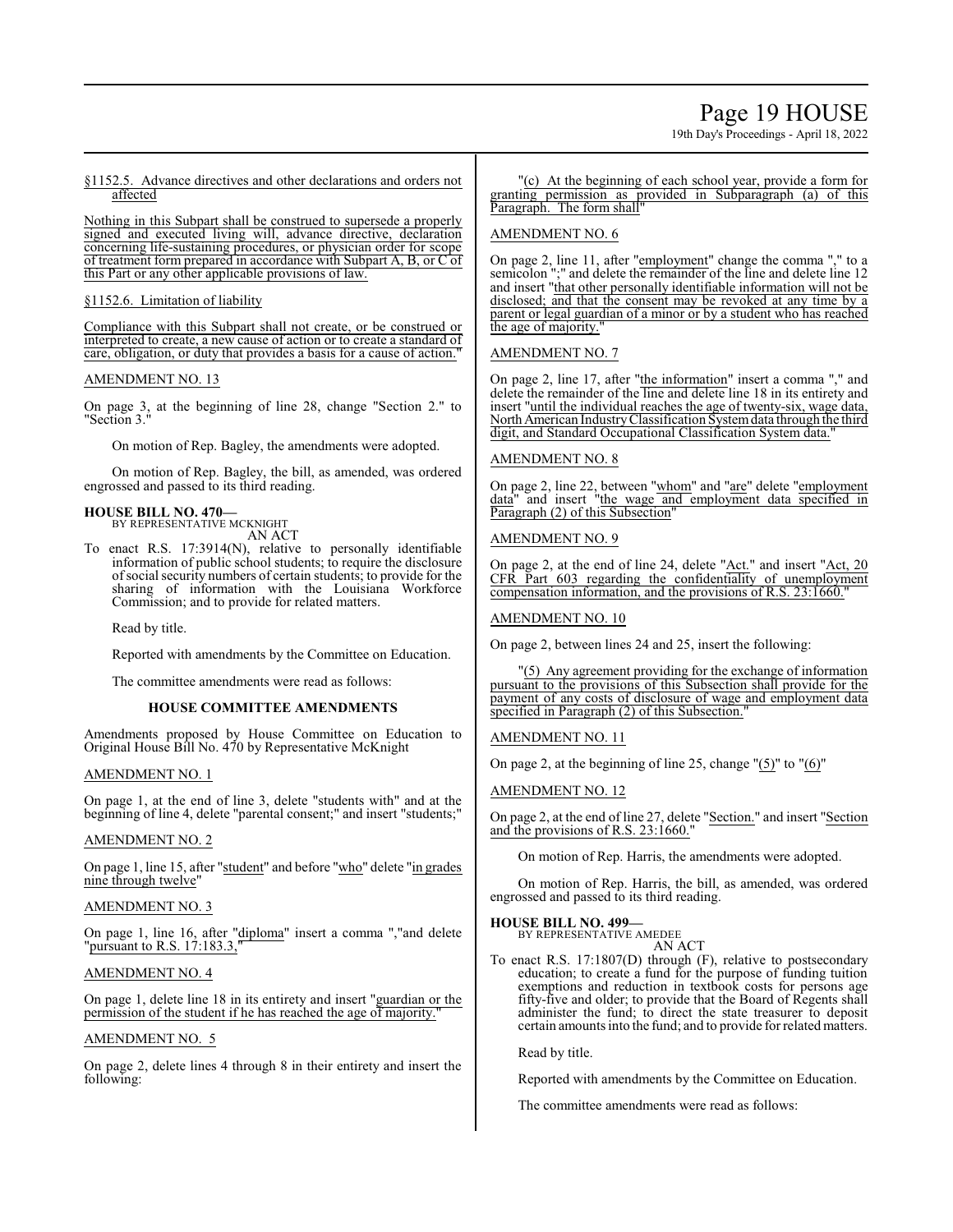§1152.5. Advance directives and other declarations and orders not affected

Nothing in this Subpart shall be construed to supersede a properly signed and executed living will, advance directive, declaration concerning life-sustaining procedures, or physician order for scope of treatment form prepared in accordance with Subpart A, B, or C of this Part or any other applicable provisions of law.

§1152.6. Limitation of liability

Compliance with this Subpart shall not create, or be construed or interpreted to create, a new cause of action or to create a standard of care, obligation, or duty that provides a basis for a cause of action."

AMENDMENT NO. 13

On page 3, at the beginning of line 28, change "Section 2." to "Section 3."

On motion of Rep. Bagley, the amendments were adopted.

On motion of Rep. Bagley, the bill, as amended, was ordered engrossed and passed to its third reading.

**HOUSE BILL NO. 470—**
BY REPRESENTATIVE MCKNIGHT
AN ACT

To enact R.S. 17:3914(N), relative to personally identifiable information of public school students; to require the disclosure of social security numbers of certain students; to provide for the sharing of information with the Louisiana Workforce Commission; and to provide for related matters.

Read by title.

Reported with amendments by the Committee on Education.

The committee amendments were read as follows:

**HOUSE COMMITTEE AMENDMENTS**

Amendments proposed by House Committee on Education to Original House Bill No. 470 by Representative McKnight

AMENDMENT NO. 1

On page 1, at the end of line 3, delete "students with" and at the beginning of line 4, delete "parental consent;" and insert "students;"

AMENDMENT NO. 2

On page 1, line 15, after "student" and before "who" delete "in grades nine through twelve"

AMENDMENT NO. 3

On page 1, line 16, after "diploma" insert a comma ","and delete "pursuant to R.S. 17:183.3,"

AMENDMENT NO. 4

On page 1, delete line 18 in its entirety and insert "guardian or the permission of the student if he has reached the age of majority."

AMENDMENT NO. 5

On page 2, delete lines 4 through 8 in their entirety and insert the following:

"(c) At the beginning of each school year, provide a form for granting permission as provided in Subparagraph (a) of this Paragraph. The form shall"

AMENDMENT NO. 6

On page 2, line 11, after "employment" change the comma "," to a semicolon ";" and delete the remainder of the line and delete line 12 and insert "that other personally identifiable information will not be disclosed; and that the consent may be revoked at any time by a parent or legal guardian of a minor or by a student who has reached the age of majority."

AMENDMENT NO. 7

On page 2, line 17, after "the information" insert a comma "," and delete the remainder of the line and delete line 18 in its entirety and insert "until the individual reaches the age of twenty-six, wage data, North American Industry Classification System data through the third digit, and Standard Occupational Classification System data."

AMENDMENT NO. 8

On page 2, line 22, between "whom" and "are" delete "employment data" and insert "the wage and employment data specified in Paragraph (2) of this Subsection"

AMENDMENT NO. 9

On page 2, at the end of line 24, delete "Act." and insert "Act, 20 CFR Part 603 regarding the confidentiality of unemployment compensation information, and the provisions of R.S. 23:1660."

AMENDMENT NO. 10

On page 2, between lines 24 and 25, insert the following:

"(5) Any agreement providing for the exchange of information pursuant to the provisions of this Subsection shall provide for the payment of any costs of disclosure of wage and employment data specified in Paragraph (2) of this Subsection."

AMENDMENT NO. 11

On page 2, at the beginning of line 25, change "(5)" to "(6)"

AMENDMENT NO. 12

On page 2, at the end of line 27, delete "Section." and insert "Section and the provisions of R.S. 23:1660."

On motion of Rep. Harris, the amendments were adopted.

On motion of Rep. Harris, the bill, as amended, was ordered engrossed and passed to its third reading.

**HOUSE BILL NO. 499—**
BY REPRESENTATIVE AMEDEE
AN ACT

To enact R.S. 17:1807(D) through (F), relative to postsecondary education; to create a fund for the purpose of funding tuition exemptions and reduction in textbook costs for persons age fifty-five and older; to provide that the Board of Regents shall administer the fund; to direct the state treasurer to deposit certain amounts into the fund; and to provide for related matters.

Read by title.

Reported with amendments by the Committee on Education.

The committee amendments were read as follows: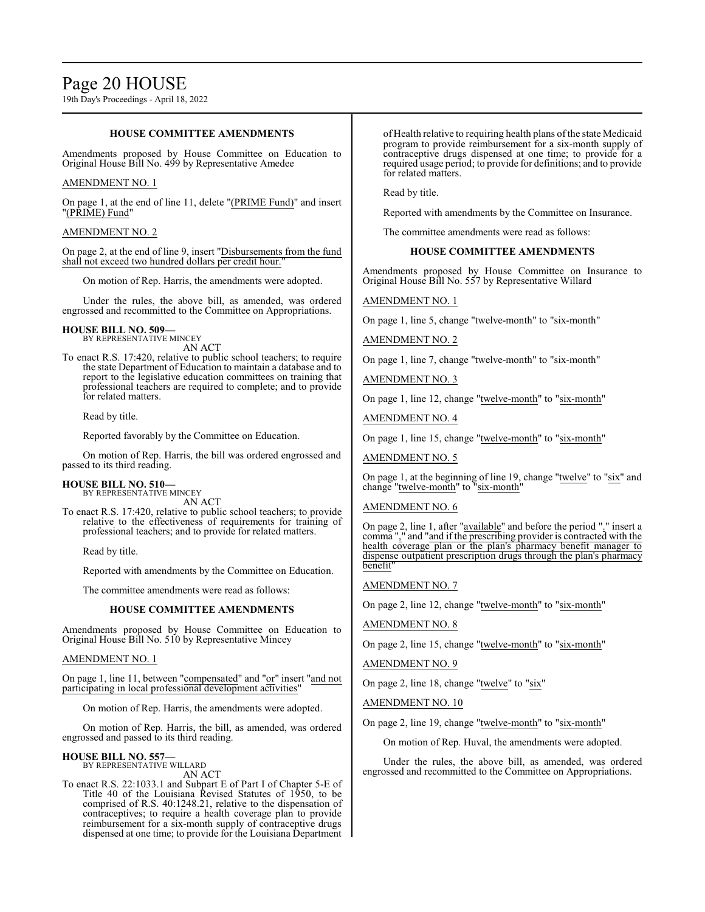### HOUSE COMMITTEE AMENDMENTS

Amendments proposed by House Committee on Education to Original House Bill No. 499 by Representative Amedee

AMENDMENT NO. 1

On page 1, at the end of line 11, delete "(PRIME Fund)" and insert "(PRIME) Fund"

AMENDMENT NO. 2

On page 2, at the end of line 9, insert "Disbursements from the fund shall not exceed two hundred dollars per credit hour."

On motion of Rep. Harris, the amendments were adopted.

Under the rules, the above bill, as amended, was ordered engrossed and recommitted to the Committee on Appropriations.

**HOUSE BILL NO. 509—**
BY REPRESENTATIVE MINCEY
AN ACT

To enact R.S. 17:420, relative to public school teachers; to require the state Department of Education to maintain a database and to report to the legislative education committees on training that professional teachers are required to complete; and to provide for related matters.

Read by title.

Reported favorably by the Committee on Education.

On motion of Rep. Harris, the bill was ordered engrossed and passed to its third reading.

**HOUSE BILL NO. 510—**
BY REPRESENTATIVE MINCEY
AN ACT

To enact R.S. 17:420, relative to public school teachers; to provide relative to the effectiveness of requirements for training of professional teachers; and to provide for related matters.

Read by title.

Reported with amendments by the Committee on Education.

The committee amendments were read as follows:

### HOUSE COMMITTEE AMENDMENTS

Amendments proposed by House Committee on Education to Original House Bill No. 510 by Representative Mincey

AMENDMENT NO. 1

On page 1, line 11, between "compensated" and "or" insert "and not participating in local professional development activities"

On motion of Rep. Harris, the amendments were adopted.

On motion of Rep. Harris, the bill, as amended, was ordered engrossed and passed to its third reading.

**HOUSE BILL NO. 557—**
BY REPRESENTATIVE WILLARD
AN ACT

To enact R.S. 22:1033.1 and Subpart E of Part I of Chapter 5-E of Title 40 of the Louisiana Revised Statutes of 1950, to be comprised of R.S. 40:1248.21, relative to the dispensation of contraceptives; to require a health coverage plan to provide reimbursement for a six-month supply of contraceptive drugs dispensed at one time; to provide for the Louisiana Department of Health relative to requiring health plans of the state Medicaid program to provide reimbursement for a six-month supply of contraceptive drugs dispensed at one time; to provide for a required usage period; to provide for definitions; and to provide for related matters.

Read by title.

Reported with amendments by the Committee on Insurance.

The committee amendments were read as follows:

### HOUSE COMMITTEE AMENDMENTS

Amendments proposed by House Committee on Insurance to Original House Bill No. 557 by Representative Willard

AMENDMENT NO. 1

On page 1, line 5, change "twelve-month" to "six-month"

AMENDMENT NO. 2

On page 1, line 7, change "twelve-month" to "six-month"

AMENDMENT NO. 3

On page 1, line 12, change "twelve-month" to "six-month"

AMENDMENT NO. 4

On page 1, line 15, change "twelve-month" to "six-month"

AMENDMENT NO. 5

On page 1, at the beginning of line 19, change "twelve" to "six" and change "twelve-month" to "six-month"

AMENDMENT NO. 6

On page 2, line 1, after "available" and before the period "." insert a comma "," and "and if the prescribing provider is contracted with the health coverage plan or the plan's pharmacy benefit manager to dispense outpatient prescription drugs through the plan's pharmacy benefit"

AMENDMENT NO. 7

On page 2, line 12, change "twelve-month" to "six-month"

AMENDMENT NO. 8

On page 2, line 15, change "twelve-month" to "six-month"

AMENDMENT NO. 9

On page 2, line 18, change "twelve" to "six"

AMENDMENT NO. 10

On page 2, line 19, change "twelve-month" to "six-month"

On motion of Rep. Huval, the amendments were adopted.

Under the rules, the above bill, as amended, was ordered engrossed and recommitted to the Committee on Appropriations.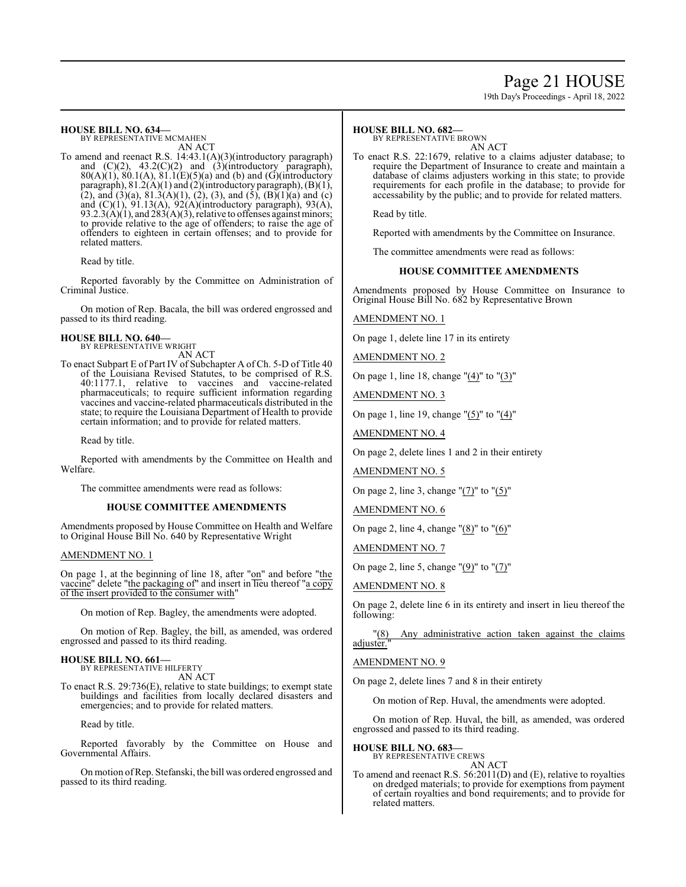**HOUSE BILL NO. 634—**
BY REPRESENTATIVE MCMAHEN

AN ACT

To amend and reenact R.S. 14:43.1(A)(3)(introductory paragraph) and (C)(2), 43.2(C)(2) and (3)(introductory paragraph), 80(A)(1), 80.1(A), 81.1(E)(5)(a) and (b) and (G)(introductory paragraph), 81.2(A)(1) and (2)(introductory paragraph), (B)(1), (2), and (3)(a), 81.3(A)(1), (2), (3), and (5), (B)(1)(a) and (c) and (C)(1), 91.13(A), 92(A)(introductory paragraph), 93(A), 93.2.3(A)(1), and 283(A)(3), relative to offenses against minors; to provide relative to the age of offenders; to raise the age of offenders to eighteen in certain offenses; and to provide for related matters.

Read by title.

Reported favorably by the Committee on Administration of Criminal Justice.

On motion of Rep. Bacala, the bill was ordered engrossed and passed to its third reading.

**HOUSE BILL NO. 640—**
BY REPRESENTATIVE WRIGHT

AN ACT

To enact Subpart E of Part IV of Subchapter A of Ch. 5-D of Title 40 of the Louisiana Revised Statutes, to be comprised of R.S. 40:1177.1, relative to vaccines and vaccine-related pharmaceuticals; to require sufficient information regarding vaccines and vaccine-related pharmaceuticals distributed in the state; to require the Louisiana Department of Health to provide certain information; and to provide for related matters.

Read by title.

Reported with amendments by the Committee on Health and Welfare.

The committee amendments were read as follows:

**HOUSE COMMITTEE AMENDMENTS**

Amendments proposed by House Committee on Health and Welfare to Original House Bill No. 640 by Representative Wright

AMENDMENT NO. 1

On page 1, at the beginning of line 18, after "on" and before "the vaccine" delete "the packaging of" and insert in lieu thereof "a copy of the insert provided to the consumer with"

On motion of Rep. Bagley, the amendments were adopted.

On motion of Rep. Bagley, the bill, as amended, was ordered engrossed and passed to its third reading.

**HOUSE BILL NO. 661—**
BY REPRESENTATIVE HILFERTY

AN ACT

To enact R.S. 29:736(E), relative to state buildings; to exempt state buildings and facilities from locally declared disasters and emergencies; and to provide for related matters.

Read by title.

Reported favorably by the Committee on House and Governmental Affairs.

On motion of Rep. Stefanski, the bill was ordered engrossed and passed to its third reading.

**HOUSE BILL NO. 682—**
BY REPRESENTATIVE BROWN

AN ACT

To enact R.S. 22:1679, relative to a claims adjuster database; to require the Department of Insurance to create and maintain a database of claims adjusters working in this state; to provide requirements for each profile in the database; to provide for accessability by the public; and to provide for related matters.

Read by title.

Reported with amendments by the Committee on Insurance.

The committee amendments were read as follows:

**HOUSE COMMITTEE AMENDMENTS**

Amendments proposed by House Committee on Insurance to Original House Bill No. 682 by Representative Brown

AMENDMENT NO. 1

On page 1, delete line 17 in its entirety

AMENDMENT NO. 2

On page 1, line 18, change "(4)" to "(3)"

AMENDMENT NO. 3

On page 1, line 19, change "(5)" to "(4)"

AMENDMENT NO. 4

On page 2, delete lines 1 and 2 in their entirety

AMENDMENT NO. 5

On page 2, line 3, change "(7)" to "(5)"

AMENDMENT NO. 6

On page 2, line 4, change "(8)" to "(6)"

AMENDMENT NO. 7

On page 2, line 5, change "(9)" to "(7)"

AMENDMENT NO. 8

On page 2, delete line 6 in its entirety and insert in lieu thereof the following:

"(8) Any administrative action taken against the claims adjuster."

AMENDMENT NO. 9

On page 2, delete lines 7 and 8 in their entirety

On motion of Rep. Huval, the amendments were adopted.

On motion of Rep. Huval, the bill, as amended, was ordered engrossed and passed to its third reading.

**HOUSE BILL NO. 683—**
BY REPRESENTATIVE CREWS

AN ACT

To amend and reenact R.S. 56:2011(D) and (E), relative to royalties on dredged materials; to provide for exemptions from payment of certain royalties and bond requirements; and to provide for related matters.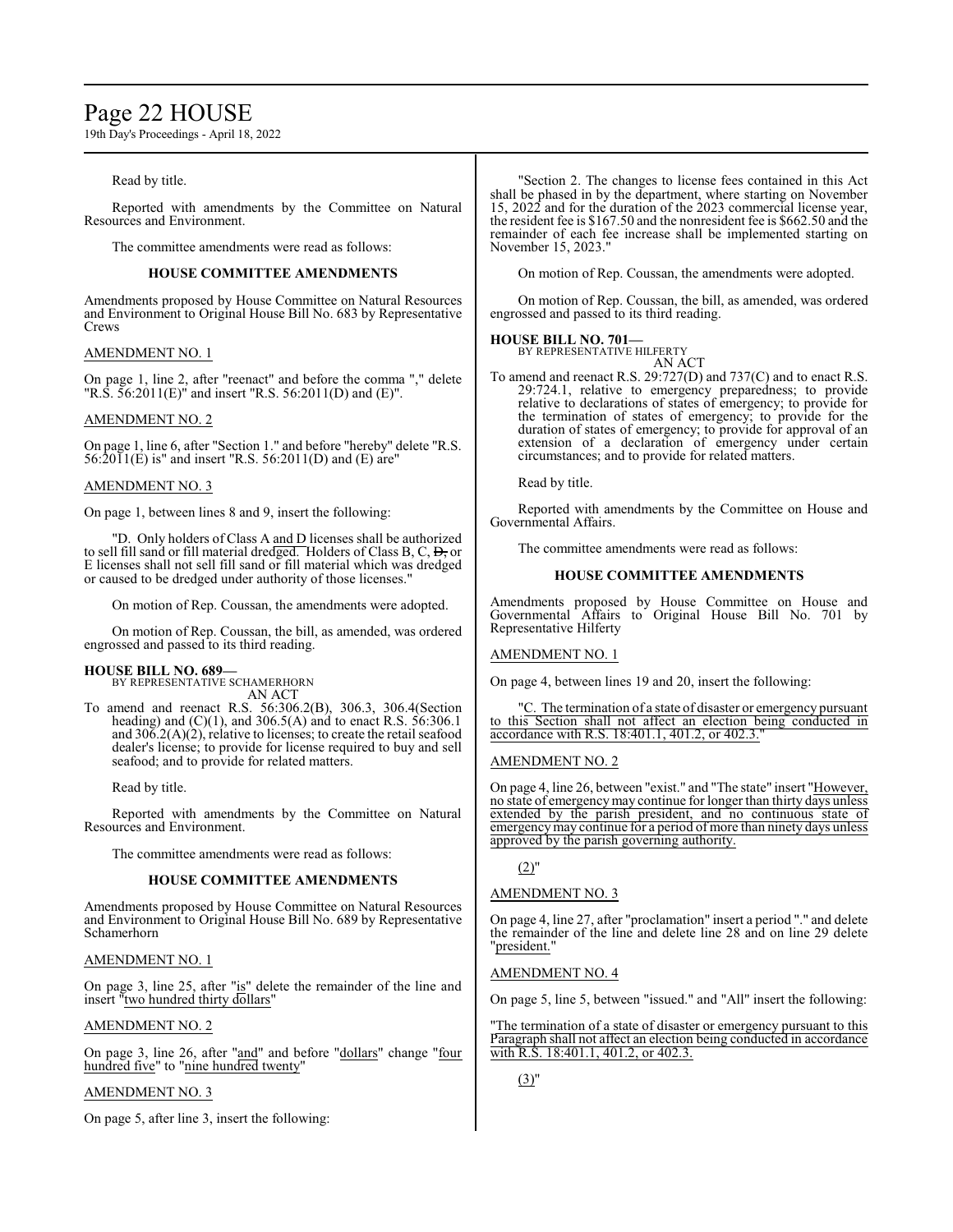Read by title.

Reported with amendments by the Committee on Natural Resources and Environment.

The committee amendments were read as follows:

**HOUSE COMMITTEE AMENDMENTS**

Amendments proposed by House Committee on Natural Resources and Environment to Original House Bill No. 683 by Representative Crews

AMENDMENT NO. 1

On page 1, line 2, after "reenact" and before the comma "," delete "R.S. 56:2011(E)" and insert "R.S. 56:2011(D) and (E)".

AMENDMENT NO. 2

On page 1, line 6, after "Section 1." and before "hereby" delete "R.S. 56:2011(E) is" and insert "R.S. 56:2011(D) and (E) are"

AMENDMENT NO. 3

On page 1, between lines 8 and 9, insert the following:

"D. Only holders of Class A and D licenses shall be authorized to sell fill sand or fill material dredged. Holders of Class B, C, ~~D,~~ or E licenses shall not sell fill sand or fill material which was dredged or caused to be dredged under authority of those licenses."

On motion of Rep. Coussan, the amendments were adopted.

On motion of Rep. Coussan, the bill, as amended, was ordered engrossed and passed to its third reading.

**HOUSE BILL NO. 689—**
BY REPRESENTATIVE SCHAMERHORN
AN ACT

To amend and reenact R.S. 56:306.2(B), 306.3, 306.4(Section heading) and (C)(1), and 306.5(A) and to enact R.S. 56:306.1 and 306.2(A)(2), relative to licenses; to create the retail seafood dealer's license; to provide for license required to buy and sell seafood; and to provide for related matters.

Read by title.

Reported with amendments by the Committee on Natural Resources and Environment.

The committee amendments were read as follows:

**HOUSE COMMITTEE AMENDMENTS**

Amendments proposed by House Committee on Natural Resources and Environment to Original House Bill No. 689 by Representative Schamerhorn

AMENDMENT NO. 1

On page 3, line 25, after "is" delete the remainder of the line and insert "two hundred thirty dollars"

AMENDMENT NO. 2

On page 3, line 26, after "and" and before "dollars" change "four hundred five" to "nine hundred twenty"

AMENDMENT NO. 3

On page 5, after line 3, insert the following:

"Section 2. The changes to license fees contained in this Act shall be phased in by the department, where starting on November 15, 2022 and for the duration of the 2023 commercial license year, the resident fee is $167.50 and the nonresident fee is $662.50 and the remainder of each fee increase shall be implemented starting on November 15, 2023."

On motion of Rep. Coussan, the amendments were adopted.

On motion of Rep. Coussan, the bill, as amended, was ordered engrossed and passed to its third reading.

**HOUSE BILL NO. 701—**
BY REPRESENTATIVE HILFERTY
AN ACT

To amend and reenact R.S. 29:727(D) and 737(C) and to enact R.S. 29:724.1, relative to emergency preparedness; to provide relative to declarations of states of emergency; to provide for the termination of states of emergency; to provide for the duration of states of emergency; to provide for approval of an extension of a declaration of emergency under certain circumstances; and to provide for related matters.

Read by title.

Reported with amendments by the Committee on House and Governmental Affairs.

The committee amendments were read as follows:

**HOUSE COMMITTEE AMENDMENTS**

Amendments proposed by House Committee on House and Governmental Affairs to Original House Bill No. 701 by Representative Hilferty

AMENDMENT NO. 1

On page 4, between lines 19 and 20, insert the following:

"C. The termination of a state of disaster or emergency pursuant to this Section shall not affect an election being conducted in accordance with R.S. 18:401.1, 401.2, or 402.3."

AMENDMENT NO. 2

On page 4, line 26, between "exist." and "The state" insert "However, no state of emergency may continue for longer than thirty days unless extended by the parish president, and no continuous state of emergency may continue for a period of more than ninety days unless approved by the parish governing authority.

(2)"

AMENDMENT NO. 3

On page 4, line 27, after "proclamation" insert a period "." and delete the remainder of the line and delete line 28 and on line 29 delete "president."

AMENDMENT NO. 4

On page 5, line 5, between "issued." and "All" insert the following:

"The termination of a state of disaster or emergency pursuant to this Paragraph shall not affect an election being conducted in accordance with R.S. 18:401.1, 401.2, or 402.3.

(3)"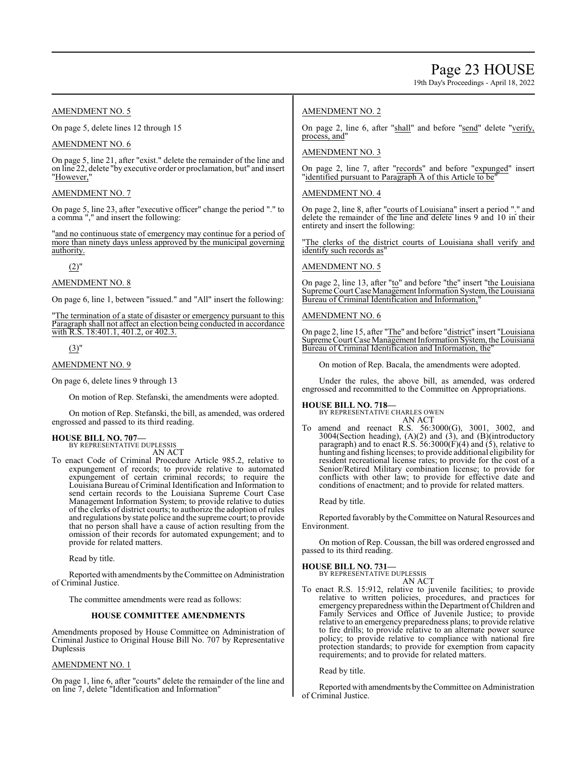AMENDMENT NO. 5

On page 5, delete lines 12 through 15

AMENDMENT NO. 6

On page 5, line 21, after "exist." delete the remainder of the line and on line 22, delete "by executive order or proclamation, but" and insert "However,"

AMENDMENT NO. 7

On page 5, line 23, after "executive officer" change the period "." to a comma "," and insert the following:

"and no continuous state of emergency may continue for a period of more than ninety days unless approved by the municipal governing authority.

(2)"

AMENDMENT NO. 8

On page 6, line 1, between "issued." and "All" insert the following:

"The termination of a state of disaster or emergency pursuant to this Paragraph shall not affect an election being conducted in accordance with R.S. 18:401.1, 401.2, or 402.3.

(3)"

AMENDMENT NO. 9

On page 6, delete lines 9 through 13

On motion of Rep. Stefanski, the amendments were adopted.

On motion of Rep. Stefanski, the bill, as amended, was ordered engrossed and passed to its third reading.

**HOUSE BILL NO. 707—**
BY REPRESENTATIVE DUPLESSIS
AN ACT

To enact Code of Criminal Procedure Article 985.2, relative to expungement of records; to provide relative to automated expungement of certain criminal records; to require the Louisiana Bureau of Criminal Identification and Information to send certain records to the Louisiana Supreme Court Case Management Information System; to provide relative to duties of the clerks of district courts; to authorize the adoption of rules and regulations by state police and the supreme court; to provide that no person shall have a cause of action resulting from the omission of their records for automated expungement; and to provide for related matters.

Read by title.

Reported with amendments by the Committee on Administration of Criminal Justice.

The committee amendments were read as follows:

**HOUSE COMMITTEE AMENDMENTS**

Amendments proposed by House Committee on Administration of Criminal Justice to Original House Bill No. 707 by Representative Duplessis

AMENDMENT NO. 1

On page 1, line 6, after "courts" delete the remainder of the line and on line 7, delete "Identification and Information"

AMENDMENT NO. 2

On page 2, line 6, after "shall" and before "send" delete "verify, process, and"

AMENDMENT NO. 3

On page 2, line 7, after "records" and before "expunged" insert "identified pursuant to Paragraph A of this Article to be"

AMENDMENT NO. 4

On page 2, line 8, after "courts of Louisiana" insert a period "." and delete the remainder of the line and delete lines 9 and 10 in their entirety and insert the following:

"The clerks of the district courts of Louisiana shall verify and identify such records as"

AMENDMENT NO. 5

On page 2, line 13, after "to" and before "the" insert "the Louisiana Supreme Court Case Management Information System, the Louisiana Bureau of Criminal Identification and Information,"

AMENDMENT NO. 6

On page 2, line 15, after "The" and before "district" insert "Louisiana Supreme Court Case Management Information System, the Louisiana Bureau of Criminal Identification and Information, the"

On motion of Rep. Bacala, the amendments were adopted.

Under the rules, the above bill, as amended, was ordered engrossed and recommitted to the Committee on Appropriations.

**HOUSE BILL NO. 718—**
BY REPRESENTATIVE CHARLES OWEN
AN ACT

To amend and reenact R.S. 56:3000(G), 3001, 3002, and 3004(Section heading), (A)(2) and (3), and (B)(introductory paragraph) and to enact R.S. 56:3000(F)(4) and (5), relative to hunting and fishing licenses; to provide additional eligibility for resident recreational license rates; to provide for the cost of a Senior/Retired Military combination license; to provide for conflicts with other law; to provide for effective date and conditions of enactment; and to provide for related matters.

Read by title.

Reported favorably by the Committee on Natural Resources and Environment.

On motion of Rep. Coussan, the bill was ordered engrossed and passed to its third reading.

**HOUSE BILL NO. 731—**
BY REPRESENTATIVE DUPLESSIS
AN ACT

To enact R.S. 15:912, relative to juvenile facilities; to provide relative to written policies, procedures, and practices for emergency preparedness within the Department of Children and Family Services and Office of Juvenile Justice; to provide relative to an emergency preparedness plans; to provide relative to fire drills; to provide relative to an alternate power source policy; to provide relative to compliance with national fire protection standards; to provide for exemption from capacity requirements; and to provide for related matters.

Read by title.

Reported with amendments by the Committee on Administration of Criminal Justice.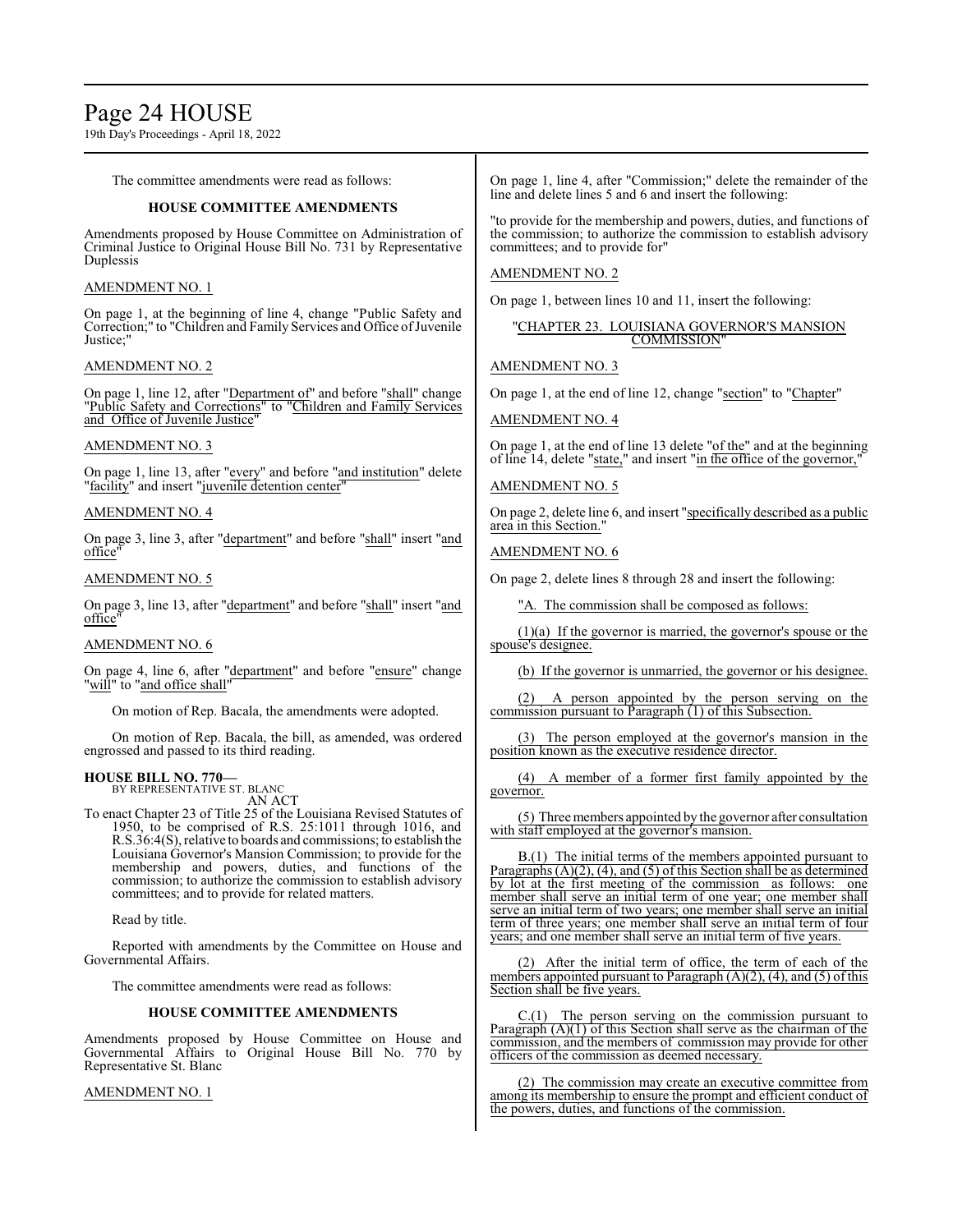The committee amendments were read as follows:

### HOUSE COMMITTEE AMENDMENTS

Amendments proposed by House Committee on Administration of Criminal Justice to Original House Bill No. 731 by Representative Duplessis

AMENDMENT NO. 1

On page 1, at the beginning of line 4, change "Public Safety and Correction;" to "Children and Family Services and Office of Juvenile Justice;"

AMENDMENT NO. 2

On page 1, line 12, after "Department of" and before "shall" change "Public Safety and Corrections" to "Children and Family Services and Office of Juvenile Justice"

AMENDMENT NO. 3

On page 1, line 13, after "every" and before "and institution" delete "facility" and insert "juvenile detention center"

AMENDMENT NO. 4

On page 3, line 3, after "department" and before "shall" insert "and office"

AMENDMENT NO. 5

On page 3, line 13, after "department" and before "shall" insert "and office"

AMENDMENT NO. 6

On page 4, line 6, after "department" and before "ensure" change "will" to "and office shall"

On motion of Rep. Bacala, the amendments were adopted.

On motion of Rep. Bacala, the bill, as amended, was ordered engrossed and passed to its third reading.

**HOUSE BILL NO. 770—**
BY REPRESENTATIVE ST. BLANC
AN ACT

To enact Chapter 23 of Title 25 of the Louisiana Revised Statutes of 1950, to be comprised of R.S. 25:1011 through 1016, and R.S.36:4(S), relative to boards and commissions; to establish the Louisiana Governor's Mansion Commission; to provide for the membership and powers, duties, and functions of the commission; to authorize the commission to establish advisory committees; and to provide for related matters.

Read by title.

Reported with amendments by the Committee on House and Governmental Affairs.

The committee amendments were read as follows:

### HOUSE COMMITTEE AMENDMENTS

Amendments proposed by House Committee on House and Governmental Affairs to Original House Bill No. 770 by Representative St. Blanc

AMENDMENT NO. 1

On page 1, line 4, after "Commission;" delete the remainder of the line and delete lines 5 and 6 and insert the following:

"to provide for the membership and powers, duties, and functions of the commission; to authorize the commission to establish advisory committees; and to provide for"

AMENDMENT NO. 2

On page 1, between lines 10 and 11, insert the following:

"CHAPTER 23. LOUISIANA GOVERNOR'S MANSION COMMISSION"

AMENDMENT NO. 3

On page 1, at the end of line 12, change "section" to "Chapter"

AMENDMENT NO. 4

On page 1, at the end of line 13 delete "of the" and at the beginning of line 14, delete "state," and insert "in the office of the governor,"

AMENDMENT NO. 5

On page 2, delete line 6, and insert "specifically described as a public area in this Section."

AMENDMENT NO. 6

On page 2, delete lines 8 through 28 and insert the following:

"A. The commission shall be composed as follows:

(1)(a) If the governor is married, the governor's spouse or the spouse's designee.

(b) If the governor is unmarried, the governor or his designee.

(2) A person appointed by the person serving on the commission pursuant to Paragraph (1) of this Subsection.

(3) The person employed at the governor's mansion in the position known as the executive residence director.

(4) A member of a former first family appointed by the governor.

(5) Three members appointed by the governor after consultation with staff employed at the governor's mansion.

B.(1) The initial terms of the members appointed pursuant to Paragraphs (A)(2), (4), and (5) of this Section shall be as determined by lot at the first meeting of the commission as follows: one member shall serve an initial term of one year; one member shall serve an initial term of two years; one member shall serve an initial term of three years; one member shall serve an initial term of four years; and one member shall serve an initial term of five years.

(2) After the initial term of office, the term of each of the members appointed pursuant to Paragraph (A)(2), (4), and (5) of this Section shall be five years.

C.(1) The person serving on the commission pursuant to Paragraph (A)(1) of this Section shall serve as the chairman of the commission, and the members of commission may provide for other officers of the commission as deemed necessary.

(2) The commission may create an executive committee from among its membership to ensure the prompt and efficient conduct of the powers, duties, and functions of the commission.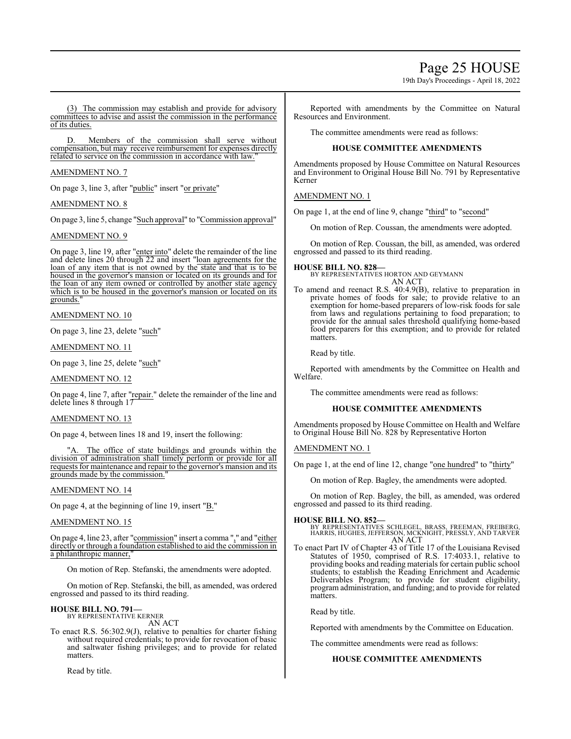(3) The commission may establish and provide for advisory committees to advise and assist the commission in the performance of its duties.

D. Members of the commission shall serve without compensation, but may receive reimbursement for expenses directly related to service on the commission in accordance with law."

AMENDMENT NO. 7

On page 3, line 3, after "public" insert "or private"

AMENDMENT NO. 8

On page 3, line 5, change "Such approval" to "Commission approval"

AMENDMENT NO. 9

On page 3, line 19, after "enter into" delete the remainder of the line and delete lines 20 through 22 and insert "loan agreements for the loan of any item that is not owned by the state and that is to be housed in the governor's mansion or located on its grounds and for the loan of any item owned or controlled by another state agency which is to be housed in the governor's mansion or located on its grounds."

AMENDMENT NO. 10

On page 3, line 23, delete "such"

AMENDMENT NO. 11

On page 3, line 25, delete "such"

AMENDMENT NO. 12

On page 4, line 7, after "repair." delete the remainder of the line and delete lines 8 through 17

AMENDMENT NO. 13

On page 4, between lines 18 and 19, insert the following:

"A. The office of state buildings and grounds within the division of administration shall timely perform or provide for all requests for maintenance and repair to the governor's mansion and its grounds made by the commission."

AMENDMENT NO. 14

On page 4, at the beginning of line 19, insert "B."

AMENDMENT NO. 15

On page 4, line 23, after "commission" insert a comma "," and "either directly or through a foundation established to aid the commission in a philanthropic manner,"

On motion of Rep. Stefanski, the amendments were adopted.

On motion of Rep. Stefanski, the bill, as amended, was ordered engrossed and passed to its third reading.

**HOUSE BILL NO. 791—**
BY REPRESENTATIVE KERNER
AN ACT

To enact R.S. 56:302.9(J), relative to penalties for charter fishing without required credentials; to provide for revocation of basic and saltwater fishing privileges; and to provide for related matters.

Read by title.

Reported with amendments by the Committee on Natural Resources and Environment.

The committee amendments were read as follows:

**HOUSE COMMITTEE AMENDMENTS**

Amendments proposed by House Committee on Natural Resources and Environment to Original House Bill No. 791 by Representative Kerner

AMENDMENT NO. 1

On page 1, at the end of line 9, change "third" to "second"

On motion of Rep. Coussan, the amendments were adopted.

On motion of Rep. Coussan, the bill, as amended, was ordered engrossed and passed to its third reading.

**HOUSE BILL NO. 828—**
BY REPRESENTATIVES HORTON AND GEYMANN
AN ACT

To amend and reenact R.S. 40:4.9(B), relative to preparation in private homes of foods for sale; to provide relative to an exemption for home-based preparers of low-risk foods for sale from laws and regulations pertaining to food preparation; to provide for the annual sales threshold qualifying home-based food preparers for this exemption; and to provide for related matters.

Read by title.

Reported with amendments by the Committee on Health and Welfare.

The committee amendments were read as follows:

**HOUSE COMMITTEE AMENDMENTS**

Amendments proposed by House Committee on Health and Welfare to Original House Bill No. 828 by Representative Horton

AMENDMENT NO. 1

On page 1, at the end of line 12, change "one hundred" to "thirty"

On motion of Rep. Bagley, the amendments were adopted.

On motion of Rep. Bagley, the bill, as amended, was ordered engrossed and passed to its third reading.

**HOUSE BILL NO. 852—**
BY REPRESENTATIVES SCHLEGEL, BRASS, FREEMAN, FREIBERG, HARRIS, HUGHES, JEFFERSON, MCKNIGHT, PRESSLY, AND TARVER
AN ACT

To enact Part IV of Chapter 43 of Title 17 of the Louisiana Revised Statutes of 1950, comprised of R.S. 17:4033.1, relative to providing books and reading materials for certain public school students; to establish the Reading Enrichment and Academic Deliverables Program; to provide for student eligibility, program administration, and funding; and to provide for related matters.

Read by title.

Reported with amendments by the Committee on Education.

The committee amendments were read as follows:

**HOUSE COMMITTEE AMENDMENTS**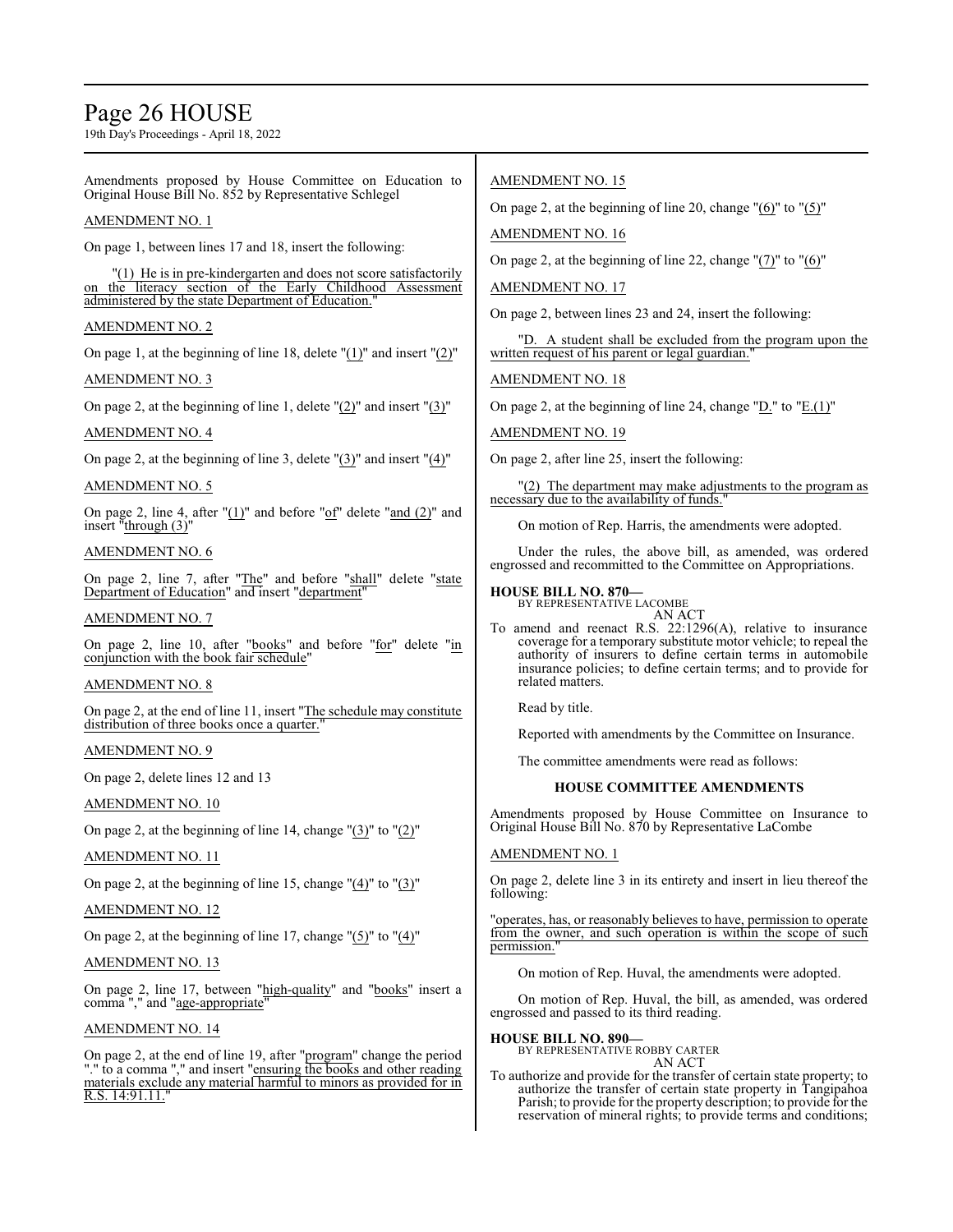Amendments proposed by House Committee on Education to Original House Bill No. 852 by Representative Schlegel

AMENDMENT NO. 1

On page 1, between lines 17 and 18, insert the following:

"(1) He is in pre-kindergarten and does not score satisfactorily on the literacy section of the Early Childhood Assessment administered by the state Department of Education."

AMENDMENT NO. 2

On page 1, at the beginning of line 18, delete "(1)" and insert "(2)"

AMENDMENT NO. 3

On page 2, at the beginning of line 1, delete "(2)" and insert "(3)"

AMENDMENT NO. 4

On page 2, at the beginning of line 3, delete "(3)" and insert "(4)"

AMENDMENT NO. 5

On page 2, line 4, after "(1)" and before "of" delete "and (2)" and insert "through (3)"

AMENDMENT NO. 6

On page 2, line 7, after "The" and before "shall" delete "state Department of Education" and insert "department"

AMENDMENT NO. 7

On page 2, line 10, after "books" and before "for" delete "in conjunction with the book fair schedule"

AMENDMENT NO. 8

On page 2, at the end of line 11, insert "The schedule may constitute distribution of three books once a quarter."

AMENDMENT NO. 9

On page 2, delete lines 12 and 13

AMENDMENT NO. 10

On page 2, at the beginning of line 14, change "(3)" to "(2)"

AMENDMENT NO. 11

On page 2, at the beginning of line 15, change "(4)" to "(3)"

AMENDMENT NO. 12

On page 2, at the beginning of line 17, change "(5)" to "(4)"

AMENDMENT NO. 13

On page 2, line 17, between "high-quality" and "books" insert a comma "," and "age-appropriate"

AMENDMENT NO. 14

On page 2, at the end of line 19, after "program" change the period "." to a comma "," and insert "ensuring the books and other reading materials exclude any material harmful to minors as provided for in R.S. 14:91.11."

AMENDMENT NO. 15

On page 2, at the beginning of line 20, change "(6)" to "(5)"

AMENDMENT NO. 16

On page 2, at the beginning of line 22, change "(7)" to "(6)"

AMENDMENT NO. 17

On page 2, between lines 23 and 24, insert the following:

"D. A student shall be excluded from the program upon the written request of his parent or legal guardian."

AMENDMENT NO. 18

On page 2, at the beginning of line 24, change "D." to "E.(1)"

AMENDMENT NO. 19

On page 2, after line 25, insert the following:

"(2) The department may make adjustments to the program as necessary due to the availability of funds."

On motion of Rep. Harris, the amendments were adopted.

Under the rules, the above bill, as amended, was ordered engrossed and recommitted to the Committee on Appropriations.

**HOUSE BILL NO. 870—**
BY REPRESENTATIVE LACOMBE
AN ACT

To amend and reenact R.S. 22:1296(A), relative to insurance coverage for a temporary substitute motor vehicle; to repeal the authority of insurers to define certain terms in automobile insurance policies; to define certain terms; and to provide for related matters.

Read by title.

Reported with amendments by the Committee on Insurance.

The committee amendments were read as follows:

### HOUSE COMMITTEE AMENDMENTS

Amendments proposed by House Committee on Insurance to Original House Bill No. 870 by Representative LaCombe

AMENDMENT NO. 1

On page 2, delete line 3 in its entirety and insert in lieu thereof the following:

"operates, has, or reasonably believes to have, permission to operate from the owner, and such operation is within the scope of such permission."

On motion of Rep. Huval, the amendments were adopted.

On motion of Rep. Huval, the bill, as amended, was ordered engrossed and passed to its third reading.

**HOUSE BILL NO. 890—**
BY REPRESENTATIVE ROBBY CARTER
AN ACT

To authorize and provide for the transfer of certain state property; to authorize the transfer of certain state property in Tangipahoa Parish; to provide for the property description; to provide for the reservation of mineral rights; to provide terms and conditions;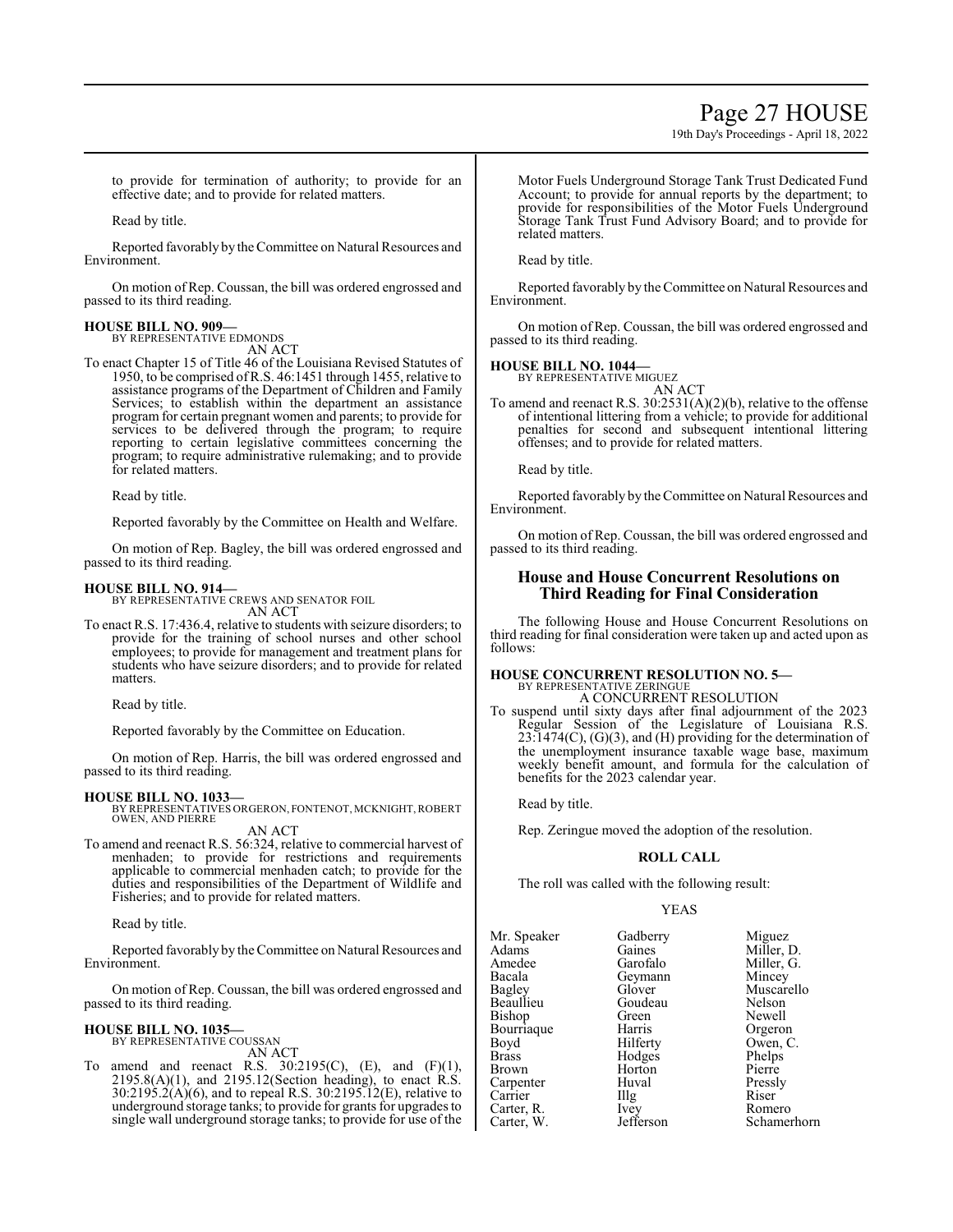to provide for termination of authority; to provide for an effective date; and to provide for related matters.

Read by title.

Reported favorably by the Committee on Natural Resources and Environment.

On motion of Rep. Coussan, the bill was ordered engrossed and passed to its third reading.

**HOUSE BILL NO. 909—**
BY REPRESENTATIVE EDMONDS
AN ACT

To enact Chapter 15 of Title 46 of the Louisiana Revised Statutes of 1950, to be comprised of R.S. 46:1451 through 1455, relative to assistance programs of the Department of Children and Family Services; to establish within the department an assistance program for certain pregnant women and parents; to provide for services to be delivered through the program; to require reporting to certain legislative committees concerning the program; to require administrative rulemaking; and to provide for related matters.

Read by title.

Reported favorably by the Committee on Health and Welfare.

On motion of Rep. Bagley, the bill was ordered engrossed and passed to its third reading.

**HOUSE BILL NO. 914—**
BY REPRESENTATIVE CREWS AND SENATOR FOIL
AN ACT

To enact R.S. 17:436.4, relative to students with seizure disorders; to provide for the training of school nurses and other school employees; to provide for management and treatment plans for students who have seizure disorders; and to provide for related matters.

Read by title.

Reported favorably by the Committee on Education.

On motion of Rep. Harris, the bill was ordered engrossed and passed to its third reading.

**HOUSE BILL NO. 1033—**
BY REPRESENTATIVES ORGERON, FONTENOT, MCKNIGHT, ROBERT OWEN, AND PIERRE
AN ACT

To amend and reenact R.S. 56:324, relative to commercial harvest of menhaden; to provide for restrictions and requirements applicable to commercial menhaden catch; to provide for the duties and responsibilities of the Department of Wildlife and Fisheries; and to provide for related matters.

Read by title.

Reported favorably by the Committee on Natural Resources and Environment.

On motion of Rep. Coussan, the bill was ordered engrossed and passed to its third reading.

**HOUSE BILL NO. 1035—**
BY REPRESENTATIVE COUSSAN
AN ACT

To amend and reenact R.S. 30:2195(C), (E), and (F)(1), 2195.8(A)(1), and 2195.12(Section heading), to enact R.S. 30:2195.2(A)(6), and to repeal R.S. 30:2195.12(E), relative to underground storage tanks; to provide for grants for upgrades to single wall underground storage tanks; to provide for use of the Motor Fuels Underground Storage Tank Trust Dedicated Fund Account; to provide for annual reports by the department; to provide for responsibilities of the Motor Fuels Underground Storage Tank Trust Fund Advisory Board; and to provide for related matters.

Read by title.

Reported favorably by the Committee on Natural Resources and Environment.

On motion of Rep. Coussan, the bill was ordered engrossed and passed to its third reading.

**HOUSE BILL NO. 1044—**
BY REPRESENTATIVE MIGUEZ
AN ACT

To amend and reenact R.S. 30:2531(A)(2)(b), relative to the offense of intentional littering from a vehicle; to provide for additional penalties for second and subsequent intentional littering offenses; and to provide for related matters.

Read by title.

Reported favorably by the Committee on Natural Resources and Environment.

On motion of Rep. Coussan, the bill was ordered engrossed and passed to its third reading.

## House and House Concurrent Resolutions on Third Reading for Final Consideration

The following House and House Concurrent Resolutions on third reading for final consideration were taken up and acted upon as follows:

**HOUSE CONCURRENT RESOLUTION NO. 5—**
BY REPRESENTATIVE ZERINGUE
A CONCURRENT RESOLUTION

To suspend until sixty days after final adjournment of the 2023 Regular Session of the Legislature of Louisiana R.S. 23:1474(C), (G)(3), and (H) providing for the determination of the unemployment insurance taxable wage base, maximum weekly benefit amount, and formula for the calculation of benefits for the 2023 calendar year.

Read by title.

Rep. Zeringue moved the adoption of the resolution.

**ROLL CALL**

The roll was called with the following result:

YEAS

| | | |
|---|---|---|
| Mr. Speaker | Gadberry | Miguez |
| Adams | Gaines | Miller, D. |
| Amedee | Garofalo | Miller, G. |
| Bacala | Geymann | Mincey |
| Bagley | Glover | Muscarello |
| Beaullieu | Goudeau | Nelson |
| Bishop | Green | Newell |
| Bourriaque | Harris | Orgeron |
| Boyd | Hilferty | Owen, C. |
| Brass | Hodges | Phelps |
| Brown | Horton | Pierre |
| Carpenter | Huval | Pressly |
| Carrier | Illg | Riser |
| Carter, R. | Ivey | Romero |
| Carter, W. | Jefferson | Schamerhorn |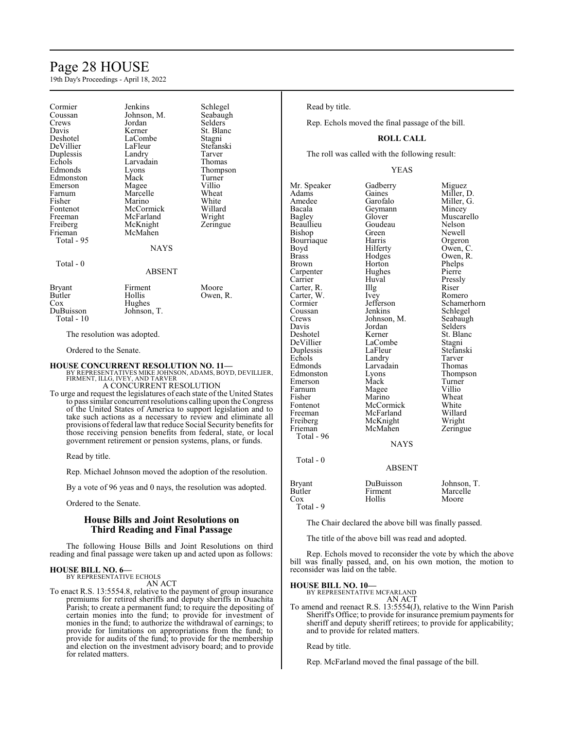| | | |
|---|---|---|
| Cormier | Jenkins | Schlegel |
| Coussan | Johnson, M. | Seabaugh |
| Crews | Jordan | Selders |
| Davis | Kerner | St. Blanc |
| Deshotel | LaCombe | Stagni |
| DeVillier | LaFleur | Stefanski |
| Duplessis | Landry | Tarver |
| Echols | Larvadain | Thomas |
| Edmonds | Lyons | Thompson |
| Edmonston | Mack | Turner |
| Emerson | Magee | Villio |
| Farnum | Marcelle | Wheat |
| Fisher | Marino | White |
| Fontenot | McCormick | Willard |
| Freeman | McFarland | Wright |
| Freiberg | McKnight | Zeringue |
| Frieman | McMahen | |

Total - 95

NAYS

Total - 0

ABSENT

| | | |
|---|---|---|
| Bryant | Firment | Moore |
| Butler | Hollis | Owen, R. |
| Cox | Hughes | |
| DuBuisson | Johnson, T. | |

Total - 10

The resolution was adopted.

Ordered to the Senate.

**HOUSE CONCURRENT RESOLUTION NO. 11—**
BY REPRESENTATIVES MIKE JOHNSON, ADAMS, BOYD, DEVILLIER, FIRMENT, ILLG, IVEY, AND TARVER

A CONCURRENT RESOLUTION

To urge and request the legislatures of each state of the United States to pass similar concurrent resolutions calling upon the Congress of the United States of America to support legislation and to take such actions as a necessary to review and eliminate all provisions of federal law that reduce Social Security benefits for those receiving pension benefits from federal, state, or local government retirement or pension systems, plans, or funds.

Read by title.

Rep. Michael Johnson moved the adoption of the resolution.

By a vote of 96 yeas and 0 nays, the resolution was adopted.

Ordered to the Senate.

## House Bills and Joint Resolutions on Third Reading and Final Passage

The following House Bills and Joint Resolutions on third reading and final passage were taken up and acted upon as follows:

**HOUSE BILL NO. 6—**
BY REPRESENTATIVE ECHOLS

AN ACT

To enact R.S. 13:5554.8, relative to the payment of group insurance premiums for retired sheriffs and deputy sheriffs in Ouachita Parish; to create a permanent fund; to require the depositing of certain monies into the fund; to provide for investment of monies in the fund; to authorize the withdrawal of earnings; to provide for limitations on appropriations from the fund; to provide for audits of the fund; to provide for the membership and election on the investment advisory board; and to provide for related matters.

Read by title.

Rep. Echols moved the final passage of the bill.

**ROLL CALL**

The roll was called with the following result:

YEAS

| | | |
|---|---|---|
| Mr. Speaker | Gadberry | Miguez |
| Adams | Gaines | Miller, D. |
| Amedee | Garofalo | Miller, G. |
| Bacala | Geymann | Mincey |
| Bagley | Glover | Muscarello |
| Beaullieu | Goudeau | Nelson |
| Bishop | Green | Newell |
| Bourriaque | Harris | Orgeron |
| Boyd | Hilferty | Owen, C. |
| Brass | Hodges | Owen, R. |
| Brown | Horton | Phelps |
| Carpenter | Hughes | Pierre |
| Carrier | Huval | Pressly |
| Carter, R. | Illg | Riser |
| Carter, W. | Ivey | Romero |
| Cormier | Jefferson | Schamerhorn |
| Coussan | Jenkins | Schlegel |
| Crews | Johnson, M. | Seabaugh |
| Davis | Jordan | Selders |
| Deshotel | Kerner | St. Blanc |
| DeVillier | LaCombe | Stagni |
| Duplessis | LaFleur | Stefanski |
| Echols | Landry | Tarver |
| Edmonds | Larvadain | Thomas |
| Edmonston | Lyons | Thompson |
| Emerson | Mack | Turner |
| Farnum | Magee | Villio |
| Fisher | Marino | Wheat |
| Fontenot | McCormick | White |
| Freeman | McFarland | Willard |
| Freiberg | McKnight | Wright |
| Frieman | McMahen | Zeringue |

Total - 96

NAYS

Total - 0

ABSENT

| | | |
|---|---|---|
| Bryant | DuBuisson | Johnson, T. |
| Butler | Firment | Marcelle |
| Cox | Hollis | Moore |

Total - 9

The Chair declared the above bill was finally passed.

The title of the above bill was read and adopted.

Rep. Echols moved to reconsider the vote by which the above bill was finally passed, and, on his own motion, the motion to reconsider was laid on the table.

**HOUSE BILL NO. 10—**
BY REPRESENTATIVE MCFARLAND

AN ACT

To amend and reenact R.S. 13:5554(J), relative to the Winn Parish Sheriff's Office; to provide for insurance premium payments for sheriff and deputy sheriff retirees; to provide for applicability; and to provide for related matters.

Read by title.

Rep. McFarland moved the final passage of the bill.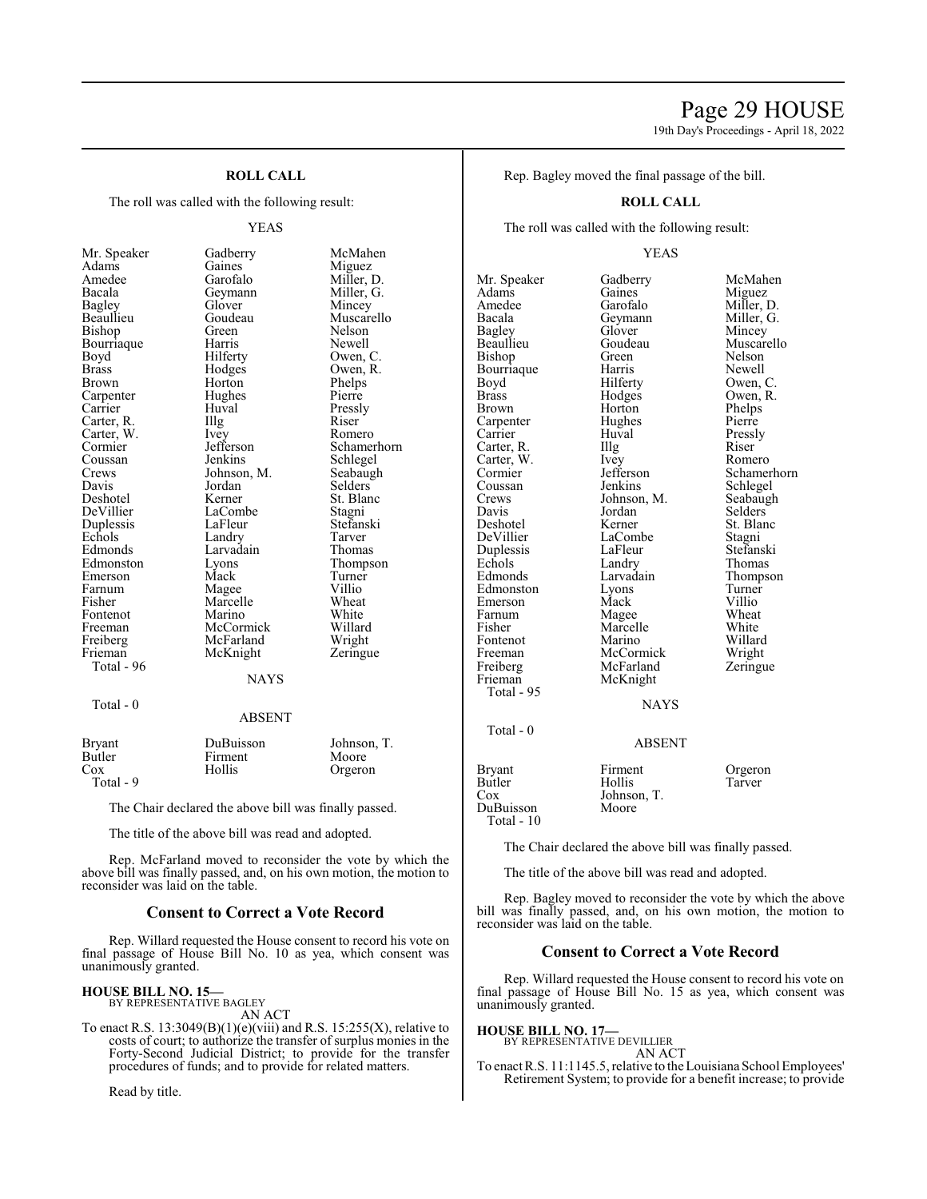### ROLL CALL

The roll was called with the following result:

YEAS

| | | |
|---|---|---|
| Mr. Speaker | Gadberry | McMahen |
| Adams | Gaines | Miguez |
| Amedee | Garofalo | Miller, D. |
| Bacala | Geymann | Miller, G. |
| Bagley | Glover | Mincey |
| Beaullieu | Goudeau | Muscarello |
| Bishop | Green | Nelson |
| Bourriaque | Harris | Newell |
| Boyd | Hilferty | Owen, C. |
| Brass | Hodges | Owen, R. |
| Brown | Horton | Phelps |
| Carpenter | Hughes | Pierre |
| Carrier | Huval | Pressly |
| Carter, R. | Illg | Riser |
| Carter, W. | Ivey | Romero |
| Cormier | Jefferson | Schamerhorn |
| Coussan | Jenkins | Schlegel |
| Crews | Johnson, M. | Seabaugh |
| Davis | Jordan | Selders |
| Deshotel | Kerner | St. Blanc |
| DeVillier | LaCombe | Stagni |
| Duplessis | LaFleur | Stefanski |
| Echols | Landry | Tarver |
| Edmonds | Larvadain | Thomas |
| Edmonston | Lyons | Thompson |
| Emerson | Mack | Turner |
| Farnum | Magee | Villio |
| Fisher | Marcelle | Wheat |
| Fontenot | Marino | White |
| Freeman | McCormick | Willard |
| Freiberg | McFarland | Wright |
| Frieman | McKnight | Zeringue |

Total - 96

NAYS

Total - 0

ABSENT

| | | |
|---|---|---|
| Bryant | DuBuisson | Johnson, T. |
| Butler | Firment | Moore |
| Cox | Hollis | Orgeron |

Total - 9

The Chair declared the above bill was finally passed.

The title of the above bill was read and adopted.

Rep. McFarland moved to reconsider the vote by which the above bill was finally passed, and, on his own motion, the motion to reconsider was laid on the table.

## Consent to Correct a Vote Record

Rep. Willard requested the House consent to record his vote on final passage of House Bill No. 10 as yea, which consent was unanimously granted.

**HOUSE BILL NO. 15—**
BY REPRESENTATIVE BAGLEY
AN ACT

To enact R.S. 13:3049(B)(1)(e)(viii) and R.S. 15:255(X), relative to costs of court; to authorize the transfer of surplus monies in the Forty-Second Judicial District; to provide for the transfer procedures of funds; and to provide for related matters.

Read by title.

Rep. Bagley moved the final passage of the bill.

### ROLL CALL

The roll was called with the following result:

YEAS

| | | |
|---|---|---|
| Mr. Speaker | Gadberry | McMahen |
| Adams | Gaines | Miguez |
| Amedee | Garofalo | Miller, D. |
| Bacala | Geymann | Miller, G. |
| Bagley | Glover | Mincey |
| Beaullieu | Goudeau | Muscarello |
| Bishop | Green | Nelson |
| Bourriaque | Harris | Newell |
| Boyd | Hilferty | Owen, C. |
| Brass | Hodges | Owen, R. |
| Brown | Horton | Phelps |
| Carpenter | Hughes | Pierre |
| Carrier | Huval | Pressly |
| Carter, R. | Illg | Riser |
| Carter, W. | Ivey | Romero |
| Cormier | Jefferson | Schamerhorn |
| Coussan | Jenkins | Schlegel |
| Crews | Johnson, M. | Seabaugh |
| Davis | Jordan | Selders |
| Deshotel | Kerner | St. Blanc |
| DeVillier | LaCombe | Stagni |
| Duplessis | LaFleur | Stefanski |
| Echols | Landry | Thomas |
| Edmonds | Larvadain | Thompson |
| Edmonston | Lyons | Turner |
| Emerson | Mack | Villio |
| Farnum | Magee | Wheat |
| Fisher | Marcelle | White |
| Fontenot | Marino | Willard |
| Freeman | McCormick | Wright |
| Freiberg | McFarland | Zeringue |
| Frieman | McKnight | |

Total - 95

NAYS

Total - 0

ABSENT

| | | |
|---|---|---|
| Bryant | Firment | Orgeron |
| Butler | Hollis | Tarver |
| Cox | Johnson, T. | |
| DuBuisson | Moore | |

Total - 10

The Chair declared the above bill was finally passed.

The title of the above bill was read and adopted.

Rep. Bagley moved to reconsider the vote by which the above bill was finally passed, and, on his own motion, the motion to reconsider was laid on the table.

## Consent to Correct a Vote Record

Rep. Willard requested the House consent to record his vote on final passage of House Bill No. 15 as yea, which consent was unanimously granted.

**HOUSE BILL NO. 17—**
BY REPRESENTATIVE DEVILLIER
AN ACT

To enact R.S. 11:1145.5, relative to the Louisiana School Employees' Retirement System; to provide for a benefit increase; to provide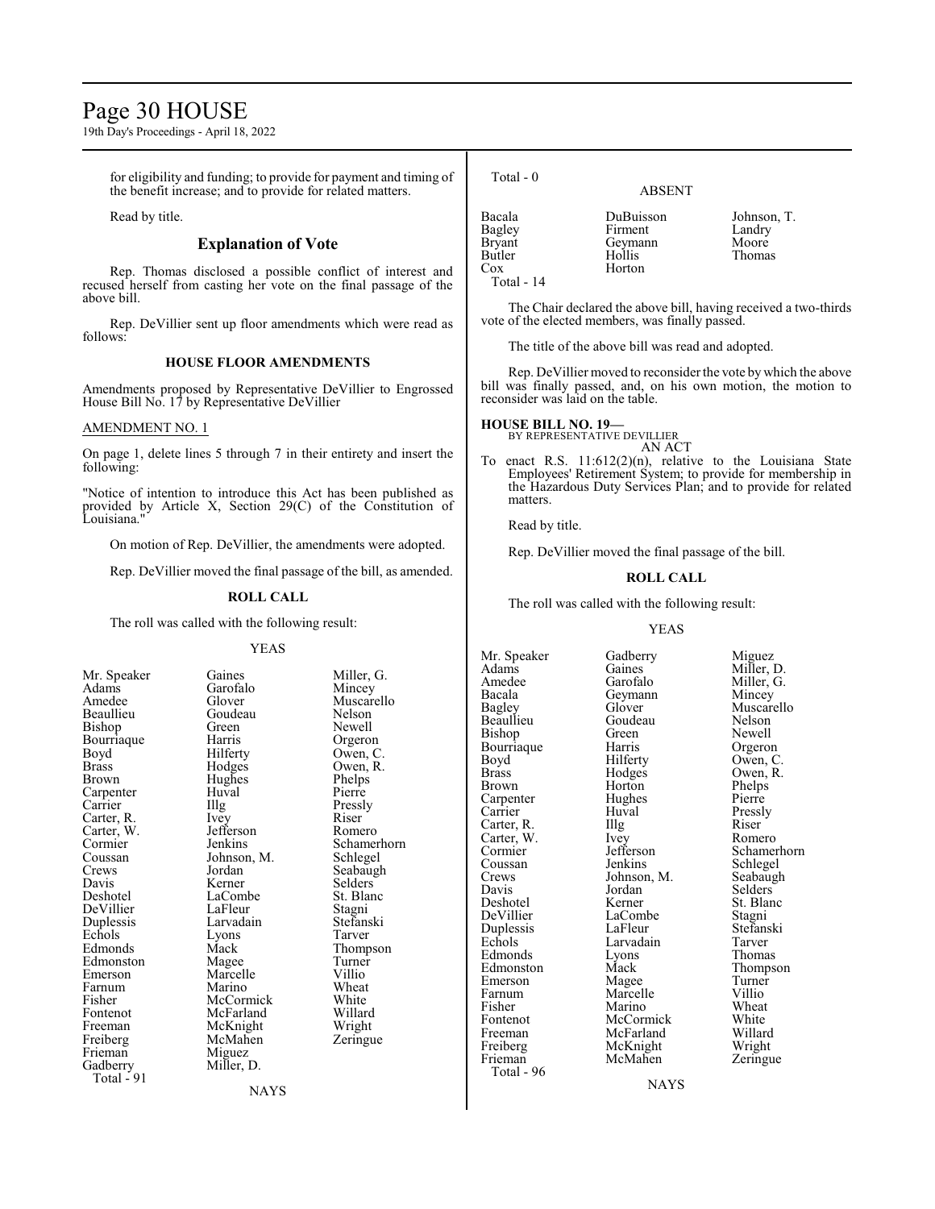for eligibility and funding; to provide for payment and timing of the benefit increase; and to provide for related matters.

Read by title.

## Explanation of Vote

Rep. Thomas disclosed a possible conflict of interest and recused herself from casting her vote on the final passage of the above bill.

Rep. DeVillier sent up floor amendments which were read as follows:

### HOUSE FLOOR AMENDMENTS

Amendments proposed by Representative DeVillier to Engrossed House Bill No. 17 by Representative DeVillier

AMENDMENT NO. 1

On page 1, delete lines 5 through 7 in their entirety and insert the following:

"Notice of intention to introduce this Act has been published as provided by Article X, Section 29(C) of the Constitution of Louisiana."

On motion of Rep. DeVillier, the amendments were adopted.

Rep. DeVillier moved the final passage of the bill, as amended.

### ROLL CALL

The roll was called with the following result:

YEAS

| | | |
|---|---|---|
| Mr. Speaker | Gaines | Miller, G. |
| Adams | Garofalo | Mincey |
| Amedee | Glover | Muscarello |
| Beaullieu | Goudeau | Nelson |
| Bishop | Green | Newell |
| Bourriaque | Harris | Orgeron |
| Boyd | Hilferty | Owen, C. |
| Brass | Hodges | Owen, R. |
| Brown | Hughes | Phelps |
| Carpenter | Huval | Pierre |
| Carrier | Illg | Pressly |
| Carter, R. | Ivey | Riser |
| Carter, W. | Jefferson | Romero |
| Cormier | Jenkins | Schamerhorn |
| Coussan | Johnson, M. | Schlegel |
| Crews | Jordan | Seabaugh |
| Davis | Kerner | Selders |
| Deshotel | LaCombe | St. Blanc |
| DeVillier | LaFleur | Stagni |
| Duplessis | Larvadain | Stefanski |
| Echols | Lyons | Tarver |
| Edmonds | Mack | Thompson |
| Edmonston | Magee | Turner |
| Emerson | Marcelle | Villio |
| Farnum | Marino | Wheat |
| Fisher | McCormick | White |
| Fontenot | McFarland | Willard |
| Freeman | McKnight | Wright |
| Freiberg | McMahen | Zeringue |
| Frieman | Miguez | |
| Gadberry | Miller, D. | |

Total - 91

NAYS

Total - 0

ABSENT

| | | |
|---|---|---|
| Bacala | DuBuisson | Johnson, T. |
| Bagley | Firment | Landry |
| Bryant | Geymann | Moore |
| Butler | Hollis | Thomas |
| Cox | Horton | |

Total - 14

The Chair declared the above bill, having received a two-thirds vote of the elected members, was finally passed.

The title of the above bill was read and adopted.

Rep. DeVillier moved to reconsider the vote by which the above bill was finally passed, and, on his own motion, the motion to reconsider was laid on the table.

**HOUSE BILL NO. 19—**
BY REPRESENTATIVE DEVILLIER
AN ACT

To enact R.S. 11:612(2)(n), relative to the Louisiana State Employees' Retirement System; to provide for membership in the Hazardous Duty Services Plan; and to provide for related matters.

Read by title.

Rep. DeVillier moved the final passage of the bill.

### ROLL CALL

The roll was called with the following result:

YEAS

| | | |
|---|---|---|
| Mr. Speaker | Gadberry | Miguez |
| Adams | Gaines | Miller, D. |
| Amedee | Garofalo | Miller, G. |
| Bacala | Geymann | Mincey |
| Bagley | Glover | Muscarello |
| Beaullieu | Goudeau | Nelson |
| Bishop | Green | Newell |
| Bourriaque | Harris | Orgeron |
| Boyd | Hilferty | Owen, C. |
| Brass | Hodges | Owen, R. |
| Brown | Horton | Phelps |
| Carpenter | Hughes | Pierre |
| Carrier | Huval | Pressly |
| Carter, R. | Illg | Riser |
| Carter, W. | Ivey | Romero |
| Cormier | Jefferson | Schamerhorn |
| Coussan | Jenkins | Schlegel |
| Crews | Johnson, M. | Seabaugh |
| Davis | Jordan | Selders |
| Deshotel | Kerner | St. Blanc |
| DeVillier | LaCombe | Stagni |
| Duplessis | LaFleur | Stefanski |
| Echols | Larvadain | Tarver |
| Edmonds | Lyons | Thomas |
| Edmonston | Mack | Thompson |
| Emerson | Magee | Turner |
| Farnum | Marcelle | Villio |
| Fisher | Marino | Wheat |
| Fontenot | McCormick | White |
| Freeman | McFarland | Willard |
| Freiberg | McKnight | Wright |
| Frieman | McMahen | Zeringue |

Total - 96

NAYS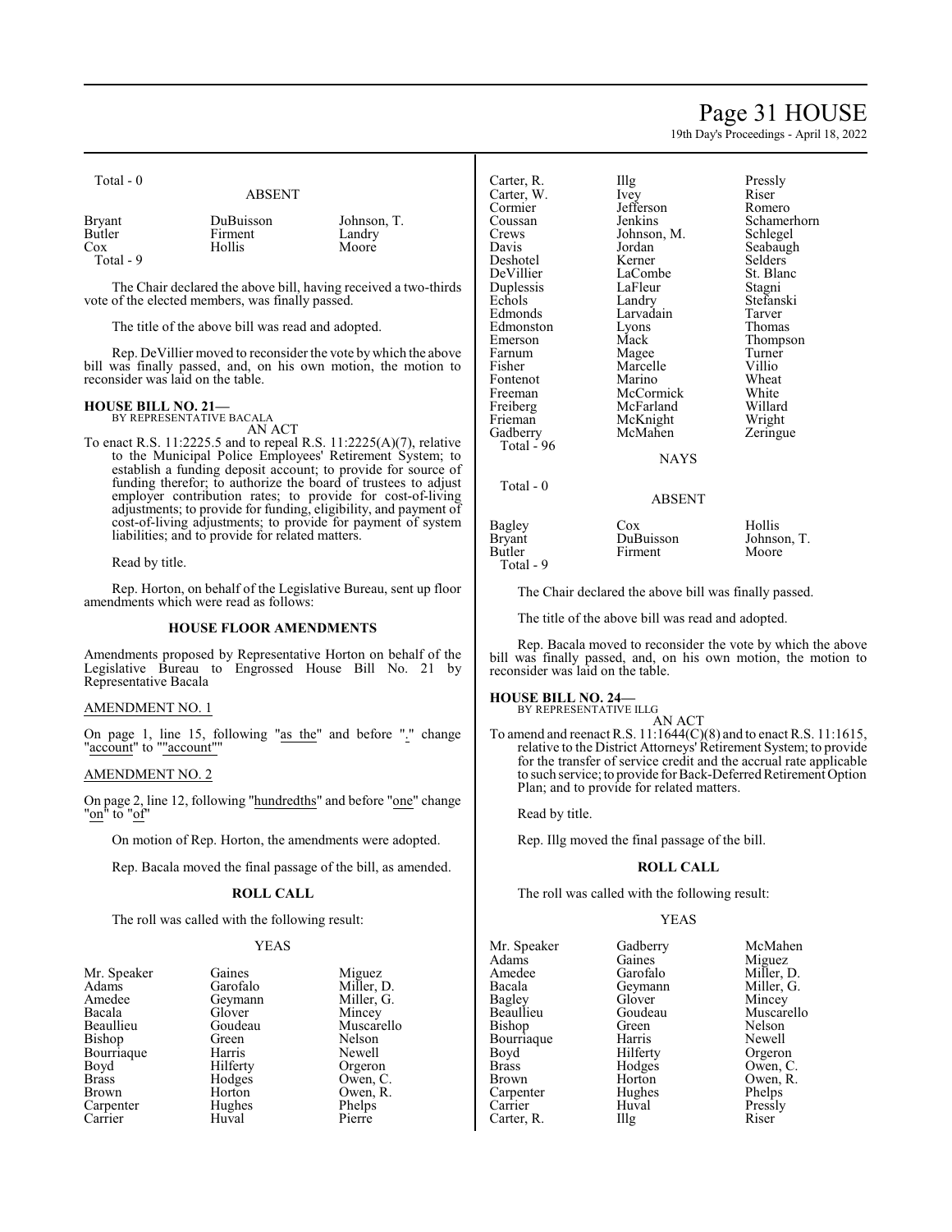Total - 0

ABSENT

| | | |
|---|---|---|
| Bryant | DuBuisson | Johnson, T. |
| Butler | Firment | Landry |
| Cox | Hollis | Moore |

Total - 9

The Chair declared the above bill, having received a two-thirds vote of the elected members, was finally passed.

The title of the above bill was read and adopted.

Rep. DeVillier moved to reconsider the vote by which the above bill was finally passed, and, on his own motion, the motion to reconsider was laid on the table.

**HOUSE BILL NO. 21—**
BY REPRESENTATIVE BACALA

AN ACT

To enact R.S. 11:2225.5 and to repeal R.S. 11:2225(A)(7), relative to the Municipal Police Employees' Retirement System; to establish a funding deposit account; to provide for source of funding therefor; to authorize the board of trustees to adjust employer contribution rates; to provide for cost-of-living adjustments; to provide for funding, eligibility, and payment of cost-of-living adjustments; to provide for payment of system liabilities; and to provide for related matters.

Read by title.

Rep. Horton, on behalf of the Legislative Bureau, sent up floor amendments which were read as follows:

**HOUSE FLOOR AMENDMENTS**

Amendments proposed by Representative Horton on behalf of the Legislative Bureau to Engrossed House Bill No. 21 by Representative Bacala

AMENDMENT NO. 1

On page 1, line 15, following "as the" and before "." change "account" to ""account""

AMENDMENT NO. 2

On page 2, line 12, following "hundredths" and before "one" change "on" to "of"

On motion of Rep. Horton, the amendments were adopted.

Rep. Bacala moved the final passage of the bill, as amended.

**ROLL CALL**

The roll was called with the following result:

YEAS

| | | |
|---|---|---|
| Mr. Speaker | Gaines | Miguez |
| Adams | Garofalo | Miller, D. |
| Amedee | Geymann | Miller, G. |
| Bacala | Glover | Mincey |
| Beaullieu | Goudeau | Muscarello |
| Bishop | Green | Nelson |
| Bourriaque | Harris | Newell |
| Boyd | Hilferty | Orgeron |
| Brass | Hodges | Owen, C. |
| Brown | Horton | Owen, R. |
| Carpenter | Hughes | Phelps |
| Carrier | Huval | Pierre |
| Carter, R. | Illg | Pressly |
| Carter, W. | Ivey | Riser |
| Cormier | Jefferson | Romero |
| Coussan | Jenkins | Schamerhorn |
| Crews | Johnson, M. | Schlegel |
| Davis | Jordan | Seabaugh |
| Deshotel | Kerner | Selders |
| DeVillier | LaCombe | St. Blanc |
| Duplessis | LaFleur | Stagni |
| Echols | Landry | Stefanski |
| Edmonds | Larvadain | Tarver |
| Edmonston | Lyons | Thomas |
| Emerson | Mack | Thompson |
| Farnum | Magee | Turner |
| Fisher | Marcelle | Villio |
| Fontenot | Marino | Wheat |
| Freeman | McCormick | White |
| Freiberg | McFarland | Willard |
| Frieman | McKnight | Wright |
| Gadberry | McMahen | Zeringue |

Total - 96

NAYS

Total - 0

ABSENT

| | | |
|---|---|---|
| Bagley | Cox | Hollis |
| Bryant | DuBuisson | Johnson, T. |
| Butler | Firment | Moore |

Total - 9

The Chair declared the above bill was finally passed.

The title of the above bill was read and adopted.

Rep. Bacala moved to reconsider the vote by which the above bill was finally passed, and, on his own motion, the motion to reconsider was laid on the table.

**HOUSE BILL NO. 24—**
BY REPRESENTATIVE ILLG

AN ACT

To amend and reenact R.S. 11:1644(C)(8) and to enact R.S. 11:1615, relative to the District Attorneys' Retirement System; to provide for the transfer of service credit and the accrual rate applicable to such service; to provide for Back-Deferred Retirement Option Plan; and to provide for related matters.

Read by title.

Rep. Illg moved the final passage of the bill.

**ROLL CALL**

The roll was called with the following result:

YEAS

| | | |
|---|---|---|
| Mr. Speaker | Gadberry | McMahen |
| Adams | Gaines | Miguez |
| Amedee | Garofalo | Miller, D. |
| Bacala | Geymann | Miller, G. |
| Bagley | Glover | Mincey |
| Beaullieu | Goudeau | Muscarello |
| Bishop | Green | Nelson |
| Bourriaque | Harris | Newell |
| Boyd | Hilferty | Orgeron |
| Brass | Hodges | Owen, C. |
| Brown | Horton | Owen, R. |
| Carpenter | Hughes | Phelps |
| Carrier | Huval | Pressly |
| Carter, R. | Illg | Riser |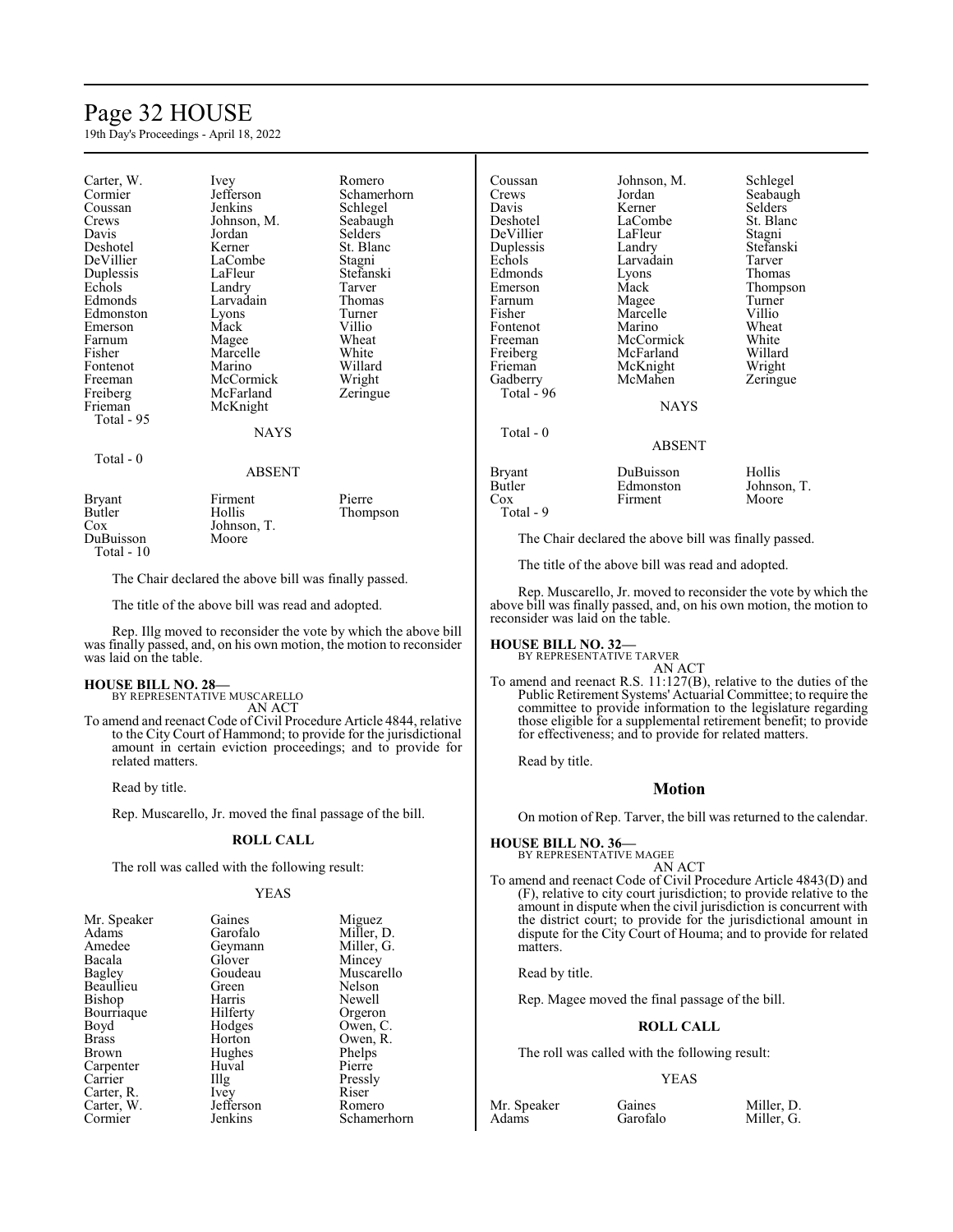| | | |
|---|---|---|
| Carter, W. | Ivey | Romero |
| Cormier | Jefferson | Schamerhorn |
| Coussan | Jenkins | Schlegel |
| Crews | Johnson, M. | Seabaugh |
| Davis | Jordan | Selders |
| Deshotel | Kerner | St. Blanc |
| DeVillier | LaCombe | Stagni |
| Duplessis | LaFleur | Stefanski |
| Echols | Landry | Tarver |
| Edmonds | Larvadain | Thomas |
| Edmonston | Lyons | Turner |
| Emerson | Mack | Villio |
| Farnum | Magee | Wheat |
| Fisher | Marcelle | White |
| Fontenot | Marino | Willard |
| Freeman | McCormick | Wright |
| Freiberg | McFarland | Zeringue |
| Frieman | McKnight | |

Total - 95

NAYS

Total - 0

ABSENT

| | | |
|---|---|---|
| Bryant | Firment | Pierre |
| Butler | Hollis | Thompson |
| Cox | Johnson, T. | |
| DuBuisson | Moore | |

Total - 10

The Chair declared the above bill was finally passed.

The title of the above bill was read and adopted.

Rep. Illg moved to reconsider the vote by which the above bill was finally passed, and, on his own motion, the motion to reconsider was laid on the table.

**HOUSE BILL NO. 28—**
BY REPRESENTATIVE MUSCARELLO
AN ACT

To amend and reenact Code of Civil Procedure Article 4844, relative to the City Court of Hammond; to provide for the jurisdictional amount in certain eviction proceedings; and to provide for related matters.

Read by title.

Rep. Muscarello, Jr. moved the final passage of the bill.

**ROLL CALL**

The roll was called with the following result:

YEAS

| | | |
|---|---|---|
| Mr. Speaker | Gaines | Miguez |
| Adams | Garofalo | Miller, D. |
| Amedee | Geymann | Miller, G. |
| Bacala | Glover | Mincey |
| Bagley | Goudeau | Muscarello |
| Beaullieu | Green | Nelson |
| Bishop | Harris | Newell |
| Bourriaque | Hilferty | Orgeron |
| Boyd | Hodges | Owen, C. |
| Brass | Horton | Owen, R. |
| Brown | Hughes | Phelps |
| Carpenter | Huval | Pierre |
| Carrier | Illg | Pressly |
| Carter, R. | Ivey | Riser |
| Carter, W. | Jefferson | Romero |
| Cormier | Jenkins | Schamerhorn |
| Coussan | Johnson, M. | Schlegel |
| Crews | Jordan | Seabaugh |
| Davis | Kerner | Selders |
| Deshotel | LaCombe | St. Blanc |
| DeVillier | LaFleur | Stagni |
| Duplessis | Landry | Stefanski |
| Echols | Larvadain | Tarver |
| Edmonds | Lyons | Thomas |
| Emerson | Mack | Thompson |
| Farnum | Magee | Turner |
| Fisher | Marcelle | Villio |
| Fontenot | Marino | Wheat |
| Freeman | McCormick | White |
| Freiberg | McFarland | Willard |
| Frieman | McKnight | Wright |
| Gadberry | McMahen | Zeringue |

Total - 96

NAYS

Total - 0

ABSENT

| | | |
|---|---|---|
| Bryant | DuBuisson | Hollis |
| Butler | Edmonston | Johnson, T. |
| Cox | Firment | Moore |

Total - 9

The Chair declared the above bill was finally passed.

The title of the above bill was read and adopted.

Rep. Muscarello, Jr. moved to reconsider the vote by which the above bill was finally passed, and, on his own motion, the motion to reconsider was laid on the table.

**HOUSE BILL NO. 32—**
BY REPRESENTATIVE TARVER
AN ACT

To amend and reenact R.S. 11:127(B), relative to the duties of the Public Retirement Systems' Actuarial Committee; to require the committee to provide information to the legislature regarding those eligible for a supplemental retirement benefit; to provide for effectiveness; and to provide for related matters.

Read by title.

## Motion

On motion of Rep. Tarver, the bill was returned to the calendar.

**HOUSE BILL NO. 36—**
BY REPRESENTATIVE MAGEE
AN ACT

To amend and reenact Code of Civil Procedure Article 4843(D) and (F), relative to city court jurisdiction; to provide relative to the amount in dispute when the civil jurisdiction is concurrent with the district court; to provide for the jurisdictional amount in dispute for the City Court of Houma; and to provide for related matters.

Read by title.

Rep. Magee moved the final passage of the bill.

**ROLL CALL**

The roll was called with the following result:

YEAS

| | | |
|---|---|---|
| Mr. Speaker | Gaines | Miller, D. |
| Adams | Garofalo | Miller, G. |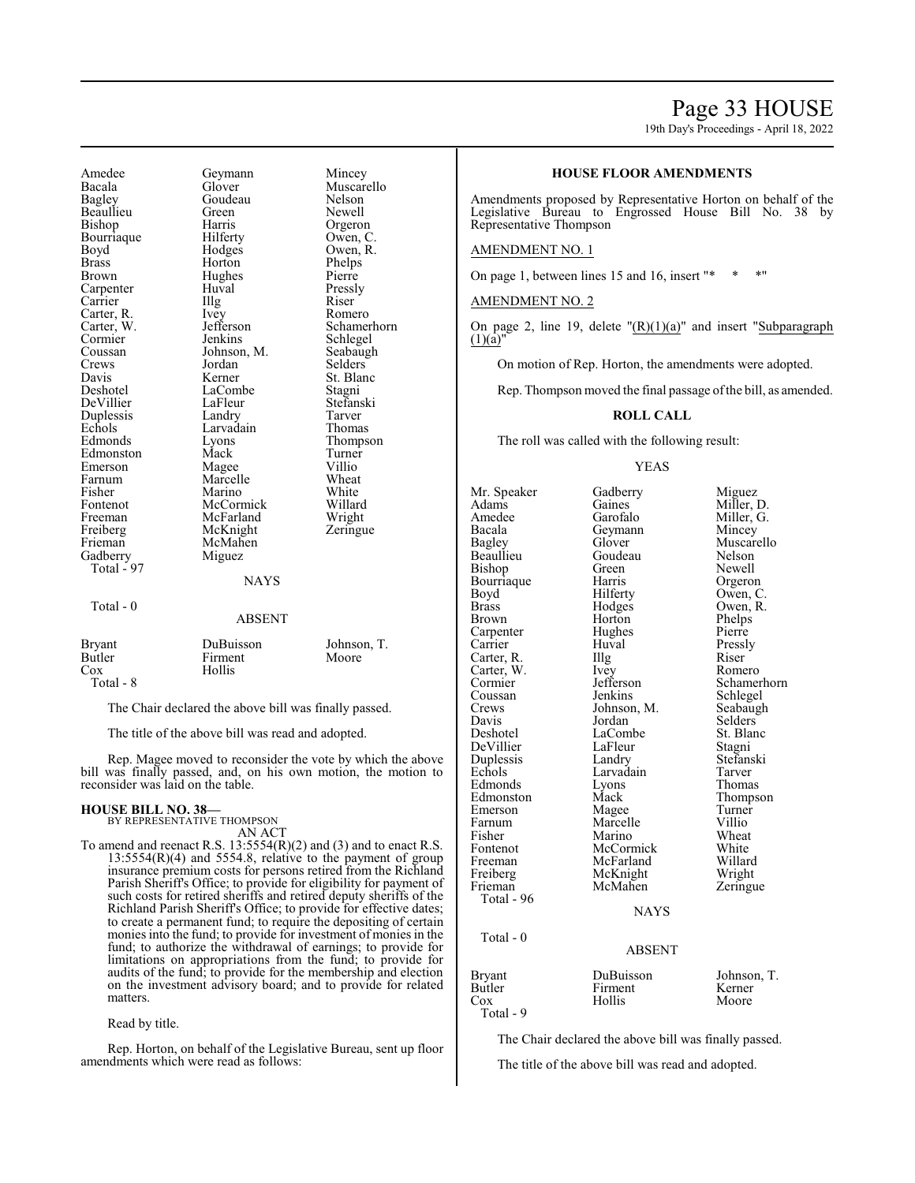| | | |
|---|---|---|
| Amedee | Geymann | Mincey |
| Bacala | Glover | Muscarello |
| Bagley | Goudeau | Nelson |
| Beaullieu | Green | Newell |
| Bishop | Harris | Orgeron |
| Bourriaque | Hilferty | Owen, C. |
| Boyd | Hodges | Owen, R. |
| Brass | Horton | Phelps |
| Brown | Hughes | Pierre |
| Carpenter | Huval | Pressly |
| Carrier | Illg | Riser |
| Carter, R. | Ivey | Romero |
| Carter, W. | Jefferson | Schamerhorn |
| Cormier | Jenkins | Schlegel |
| Coussan | Johnson, M. | Seabaugh |
| Crews | Jordan | Selders |
| Davis | Kerner | St. Blanc |
| Deshotel | LaCombe | Stagni |
| DeVillier | LaFleur | Stefanski |
| Duplessis | Landry | Tarver |
| Echols | Larvadain | Thomas |
| Edmonds | Lyons | Thompson |
| Edmonston | Mack | Turner |
| Emerson | Magee | Villio |
| Farnum | Marcelle | Wheat |
| Fisher | Marino | White |
| Fontenot | McCormick | Willard |
| Freeman | McFarland | Wright |
| Freiberg | McKnight | Zeringue |
| Frieman | McMahen | |
| Gadberry | Miguez | |

Total - 97

NAYS

Total - 0

ABSENT

| | | |
|---|---|---|
| Bryant | DuBuisson | Johnson, T. |
| Butler | Firment | Moore |
| Cox | Hollis | |

Total - 8

The Chair declared the above bill was finally passed.

The title of the above bill was read and adopted.

Rep. Magee moved to reconsider the vote by which the above bill was finally passed, and, on his own motion, the motion to reconsider was laid on the table.

**HOUSE BILL NO. 38—**
BY REPRESENTATIVE THOMPSON
AN ACT

To amend and reenact R.S. 13:5554(R)(2) and (3) and to enact R.S. 13:5554(R)(4) and 5554.8, relative to the payment of group insurance premium costs for persons retired from the Richland Parish Sheriff's Office; to provide for eligibility for payment of such costs for retired sheriffs and retired deputy sheriffs of the Richland Parish Sheriff's Office; to provide for effective dates; to create a permanent fund; to require the depositing of certain monies into the fund; to provide for investment of monies in the fund; to authorize the withdrawal of earnings; to provide for limitations on appropriations from the fund; to provide for audits of the fund; to provide for the membership and election on the investment advisory board; and to provide for related matters.

Read by title.

Rep. Horton, on behalf of the Legislative Bureau, sent up floor amendments which were read as follows:

**HOUSE FLOOR AMENDMENTS**

Amendments proposed by Representative Horton on behalf of the Legislative Bureau to Engrossed House Bill No. 38 by Representative Thompson

AMENDMENT NO. 1

On page 1, between lines 15 and 16, insert "* * *"

AMENDMENT NO. 2

On page 2, line 19, delete "(R)(1)(a)" and insert "Subparagraph (1)(a)"

On motion of Rep. Horton, the amendments were adopted.

Rep. Thompson moved the final passage of the bill, as amended.

**ROLL CALL**

The roll was called with the following result:

YEAS

| | | |
|---|---|---|
| Mr. Speaker | Gadberry | Miguez |
| Adams | Gaines | Miller, D. |
| Amedee | Garofalo | Miller, G. |
| Bacala | Geymann | Mincey |
| Bagley | Glover | Muscarello |
| Beaullieu | Goudeau | Nelson |
| Bishop | Green | Newell |
| Bourriaque | Harris | Orgeron |
| Boyd | Hilferty | Owen, C. |
| Brass | Hodges | Owen, R. |
| Brown | Horton | Phelps |
| Carpenter | Hughes | Pierre |
| Carrier | Huval | Pressly |
| Carter, R. | Illg | Riser |
| Carter, W. | Ivey | Romero |
| Cormier | Jefferson | Schamerhorn |
| Coussan | Jenkins | Schlegel |
| Crews | Johnson, M. | Seabaugh |
| Davis | Jordan | Selders |
| Deshotel | LaCombe | St. Blanc |
| DeVillier | LaFleur | Stagni |
| Duplessis | Landry | Stefanski |
| Echols | Larvadain | Tarver |
| Edmonds | Lyons | Thomas |
| Edmonston | Mack | Thompson |
| Emerson | Magee | Turner |
| Farnum | Marcelle | Villio |
| Fisher | Marino | Wheat |
| Fontenot | McCormick | White |
| Freeman | McFarland | Willard |
| Freiberg | McKnight | Wright |
| Frieman | McMahen | Zeringue |

Total - 96

NAYS

Total - 0

ABSENT

| | | |
|---|---|---|
| Bryant | DuBuisson | Johnson, T. |
| Butler | Firment | Kerner |
| Cox | Hollis | Moore |

Total - 9

The Chair declared the above bill was finally passed.

The title of the above bill was read and adopted.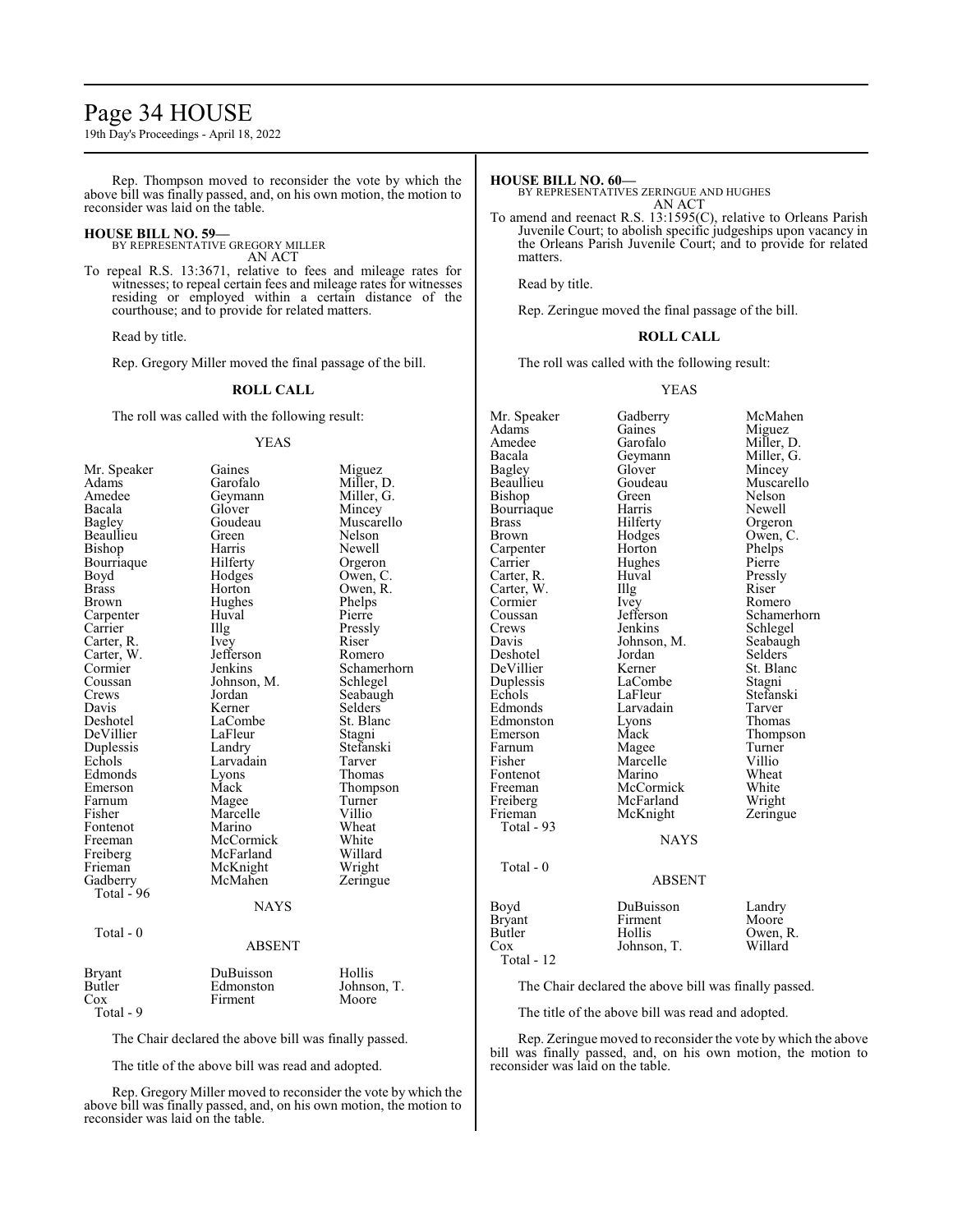Rep. Thompson moved to reconsider the vote by which the above bill was finally passed, and, on his own motion, the motion to reconsider was laid on the table.

**HOUSE BILL NO. 59—**
BY REPRESENTATIVE GREGORY MILLER
AN ACT

To repeal R.S. 13:3671, relative to fees and mileage rates for witnesses; to repeal certain fees and mileage rates for witnesses residing or employed within a certain distance of the courthouse; and to provide for related matters.

Read by title.

Rep. Gregory Miller moved the final passage of the bill.

**ROLL CALL**

The roll was called with the following result:

YEAS

| | | |
|---|---|---|
| Mr. Speaker | Gaines | Miguez |
| Adams | Garofalo | Miller, D. |
| Amedee | Geymann | Miller, G. |
| Bacala | Glover | Mincey |
| Bagley | Goudeau | Muscarello |
| Beaullieu | Green | Nelson |
| Bishop | Harris | Newell |
| Bourriaque | Hilferty | Orgeron |
| Boyd | Hodges | Owen, C. |
| Brass | Horton | Owen, R. |
| Brown | Hughes | Phelps |
| Carpenter | Huval | Pierre |
| Carrier | Illg | Pressly |
| Carter, R. | Ivey | Riser |
| Carter, W. | Jefferson | Romero |
| Cormier | Jenkins | Schamerhorn |
| Coussan | Johnson, M. | Schlegel |
| Crews | Jordan | Seabaugh |
| Davis | Kerner | Selders |
| Deshotel | LaCombe | St. Blanc |
| DeVillier | LaFleur | Stagni |
| Duplessis | Landry | Stefanski |
| Echols | Larvadain | Tarver |
| Edmonds | Lyons | Thomas |
| Emerson | Mack | Thompson |
| Farnum | Magee | Turner |
| Fisher | Marcelle | Villio |
| Fontenot | Marino | Wheat |
| Freeman | McCormick | White |
| Freiberg | McFarland | Willard |
| Frieman | McKnight | Wright |
| Gadberry | McMahen | Zeringue |

Total - 96

NAYS

Total - 0

ABSENT

| | | |
|---|---|---|
| Bryant | DuBuisson | Hollis |
| Butler | Edmonston | Johnson, T. |
| Cox | Firment | Moore |

Total - 9

The Chair declared the above bill was finally passed.

The title of the above bill was read and adopted.

Rep. Gregory Miller moved to reconsider the vote by which the above bill was finally passed, and, on his own motion, the motion to reconsider was laid on the table.

**HOUSE BILL NO. 60—**
BY REPRESENTATIVES ZERINGUE AND HUGHES
AN ACT

To amend and reenact R.S. 13:1595(C), relative to Orleans Parish Juvenile Court; to abolish specific judgeships upon vacancy in the Orleans Parish Juvenile Court; and to provide for related matters.

Read by title.

Rep. Zeringue moved the final passage of the bill.

**ROLL CALL**

The roll was called with the following result:

YEAS

| | | |
|---|---|---|
| Mr. Speaker | Gadberry | McMahen |
| Adams | Gaines | Miguez |
| Amedee | Garofalo | Miller, D. |
| Bacala | Geymann | Miller, G. |
| Bagley | Glover | Mincey |
| Beaullieu | Goudeau | Muscarello |
| Bishop | Green | Nelson |
| Bourriaque | Harris | Newell |
| Brass | Hilferty | Orgeron |
| Brown | Hodges | Owen, C. |
| Carpenter | Horton | Phelps |
| Carrier | Hughes | Pierre |
| Carter, R. | Huval | Pressly |
| Carter, W. | Illg | Riser |
| Cormier | Ivey | Romero |
| Coussan | Jefferson | Schamerhorn |
| Crews | Jenkins | Schlegel |
| Davis | Johnson, M. | Seabaugh |
| Deshotel | Jordan | Selders |
| DeVillier | Kerner | St. Blanc |
| Duplessis | LaCombe | Stagni |
| Echols | LaFleur | Stefanski |
| Edmonds | Larvadain | Tarver |
| Edmonston | Lyons | Thomas |
| Emerson | Mack | Thompson |
| Farnum | Magee | Turner |
| Fisher | Marcelle | Villio |
| Fontenot | Marino | Wheat |
| Freeman | McCormick | White |
| Freiberg | McFarland | Wright |
| Frieman | McKnight | Zeringue |

Total - 93

NAYS

Total - 0

ABSENT

| | | |
|---|---|---|
| Boyd | DuBuisson | Landry |
| Bryant | Firment | Moore |
| Butler | Hollis | Owen, R. |
| Cox | Johnson, T. | Willard |

Total - 12

The Chair declared the above bill was finally passed.

The title of the above bill was read and adopted.

Rep. Zeringue moved to reconsider the vote by which the above bill was finally passed, and, on his own motion, the motion to reconsider was laid on the table.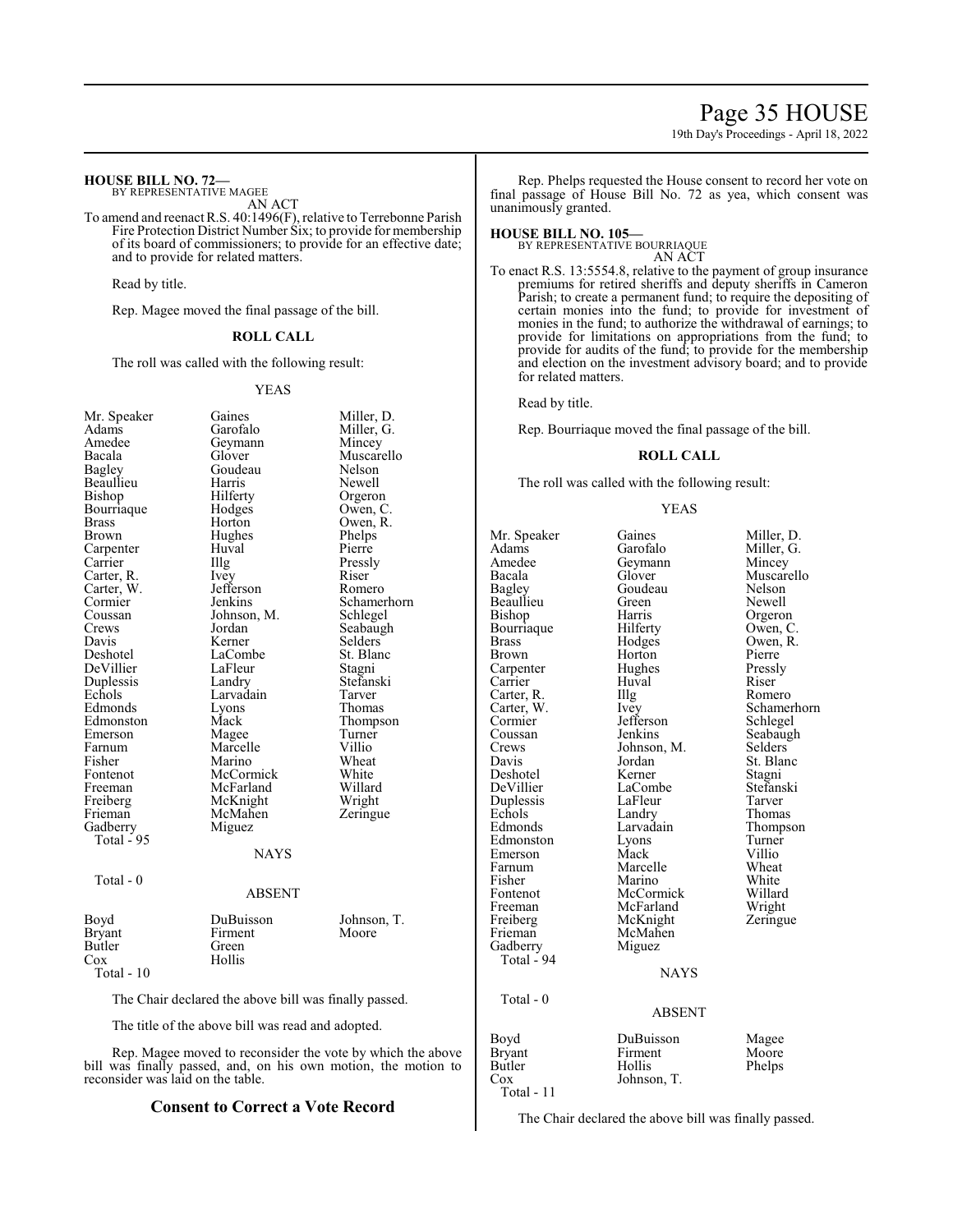**HOUSE BILL NO. 72—**
BY REPRESENTATIVE MAGEE
AN ACT

To amend and reenact R.S. 40:1496(F), relative to Terrebonne Parish Fire Protection District Number Six; to provide for membership of its board of commissioners; to provide for an effective date; and to provide for related matters.

Read by title.

Rep. Magee moved the final passage of the bill.

**ROLL CALL**

The roll was called with the following result:

YEAS

| | | |
|---|---|---|
| Mr. Speaker | Gaines | Miller, D. |
| Adams | Garofalo | Miller, G. |
| Amedee | Geymann | Mincey |
| Bacala | Glover | Muscarello |
| Bagley | Goudeau | Nelson |
| Beaullieu | Harris | Newell |
| Bishop | Hilferty | Orgeron |
| Bourriaque | Hodges | Owen, C. |
| Brass | Horton | Owen, R. |
| Brown | Hughes | Phelps |
| Carpenter | Huval | Pierre |
| Carrier | Illg | Pressly |
| Carter, R. | Ivey | Riser |
| Carter, W. | Jefferson | Romero |
| Cormier | Jenkins | Schamerhorn |
| Coussan | Johnson, M. | Schlegel |
| Crews | Jordan | Seabaugh |
| Davis | Kerner | Selders |
| Deshotel | LaCombe | St. Blanc |
| DeVillier | LaFleur | Stagni |
| Duplessis | Landry | Stefanski |
| Echols | Larvadain | Tarver |
| Edmonds | Lyons | Thomas |
| Edmonston | Mack | Thompson |
| Emerson | Magee | Turner |
| Farnum | Marcelle | Villio |
| Fisher | Marino | Wheat |
| Fontenot | McCormick | White |
| Freeman | McFarland | Willard |
| Freiberg | McKnight | Wright |
| Frieman | McMahen | Zeringue |
| Gadberry | Miguez | |

Total - 95

NAYS

Total - 0

ABSENT

| | | |
|---|---|---|
| Boyd | DuBuisson | Johnson, T. |
| Bryant | Firment | Moore |
| Butler | Green | |
| Cox | Hollis | |

Total - 10

The Chair declared the above bill was finally passed.

The title of the above bill was read and adopted.

Rep. Magee moved to reconsider the vote by which the above bill was finally passed, and, on his own motion, the motion to reconsider was laid on the table.

## Consent to Correct a Vote Record

Rep. Phelps requested the House consent to record her vote on final passage of House Bill No. 72 as yea, which consent was unanimously granted.

**HOUSE BILL NO. 105—**
BY REPRESENTATIVE BOURRIAQUE
AN ACT

To enact R.S. 13:5554.8, relative to the payment of group insurance premiums for retired sheriffs and deputy sheriffs in Cameron Parish; to create a permanent fund; to require the depositing of certain monies into the fund; to provide for investment of monies in the fund; to authorize the withdrawal of earnings; to provide for limitations on appropriations from the fund; to provide for audits of the fund; to provide for the membership and election on the investment advisory board; and to provide for related matters.

Read by title.

Rep. Bourriaque moved the final passage of the bill.

**ROLL CALL**

The roll was called with the following result:

YEAS

| | | |
|---|---|---|
| Mr. Speaker | Gaines | Miller, D. |
| Adams | Garofalo | Miller, G. |
| Amedee | Geymann | Mincey |
| Bacala | Glover | Muscarello |
| Bagley | Goudeau | Nelson |
| Beaullieu | Green | Newell |
| Bishop | Harris | Orgeron |
| Bourriaque | Hilferty | Owen, C. |
| Brass | Hodges | Owen, R. |
| Brown | Horton | Pierre |
| Carpenter | Hughes | Pressly |
| Carrier | Huval | Riser |
| Carter, R. | Illg | Romero |
| Carter, W. | Ivey | Schamerhorn |
| Cormier | Jefferson | Schlegel |
| Coussan | Jenkins | Seabaugh |
| Crews | Johnson, M. | Selders |
| Davis | Jordan | St. Blanc |
| Deshotel | Kerner | Stagni |
| DeVillier | LaCombe | Stefanski |
| Duplessis | LaFleur | Tarver |
| Echols | Landry | Thomas |
| Edmonds | Larvadain | Thompson |
| Edmonston | Lyons | Turner |
| Emerson | Mack | Villio |
| Farnum | Marcelle | Wheat |
| Fisher | Marino | White |
| Fontenot | McCormick | Willard |
| Freeman | McFarland | Wright |
| Freiberg | McKnight | Zeringue |
| Frieman | McMahen | |
| Gadberry | Miguez | |

Total - 94

NAYS

Total - 0

ABSENT

| | | |
|---|---|---|
| Boyd | DuBuisson | Magee |
| Bryant | Firment | Moore |
| Butler | Hollis | Phelps |
| Cox | Johnson, T. | |

Total - 11

The Chair declared the above bill was finally passed.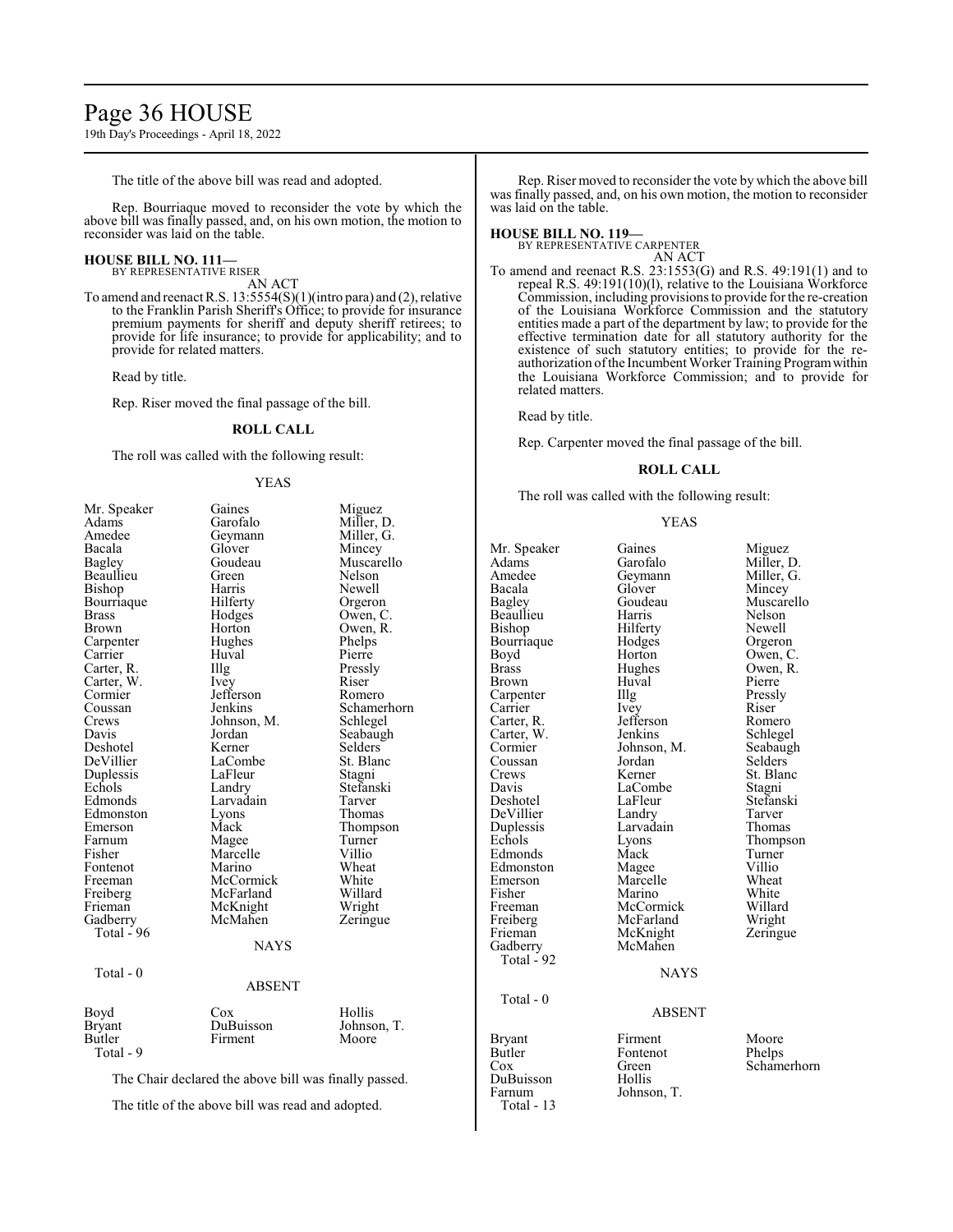The title of the above bill was read and adopted.

Rep. Bourriaque moved to reconsider the vote by which the above bill was finally passed, and, on his own motion, the motion to reconsider was laid on the table.

**HOUSE BILL NO. 111—**
BY REPRESENTATIVE RISER
AN ACT

To amend and reenact R.S. 13:5554(S)(1)(intro para) and (2), relative to the Franklin Parish Sheriff's Office; to provide for insurance premium payments for sheriff and deputy sheriff retirees; to provide for life insurance; to provide for applicability; and to provide for related matters.

Read by title.

Rep. Riser moved the final passage of the bill.

## ROLL CALL

The roll was called with the following result:

YEAS

| | | |
|---|---|---|
| Mr. Speaker | Gaines | Miguez |
| Adams | Garofalo | Miller, D. |
| Amedee | Geymann | Miller, G. |
| Bacala | Glover | Mincey |
| Bagley | Goudeau | Muscarello |
| Beaullieu | Green | Nelson |
| Bishop | Harris | Newell |
| Bourriaque | Hilferty | Orgeron |
| Brass | Hodges | Owen, C. |
| Brown | Horton | Owen, R. |
| Carpenter | Hughes | Phelps |
| Carrier | Huval | Pierre |
| Carter, R. | Illg | Pressly |
| Carter, W. | Ivey | Riser |
| Cormier | Jefferson | Romero |
| Coussan | Jenkins | Schamerhorn |
| Crews | Johnson, M. | Schlegel |
| Davis | Jordan | Seabaugh |
| Deshotel | Kerner | Selders |
| DeVillier | LaCombe | St. Blanc |
| Duplessis | LaFleur | Stagni |
| Echols | Landry | Stefanski |
| Edmonds | Larvadain | Tarver |
| Edmonston | Lyons | Thomas |
| Emerson | Mack | Thompson |
| Farnum | Magee | Turner |
| Fisher | Marcelle | Villio |
| Fontenot | Marino | Wheat |
| Freeman | McCormick | White |
| Freiberg | McFarland | Willard |
| Frieman | McKnight | Wright |
| Gadberry | McMahen | Zeringue |

Total - 96

NAYS

Total - 0

ABSENT

| | | |
|---|---|---|
| Boyd | Cox | Hollis |
| Bryant | DuBuisson | Johnson, T. |
| Butler | Firment | Moore |

Total - 9

The Chair declared the above bill was finally passed.

The title of the above bill was read and adopted.

Rep. Riser moved to reconsider the vote by which the above bill was finally passed, and, on his own motion, the motion to reconsider was laid on the table.

**HOUSE BILL NO. 119—**
BY REPRESENTATIVE CARPENTER
AN ACT

To amend and reenact R.S. 23:1553(G) and R.S. 49:191(1) and to repeal R.S. 49:191(10)(l), relative to the Louisiana Workforce Commission, including provisions to provide for the re-creation of the Louisiana Workforce Commission and the statutory entities made a part of the department by law; to provide for the effective termination date for all statutory authority for the existence of such statutory entities; to provide for the re-authorization of the Incumbent Worker Training Program within the Louisiana Workforce Commission; and to provide for related matters.

Read by title.

Rep. Carpenter moved the final passage of the bill.

## ROLL CALL

The roll was called with the following result:

YEAS

| | | |
|---|---|---|
| Mr. Speaker | Gaines | Miguez |
| Adams | Garofalo | Miller, D. |
| Amedee | Geymann | Miller, G. |
| Bacala | Glover | Mincey |
| Bagley | Goudeau | Muscarello |
| Beaullieu | Harris | Nelson |
| Bishop | Hilferty | Newell |
| Bourriaque | Hodges | Orgeron |
| Boyd | Horton | Owen, C. |
| Brass | Hughes | Owen, R. |
| Brown | Huval | Pierre |
| Carpenter | Illg | Pressly |
| Carrier | Ivey | Riser |
| Carter, R. | Jefferson | Romero |
| Carter, W. | Jenkins | Schlegel |
| Cormier | Johnson, M. | Seabaugh |
| Coussan | Jordan | Selders |
| Crews | Kerner | St. Blanc |
| Davis | LaCombe | Stagni |
| Deshotel | LaFleur | Stefanski |
| DeVillier | Landry | Tarver |
| Duplessis | Larvadain | Thomas |
| Echols | Lyons | Thompson |
| Edmonds | Mack | Turner |
| Edmonston | Magee | Villio |
| Emerson | Marcelle | Wheat |
| Fisher | Marino | White |
| Freeman | McCormick | Willard |
| Freiberg | McFarland | Wright |
| Frieman | McKnight | Zeringue |
| Gadberry | McMahen | |

Total - 92

NAYS

Total - 0

ABSENT

| | | |
|---|---|---|
| Bryant | Firment | Moore |
| Butler | Fontenot | Phelps |
| Cox | Green | Schamerhorn |
| DuBuisson | Hollis | |
| Farnum | Johnson, T. | |

Total - 13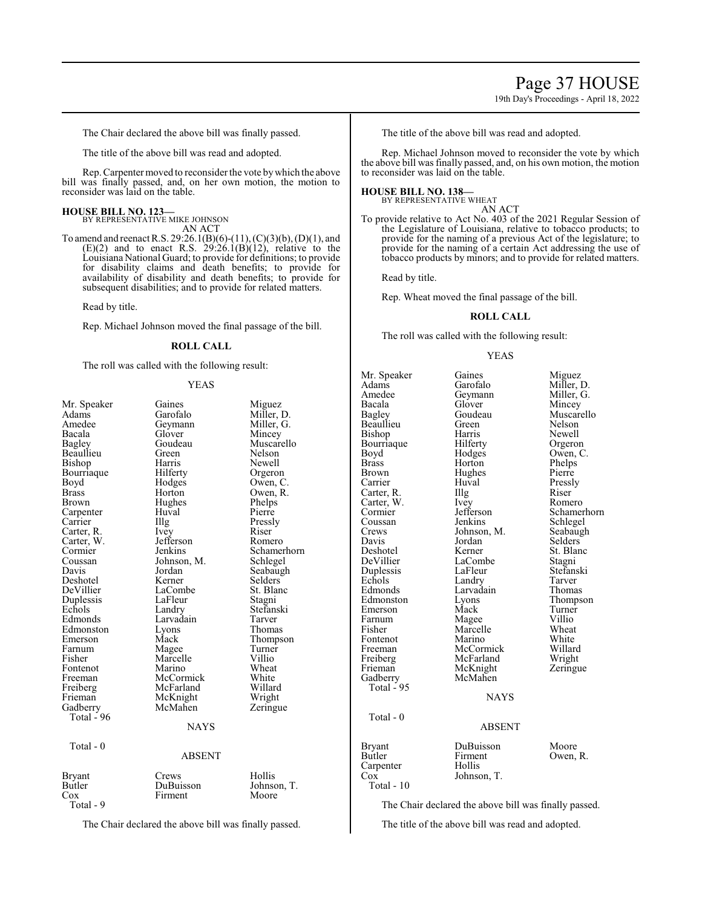The Chair declared the above bill was finally passed.

The title of the above bill was read and adopted.

Rep. Carpenter moved to reconsider the vote by which the above bill was finally passed, and, on her own motion, the motion to reconsider was laid on the table.

**HOUSE BILL NO. 123—**
BY REPRESENTATIVE MIKE JOHNSON
AN ACT

To amend and reenact R.S. 29:26.1(B)(6)-(11), (C)(3)(b), (D)(1), and (E)(2) and to enact R.S. 29:26.1(B)(12), relative to the Louisiana National Guard; to provide for definitions; to provide for disability claims and death benefits; to provide for availability of disability and death benefits; to provide for subsequent disabilities; and to provide for related matters.

Read by title.

Rep. Michael Johnson moved the final passage of the bill.

**ROLL CALL**

The roll was called with the following result:

YEAS

| | | |
|---|---|---|
| Mr. Speaker | Gaines | Miguez |
| Adams | Garofalo | Miller, D. |
| Amedee | Geymann | Miller, G. |
| Bacala | Glover | Mincey |
| Bagley | Goudeau | Muscarello |
| Beaullieu | Green | Nelson |
| Bishop | Harris | Newell |
| Bourriaque | Hilferty | Orgeron |
| Boyd | Hodges | Owen, C. |
| Brass | Horton | Owen, R. |
| Brown | Hughes | Phelps |
| Carpenter | Huval | Pierre |
| Carrier | Illg | Pressly |
| Carter, R. | Ivey | Riser |
| Carter, W. | Jefferson | Romero |
| Cormier | Jenkins | Schamerhorn |
| Coussan | Johnson, M. | Schlegel |
| Davis | Jordan | Seabaugh |
| Deshotel | Kerner | Selders |
| DeVillier | LaCombe | St. Blanc |
| Duplessis | LaFleur | Stagni |
| Echols | Landry | Stefanski |
| Edmonds | Larvadain | Tarver |
| Edmonston | Lyons | Thomas |
| Emerson | Mack | Thompson |
| Farnum | Magee | Turner |
| Fisher | Marcelle | Villio |
| Fontenot | Marino | Wheat |
| Freeman | McCormick | White |
| Freiberg | McFarland | Willard |
| Frieman | McKnight | Wright |
| Gadberry | McMahen | Zeringue |

Total - 96

NAYS

Total - 0

ABSENT

| | | |
|---|---|---|
| Bryant | Crews | Hollis |
| Butler | DuBuisson | Johnson, T. |
| Cox | Firment | Moore |

Total - 9

The Chair declared the above bill was finally passed.

The title of the above bill was read and adopted.

Rep. Michael Johnson moved to reconsider the vote by which the above bill was finally passed, and, on his own motion, the motion to reconsider was laid on the table.

**HOUSE BILL NO. 138—**
BY REPRESENTATIVE WHEAT
AN ACT

To provide relative to Act No. 403 of the 2021 Regular Session of the Legislature of Louisiana, relative to tobacco products; to provide for the naming of a previous Act of the legislature; to provide for the naming of a certain Act addressing the use of tobacco products by minors; and to provide for related matters.

Read by title.

Rep. Wheat moved the final passage of the bill.

**ROLL CALL**

The roll was called with the following result:

YEAS

| | | |
|---|---|---|
| Mr. Speaker | Gaines | Miguez |
| Adams | Garofalo | Miller, D. |
| Amedee | Geymann | Miller, G. |
| Bacala | Glover | Mincey |
| Bagley | Goudeau | Muscarello |
| Beaullieu | Green | Nelson |
| Bishop | Harris | Newell |
| Bourriaque | Hilferty | Orgeron |
| Boyd | Hodges | Owen, C. |
| Brass | Horton | Phelps |
| Brown | Hughes | Pierre |
| Carrier | Huval | Pressly |
| Carter, R. | Illg | Riser |
| Carter, W. | Ivey | Romero |
| Cormier | Jefferson | Schamerhorn |
| Coussan | Jenkins | Schlegel |
| Crews | Johnson, M. | Seabaugh |
| Davis | Jordan | Selders |
| Deshotel | Kerner | St. Blanc |
| DeVillier | LaCombe | Stagni |
| Duplessis | LaFleur | Stefanski |
| Echols | Landry | Tarver |
| Edmonds | Larvadain | Thomas |
| Edmonston | Lyons | Thompson |
| Emerson | Mack | Turner |
| Farnum | Magee | Villio |
| Fisher | Marcelle | Wheat |
| Fontenot | Marino | White |
| Freeman | McCormick | Willard |
| Freiberg | McFarland | Wright |
| Frieman | McKnight | Zeringue |
| Gadberry | McMahen | |

Total - 95

NAYS

Total - 0

ABSENT

| | | |
|---|---|---|
| Bryant | DuBuisson | Moore |
| Butler | Firment | Owen, R. |
| Carpenter | Hollis | |
| Cox | Johnson, T. | |

Total - 10

The Chair declared the above bill was finally passed.

The title of the above bill was read and adopted.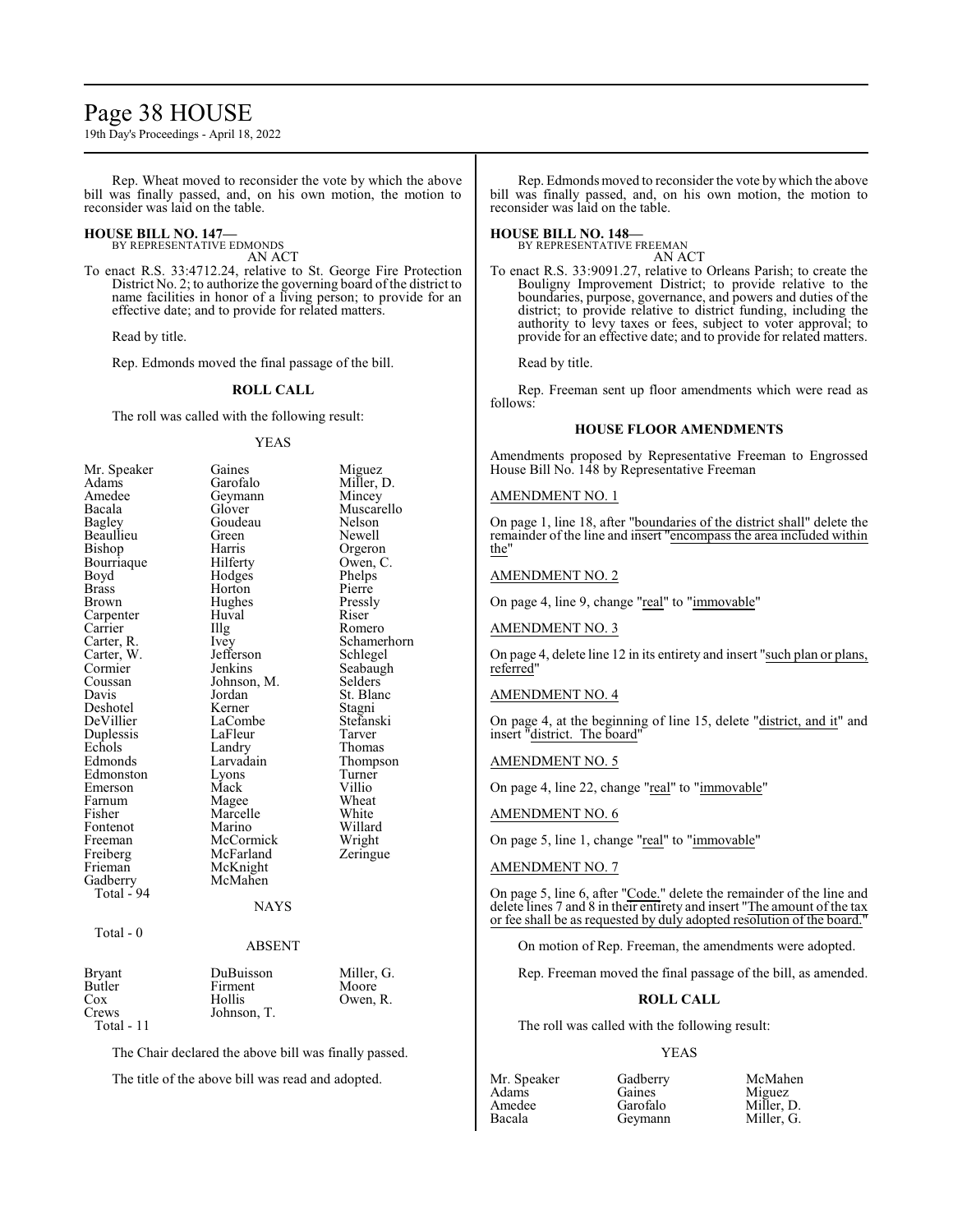Rep. Wheat moved to reconsider the vote by which the above bill was finally passed, and, on his own motion, the motion to reconsider was laid on the table.

**HOUSE BILL NO. 147—**
BY REPRESENTATIVE EDMONDS
AN ACT

To enact R.S. 33:4712.24, relative to St. George Fire Protection District No. 2; to authorize the governing board of the district to name facilities in honor of a living person; to provide for an effective date; and to provide for related matters.

Read by title.

Rep. Edmonds moved the final passage of the bill.

**ROLL CALL**

The roll was called with the following result:

YEAS

| | | |
|---|---|---|
| Mr. Speaker | Gaines | Miguez |
| Adams | Garofalo | Miller, D. |
| Amedee | Geymann | Mincey |
| Bacala | Glover | Muscarello |
| Bagley | Goudeau | Nelson |
| Beaullieu | Green | Newell |
| Bishop | Harris | Orgeron |
| Bourriaque | Hilferty | Owen, C. |
| Boyd | Hodges | Phelps |
| Brass | Horton | Pierre |
| Brown | Hughes | Pressly |
| Carpenter | Huval | Riser |
| Carrier | Illg | Romero |
| Carter, R. | Ivey | Schamerhorn |
| Carter, W. | Jefferson | Schlegel |
| Cormier | Jenkins | Seabaugh |
| Coussan | Johnson, M. | Selders |
| Davis | Jordan | St. Blanc |
| Deshotel | Kerner | Stagni |
| DeVillier | LaCombe | Stefanski |
| Duplessis | LaFleur | Tarver |
| Echols | Landry | Thomas |
| Edmonds | Larvadain | Thompson |
| Edmonston | Lyons | Turner |
| Emerson | Mack | Villio |
| Farnum | Magee | Wheat |
| Fisher | Marcelle | White |
| Fontenot | Marino | Willard |
| Freeman | McCormick | Wright |
| Freiberg | McFarland | Zeringue |
| Frieman | McKnight | |
| Gadberry | McMahen | |

Total - 94

NAYS

Total - 0

ABSENT

| | | |
|---|---|---|
| Bryant | DuBuisson | Miller, G. |
| Butler | Firment | Moore |
| Cox | Hollis | Owen, R. |
| Crews | Johnson, T. | |

Total - 11

The Chair declared the above bill was finally passed.

The title of the above bill was read and adopted.

Rep. Edmonds moved to reconsider the vote by which the above bill was finally passed, and, on his own motion, the motion to reconsider was laid on the table.

**HOUSE BILL NO. 148—**
BY REPRESENTATIVE FREEMAN
AN ACT

To enact R.S. 33:9091.27, relative to Orleans Parish; to create the Bouligny Improvement District; to provide relative to the boundaries, purpose, governance, and powers and duties of the district; to provide relative to district funding, including the authority to levy taxes or fees, subject to voter approval; to provide for an effective date; and to provide for related matters.

Read by title.

Rep. Freeman sent up floor amendments which were read as follows:

**HOUSE FLOOR AMENDMENTS**

Amendments proposed by Representative Freeman to Engrossed House Bill No. 148 by Representative Freeman

AMENDMENT NO. 1

On page 1, line 18, after "boundaries of the district shall" delete the remainder of the line and insert "encompass the area included within the"

AMENDMENT NO. 2

On page 4, line 9, change "real" to "immovable"

AMENDMENT NO. 3

On page 4, delete line 12 in its entirety and insert "such plan or plans, referred"

AMENDMENT NO. 4

On page 4, at the beginning of line 15, delete "district, and it" and insert "district. The board"

AMENDMENT NO. 5

On page 4, line 22, change "real" to "immovable"

AMENDMENT NO. 6

On page 5, line 1, change "real" to "immovable"

AMENDMENT NO. 7

On page 5, line 6, after "Code." delete the remainder of the line and delete lines 7 and 8 in their entirety and insert "The amount of the tax or fee shall be as requested by duly adopted resolution of the board."

On motion of Rep. Freeman, the amendments were adopted.

Rep. Freeman moved the final passage of the bill, as amended.

**ROLL CALL**

The roll was called with the following result:

YEAS

| | | |
|---|---|---|
| Mr. Speaker | Gadberry | McMahen |
| Adams | Gaines | Miguez |
| Amedee | Garofalo | Miller, D. |
| Bacala | Geymann | Miller, G. |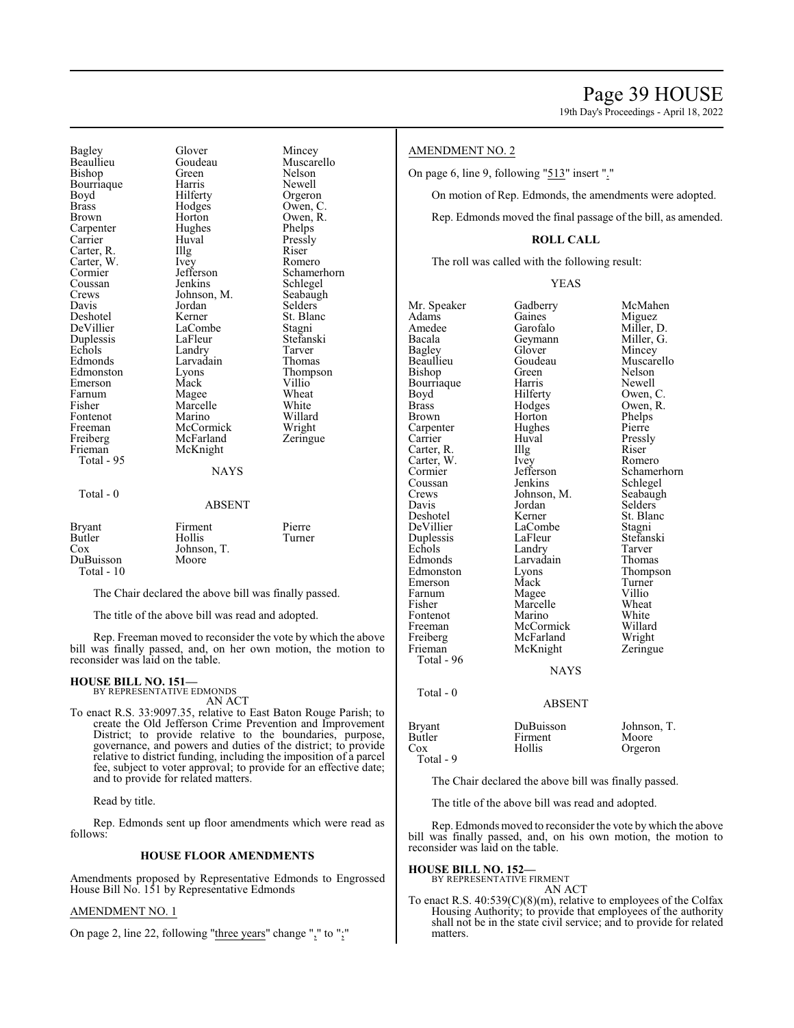| Bagley | Glover | Mincey |
|---|---|---|
| Beaullieu | Goudeau | Muscarello |
| Bishop | Green | Nelson |
| Bourriaque | Harris | Newell |
| Boyd | Hilferty | Orgeron |
| Brass | Hodges | Owen, C. |
| Brown | Horton | Owen, R. |
| Carpenter | Hughes | Phelps |
| Carrier | Huval | Pressly |
| Carter, R. | Illg | Riser |
| Carter, W. | Ivey | Romero |
| Cormier | Jefferson | Schamerhorn |
| Coussan | Jenkins | Schlegel |
| Crews | Johnson, M. | Seabaugh |
| Davis | Jordan | Selders |
| Deshotel | Kerner | St. Blanc |
| DeVillier | LaCombe | Stagni |
| Duplessis | LaFleur | Stefanski |
| Echols | Landry | Tarver |
| Edmonds | Larvadain | Thomas |
| Edmonston | Lyons | Thompson |
| Emerson | Mack | Villio |
| Farnum | Magee | Wheat |
| Fisher | Marcelle | White |
| Fontenot | Marino | Willard |
| Freeman | McCormick | Wright |
| Freiberg | McFarland | Zeringue |
| Frieman | McKnight | |

Total - 95

NAYS

Total - 0

ABSENT

| Bryant | Firment | Pierre |
|---|---|---|
| Butler | Hollis | Turner |
| Cox | Johnson, T. | |
| DuBuisson | Moore | |

Total - 10

The Chair declared the above bill was finally passed.

The title of the above bill was read and adopted.

Rep. Freeman moved to reconsider the vote by which the above bill was finally passed, and, on her own motion, the motion to reconsider was laid on the table.

**HOUSE BILL NO. 151—**
BY REPRESENTATIVE EDMONDS

AN ACT

To enact R.S. 33:9097.35, relative to East Baton Rouge Parish; to create the Old Jefferson Crime Prevention and Improvement District; to provide relative to the boundaries, purpose, governance, and powers and duties of the district; to provide relative to district funding, including the imposition of a parcel fee, subject to voter approval; to provide for an effective date; and to provide for related matters.

Read by title.

Rep. Edmonds sent up floor amendments which were read as follows:

**HOUSE FLOOR AMENDMENTS**

Amendments proposed by Representative Edmonds to Engrossed House Bill No. 151 by Representative Edmonds

AMENDMENT NO. 1

On page 2, line 22, following "three years" change "," to ";"

AMENDMENT NO. 2

On page 6, line 9, following "513" insert "."

On motion of Rep. Edmonds, the amendments were adopted.

Rep. Edmonds moved the final passage of the bill, as amended.

**ROLL CALL**

The roll was called with the following result:

YEAS

| Mr. Speaker | Gadberry | McMahen |
|---|---|---|
| Adams | Gaines | Miguez |
| Amedee | Garofalo | Miller, D. |
| Bacala | Geymann | Miller, G. |
| Bagley | Glover | Mincey |
| Beaullieu | Goudeau | Muscarello |
| Bishop | Green | Nelson |
| Bourriaque | Harris | Newell |
| Boyd | Hilferty | Owen, C. |
| Brass | Hodges | Owen, R. |
| Brown | Horton | Phelps |
| Carpenter | Hughes | Pierre |
| Carrier | Huval | Pressly |
| Carter, R. | Illg | Riser |
| Carter, W. | Ivey | Romero |
| Cormier | Jefferson | Schamerhorn |
| Coussan | Jenkins | Schlegel |
| Crews | Johnson, M. | Seabaugh |
| Davis | Jordan | Selders |
| Deshotel | Kerner | St. Blanc |
| DeVillier | LaCombe | Stagni |
| Duplessis | LaFleur | Stefanski |
| Echols | Landry | Tarver |
| Edmonds | Larvadain | Thomas |
| Edmonston | Lyons | Thompson |
| Emerson | Mack | Turner |
| Farnum | Magee | Villio |
| Fisher | Marcelle | Wheat |
| Fontenot | Marino | White |
| Freeman | McCormick | Willard |
| Freiberg | McFarland | Wright |
| Frieman | McKnight | Zeringue |

Total - 96

NAYS

Total - 0

ABSENT

| Bryant | DuBuisson | Johnson, T. |
|---|---|---|
| Butler | Firment | Moore |
| Cox | Hollis | Orgeron |

Total - 9

The Chair declared the above bill was finally passed.

The title of the above bill was read and adopted.

Rep. Edmonds moved to reconsider the vote by which the above bill was finally passed, and, on his own motion, the motion to reconsider was laid on the table.

**HOUSE BILL NO. 152—**
BY REPRESENTATIVE FIRMENT

AN ACT

To enact R.S. 40:539(C)(8)(m), relative to employees of the Colfax Housing Authority; to provide that employees of the authority shall not be in the state civil service; and to provide for related matters.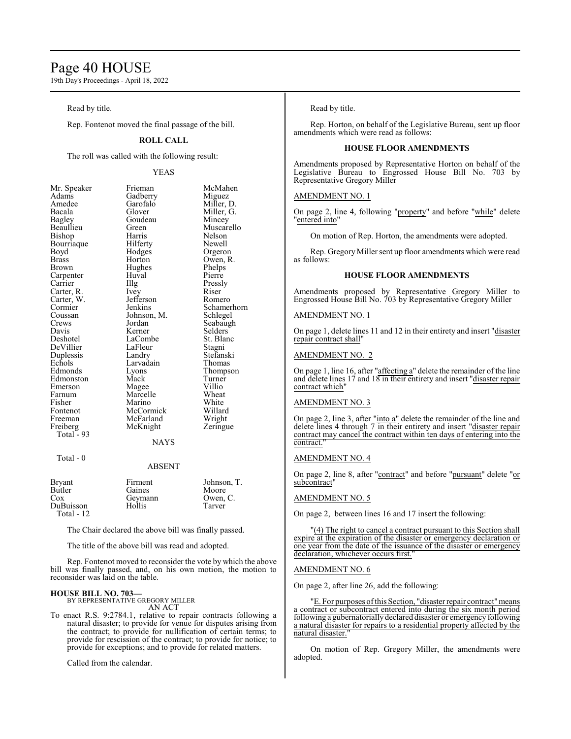Read by title.

Rep. Fontenot moved the final passage of the bill.

**ROLL CALL**

The roll was called with the following result:

YEAS

| | | |
|---|---|---|
| Mr. Speaker | Frieman | McMahen |
| Adams | Gadberry | Miguez |
| Amedee | Garofalo | Miller, D. |
| Bacala | Glover | Miller, G. |
| Bagley | Goudeau | Mincey |
| Beaullieu | Green | Muscarello |
| Bishop | Harris | Nelson |
| Bourriaque | Hilferty | Newell |
| Boyd | Hodges | Orgeron |
| Brass | Horton | Owen, R. |
| Brown | Hughes | Phelps |
| Carpenter | Huval | Pierre |
| Carrier | Illg | Pressly |
| Carter, R. | Ivey | Riser |
| Carter, W. | Jefferson | Romero |
| Cormier | Jenkins | Schamerhorn |
| Coussan | Johnson, M. | Schlegel |
| Crews | Jordan | Seabaugh |
| Davis | Kerner | Selders |
| Deshotel | LaCombe | St. Blanc |
| DeVillier | LaFleur | Stagni |
| Duplessis | Landry | Stefanski |
| Echols | Larvadain | Thomas |
| Edmonds | Lyons | Thompson |
| Edmonston | Mack | Turner |
| Emerson | Magee | Villio |
| Farnum | Marcelle | Wheat |
| Fisher | Marino | White |
| Fontenot | McCormick | Willard |
| Freeman | McFarland | Wright |
| Freiberg | McKnight | Zeringue |

Total - 93

NAYS

Total - 0

ABSENT

| | | |
|---|---|---|
| Bryant | Firment | Johnson, T. |
| Butler | Gaines | Moore |
| Cox | Geymann | Owen, C. |
| DuBuisson | Hollis | Tarver |

Total - 12

The Chair declared the above bill was finally passed.

The title of the above bill was read and adopted.

Rep. Fontenot moved to reconsider the vote by which the above bill was finally passed, and, on his own motion, the motion to reconsider was laid on the table.

**HOUSE BILL NO. 703—**
BY REPRESENTATIVE GREGORY MILLER
AN ACT

To enact R.S. 9:2784.1, relative to repair contracts following a natural disaster; to provide for venue for disputes arising from the contract; to provide for nullification of certain terms; to provide for rescission of the contract; to provide for notice; to provide for exceptions; and to provide for related matters.

Called from the calendar.

Read by title.

Rep. Horton, on behalf of the Legislative Bureau, sent up floor amendments which were read as follows:

**HOUSE FLOOR AMENDMENTS**

Amendments proposed by Representative Horton on behalf of the Legislative Bureau to Engrossed House Bill No. 703 by Representative Gregory Miller

AMENDMENT NO. 1

On page 2, line 4, following "property" and before "while" delete "entered into"

On motion of Rep. Horton, the amendments were adopted.

Rep. Gregory Miller sent up floor amendments which were read as follows:

**HOUSE FLOOR AMENDMENTS**

Amendments proposed by Representative Gregory Miller to Engrossed House Bill No. 703 by Representative Gregory Miller

AMENDMENT NO. 1

On page 1, delete lines 11 and 12 in their entirety and insert "disaster repair contract shall"

AMENDMENT NO. 2

On page 1, line 16, after "affecting a" delete the remainder of the line and delete lines 17 and 18 in their entirety and insert "disaster repair contract which"

AMENDMENT NO. 3

On page 2, line 3, after "into a" delete the remainder of the line and delete lines 4 through 7 in their entirety and insert "disaster repair contract may cancel the contract within ten days of entering into the contract."

AMENDMENT NO. 4

On page 2, line 8, after "contract" and before "pursuant" delete "or subcontract"

AMENDMENT NO. 5

On page 2, between lines 16 and 17 insert the following:

"(4) The right to cancel a contract pursuant to this Section shall expire at the expiration of the disaster or emergency declaration or one year from the date of the issuance of the disaster or emergency declaration, whichever occurs first."

AMENDMENT NO. 6

On page 2, after line 26, add the following:

"E. For purposes of this Section, "disaster repair contract" means a contract or subcontract entered into during the six month period following a gubernatorially declared disaster or emergency following a natural disaster for repairs to a residential property affected by the natural disaster."

On motion of Rep. Gregory Miller, the amendments were adopted.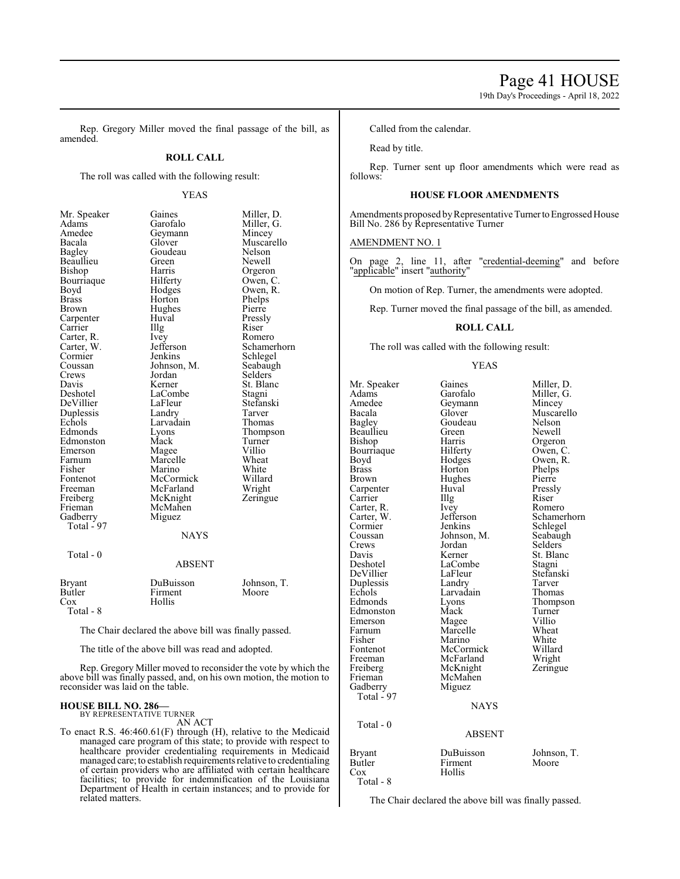Rep. Gregory Miller moved the final passage of the bill, as amended.

**ROLL CALL**

The roll was called with the following result:

YEAS

| | | |
|---|---|---|
| Mr. Speaker | Gaines | Miller, D. |
| Adams | Garofalo | Miller, G. |
| Amedee | Geymann | Mincey |
| Bacala | Glover | Muscarello |
| Bagley | Goudeau | Nelson |
| Beaullieu | Green | Newell |
| Bishop | Harris | Orgeron |
| Bourriaque | Hilferty | Owen, C. |
| Boyd | Hodges | Owen, R. |
| Brass | Horton | Phelps |
| Brown | Hughes | Pierre |
| Carpenter | Huval | Pressly |
| Carrier | Illg | Riser |
| Carter, R. | Ivey | Romero |
| Carter, W. | Jefferson | Schamerhorn |
| Cormier | Jenkins | Schlegel |
| Coussan | Johnson, M. | Seabaugh |
| Crews | Jordan | Selders |
| Davis | Kerner | St. Blanc |
| Deshotel | LaCombe | Stagni |
| DeVillier | LaFleur | Stefanski |
| Duplessis | Landry | Tarver |
| Echols | Larvadain | Thomas |
| Edmonds | Lyons | Thompson |
| Edmonston | Mack | Turner |
| Emerson | Magee | Villio |
| Farnum | Marcelle | Wheat |
| Fisher | Marino | White |
| Fontenot | McCormick | Willard |
| Freeman | McFarland | Wright |
| Freiberg | McKnight | Zeringue |
| Frieman | McMahen | |
| Gadberry | Miguez | |
| Total - 97 | | |

NAYS

Total - 0

ABSENT

| | | |
|---|---|---|
| Bryant | DuBuisson | Johnson, T. |
| Butler | Firment | Moore |
| Cox | Hollis | |
| Total - 8 | | |

The Chair declared the above bill was finally passed.

The title of the above bill was read and adopted.

Rep. Gregory Miller moved to reconsider the vote by which the above bill was finally passed, and, on his own motion, the motion to reconsider was laid on the table.

**HOUSE BILL NO. 286—**
BY REPRESENTATIVE TURNER
AN ACT

To enact R.S. 46:460.61(F) through (H), relative to the Medicaid managed care program of this state; to provide with respect to healthcare provider credentialing requirements in Medicaid managed care; to establish requirements relative to credentialing of certain providers who are affiliated with certain healthcare facilities; to provide for indemnification of the Louisiana Department of Health in certain instances; and to provide for related matters.

Called from the calendar.

Read by title.

Rep. Turner sent up floor amendments which were read as follows:

**HOUSE FLOOR AMENDMENTS**

Amendments proposed by Representative Turner to Engrossed House Bill No. 286 by Representative Turner

AMENDMENT NO. 1

On page 2, line 11, after "credential-deeming" and before "applicable" insert "authority"

On motion of Rep. Turner, the amendments were adopted.

Rep. Turner moved the final passage of the bill, as amended.

**ROLL CALL**

The roll was called with the following result:

YEAS

| | | |
|---|---|---|
| Mr. Speaker | Gaines | Miller, D. |
| Adams | Garofalo | Miller, G. |
| Amedee | Geymann | Mincey |
| Bacala | Glover | Muscarello |
| Bagley | Goudeau | Nelson |
| Beaullieu | Green | Newell |
| Bishop | Harris | Orgeron |
| Bourriaque | Hilferty | Owen, C. |
| Boyd | Hodges | Owen, R. |
| Brass | Horton | Phelps |
| Brown | Hughes | Pierre |
| Carpenter | Huval | Pressly |
| Carrier | Illg | Riser |
| Carter, R. | Ivey | Romero |
| Carter, W. | Jefferson | Schamerhorn |
| Cormier | Jenkins | Schlegel |
| Coussan | Johnson, M. | Seabaugh |
| Crews | Jordan | Selders |
| Davis | Kerner | St. Blanc |
| Deshotel | LaCombe | Stagni |
| DeVillier | LaFleur | Stefanski |
| Duplessis | Landry | Tarver |
| Echols | Larvadain | Thomas |
| Edmonds | Lyons | Thompson |
| Edmonston | Mack | Turner |
| Emerson | Magee | Villio |
| Farnum | Marcelle | Wheat |
| Fisher | Marino | White |
| Fontenot | McCormick | Willard |
| Freeman | McFarland | Wright |
| Freiberg | McKnight | Zeringue |
| Frieman | McMahen | |
| Gadberry | Miguez | |
| Total - 97 | | |

NAYS

Total - 0

ABSENT

| | | |
|---|---|---|
| Bryant | DuBuisson | Johnson, T. |
| Butler | Firment | Moore |
| Cox | Hollis | |
| Total - 8 | | |

The Chair declared the above bill was finally passed.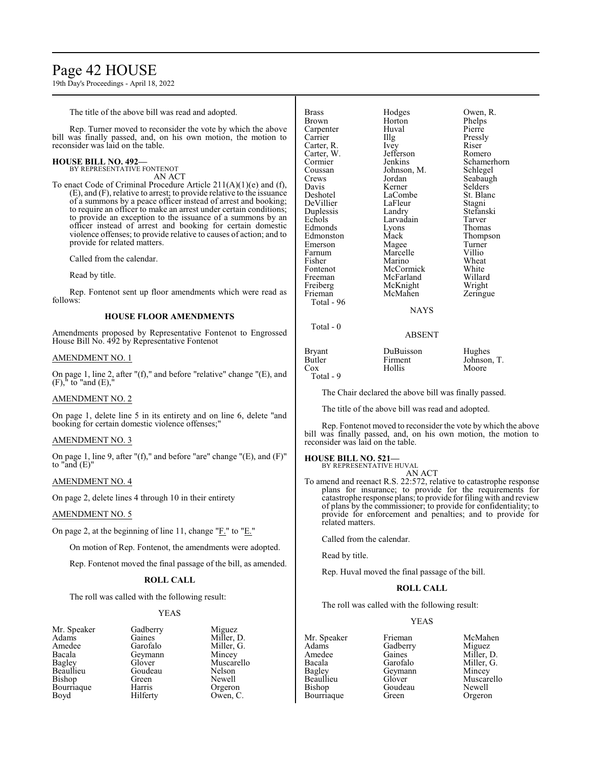The title of the above bill was read and adopted.

Rep. Turner moved to reconsider the vote by which the above bill was finally passed, and, on his own motion, the motion to reconsider was laid on the table.

**HOUSE BILL NO. 492—**
BY REPRESENTATIVE FONTENOT
AN ACT

To enact Code of Criminal Procedure Article 211(A)(1)(e) and (f), (E), and (F), relative to arrest; to provide relative to the issuance of a summons by a peace officer instead of arrest and booking; to require an officer to make an arrest under certain conditions; to provide an exception to the issuance of a summons by an officer instead of arrest and booking for certain domestic violence offenses; to provide relative to causes of action; and to provide for related matters.

Called from the calendar.

Read by title.

Rep. Fontenot sent up floor amendments which were read as follows:

**HOUSE FLOOR AMENDMENTS**

Amendments proposed by Representative Fontenot to Engrossed House Bill No. 492 by Representative Fontenot

AMENDMENT NO. 1

On page 1, line 2, after "(f)," and before "relative" change "(E), and (F)," to "and (E),"

AMENDMENT NO. 2

On page 1, delete line 5 in its entirety and on line 6, delete "and booking for certain domestic violence offenses;"

AMENDMENT NO. 3

On page 1, line 9, after "(f)," and before "are" change "(E), and (F)" to "and (E)"

AMENDMENT NO. 4

On page 2, delete lines 4 through 10 in their entirety

AMENDMENT NO. 5

On page 2, at the beginning of line 11, change "F." to "E."

On motion of Rep. Fontenot, the amendments were adopted.

Rep. Fontenot moved the final passage of the bill, as amended.

**ROLL CALL**

The roll was called with the following result:

YEAS

| | | |
|---|---|---|
| Mr. Speaker | Gadberry | Miguez |
| Adams | Gaines | Miller, D. |
| Amedee | Garofalo | Miller, G. |
| Bacala | Geymann | Mincey |
| Bagley | Glover | Muscarello |
| Beaullieu | Goudeau | Nelson |
| Bishop | Green | Newell |
| Bourriaque | Harris | Orgeron |
| Boyd | Hilferty | Owen, C. |
| Brass | Hodges | Owen, R. |
| Brown | Horton | Phelps |
| Carpenter | Huval | Pierre |
| Carrier | Illg | Pressly |
| Carter, R. | Ivey | Riser |
| Carter, W. | Jefferson | Romero |
| Cormier | Jenkins | Schamerhorn |
| Coussan | Johnson, M. | Schlegel |
| Crews | Jordan | Seabaugh |
| Davis | Kerner | Selders |
| Deshotel | LaCombe | St. Blanc |
| DeVillier | LaFleur | Stagni |
| Duplessis | Landry | Stefanski |
| Echols | Larvadain | Tarver |
| Edmonds | Lyons | Thomas |
| Edmonston | Mack | Thompson |
| Emerson | Magee | Turner |
| Farnum | Marcelle | Villio |
| Fisher | Marino | Wheat |
| Fontenot | McCormick | White |
| Freeman | McFarland | Willard |
| Freiberg | McKnight | Wright |
| Frieman | McMahen | Zeringue |

Total - 96

NAYS

Total - 0

ABSENT

| | | |
|---|---|---|
| Bryant | DuBuisson | Hughes |
| Butler | Firment | Johnson, T. |
| Cox | Hollis | Moore |

Total - 9

The Chair declared the above bill was finally passed.

The title of the above bill was read and adopted.

Rep. Fontenot moved to reconsider the vote by which the above bill was finally passed, and, on his own motion, the motion to reconsider was laid on the table.

**HOUSE BILL NO. 521—**
BY REPRESENTATIVE HUVAL
AN ACT

To amend and reenact R.S. 22:572, relative to catastrophe response plans for insurance; to provide for the requirements for catastrophe response plans; to provide for filing with and review of plans by the commissioner; to provide for confidentiality; to provide for enforcement and penalties; and to provide for related matters.

Called from the calendar.

Read by title.

Rep. Huval moved the final passage of the bill.

**ROLL CALL**

The roll was called with the following result:

YEAS

| | | |
|---|---|---|
| Mr. Speaker | Frieman | McMahen |
| Adams | Gadberry | Miguez |
| Amedee | Gaines | Miller, D. |
| Bacala | Garofalo | Miller, G. |
| Bagley | Geymann | Mincey |
| Beaullieu | Glover | Muscarello |
| Bishop | Goudeau | Newell |
| Bourriaque | Green | Orgeron |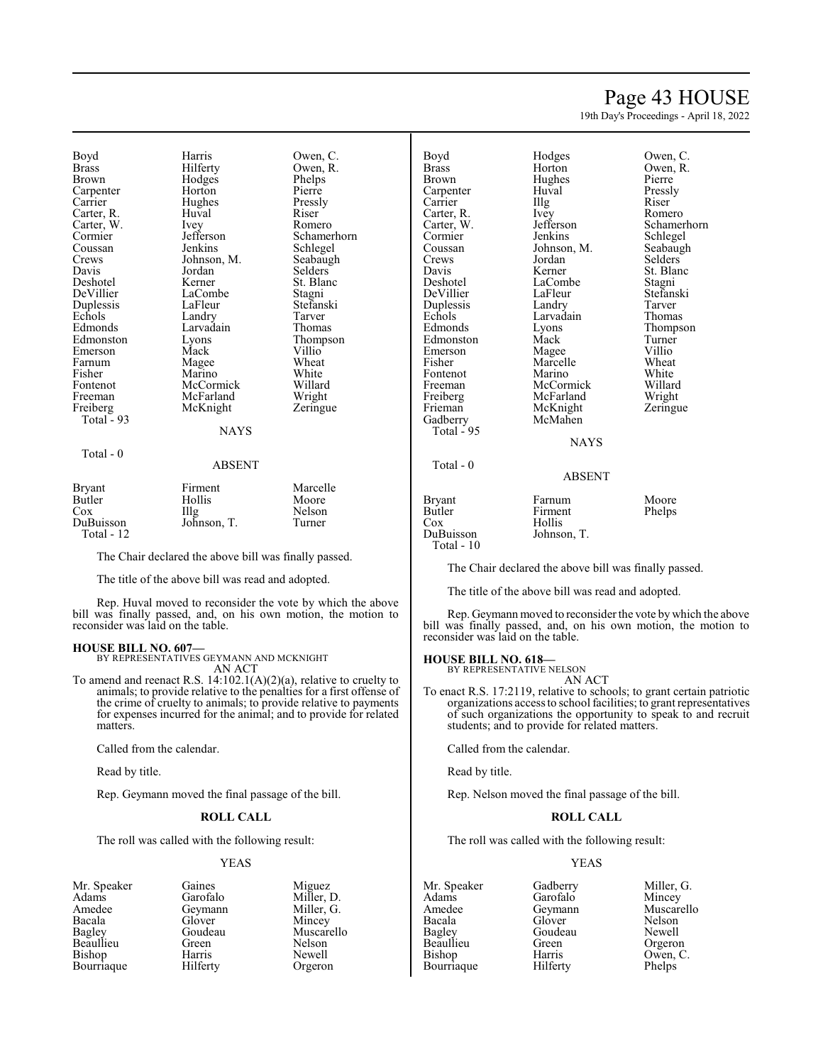| | | |
|---|---|---|
| Boyd | Harris | Owen, C. |
| Brass | Hilferty | Owen, R. |
| Brown | Hodges | Phelps |
| Carpenter | Horton | Pierre |
| Carrier | Hughes | Pressly |
| Carter, R. | Huval | Riser |
| Carter, W. | Ivey | Romero |
| Cormier | Jefferson | Schamerhorn |
| Coussan | Jenkins | Schlegel |
| Crews | Johnson, M. | Seabaugh |
| Davis | Jordan | Selders |
| Deshotel | Kerner | St. Blanc |
| DeVillier | LaCombe | Stagni |
| Duplessis | LaFleur | Stefanski |
| Echols | Landry | Tarver |
| Edmonds | Larvadain | Thomas |
| Edmonston | Lyons | Thompson |
| Emerson | Mack | Villio |
| Farnum | Magee | Wheat |
| Fisher | Marino | White |
| Fontenot | McCormick | Willard |
| Freeman | McFarland | Wright |
| Freiberg | McKnight | Zeringue |

Total - 93

NAYS

Total - 0

ABSENT

| | | |
|---|---|---|
| Bryant | Firment | Marcelle |
| Butler | Hollis | Moore |
| Cox | Illg | Nelson |
| DuBuisson | Johnson, T. | Turner |

Total - 12

The Chair declared the above bill was finally passed.

The title of the above bill was read and adopted.

Rep. Huval moved to reconsider the vote by which the above bill was finally passed, and, on his own motion, the motion to reconsider was laid on the table.

**HOUSE BILL NO. 607—**
BY REPRESENTATIVES GEYMANN AND MCKNIGHT
AN ACT

To amend and reenact R.S. 14:102.1(A)(2)(a), relative to cruelty to animals; to provide relative to the penalties for a first offense of the crime of cruelty to animals; to provide relative to payments for expenses incurred for the animal; and to provide for related matters.

Called from the calendar.

Read by title.

Rep. Geymann moved the final passage of the bill.

**ROLL CALL**

The roll was called with the following result:

YEAS

| | | |
|---|---|---|
| Mr. Speaker | Gaines | Miguez |
| Adams | Garofalo | Miller, D. |
| Amedee | Geymann | Miller, G. |
| Bacala | Glover | Mincey |
| Bagley | Goudeau | Muscarello |
| Beaullieu | Green | Nelson |
| Bishop | Harris | Newell |
| Bourriaque | Hilferty | Orgeron |
| Boyd | Hodges | Owen, C. |
| Brass | Horton | Owen, R. |
| Brown | Hughes | Pierre |
| Carpenter | Huval | Pressly |
| Carrier | Illg | Riser |
| Carter, R. | Ivey | Romero |
| Carter, W. | Jefferson | Schamerhorn |
| Cormier | Jenkins | Schlegel |
| Coussan | Johnson, M. | Seabaugh |
| Crews | Jordan | Selders |
| Davis | Kerner | St. Blanc |
| Deshotel | LaCombe | Stagni |
| DeVillier | LaFleur | Stefanski |
| Duplessis | Landry | Tarver |
| Echols | Larvadain | Thomas |
| Edmonds | Lyons | Thompson |
| Edmonston | Mack | Turner |
| Emerson | Magee | Villio |
| Fisher | Marcelle | Wheat |
| Fontenot | Marino | White |
| Freeman | McCormick | Willard |
| Freiberg | McFarland | Wright |
| Frieman | McKnight | Zeringue |
| Gadberry | McMahen | |

Total - 95

NAYS

Total - 0

ABSENT

| | | |
|---|---|---|
| Bryant | Farnum | Moore |
| Butler | Firment | Phelps |
| Cox | Hollis | |
| DuBuisson | Johnson, T. | |

Total - 10

The Chair declared the above bill was finally passed.

The title of the above bill was read and adopted.

Rep. Geymann moved to reconsider the vote by which the above bill was finally passed, and, on his own motion, the motion to reconsider was laid on the table.

**HOUSE BILL NO. 618—**
BY REPRESENTATIVE NELSON
AN ACT

To enact R.S. 17:2119, relative to schools; to grant certain patriotic organizations access to school facilities; to grant representatives of such organizations the opportunity to speak to and recruit students; and to provide for related matters.

Called from the calendar.

Read by title.

Rep. Nelson moved the final passage of the bill.

**ROLL CALL**

The roll was called with the following result:

YEAS

| | | |
|---|---|---|
| Mr. Speaker | Gadberry | Miller, G. |
| Adams | Garofalo | Mincey |
| Amedee | Geymann | Muscarello |
| Bacala | Glover | Nelson |
| Bagley | Goudeau | Newell |
| Beaullieu | Green | Orgeron |
| Bishop | Harris | Owen, C. |
| Bourriaque | Hilferty | Phelps |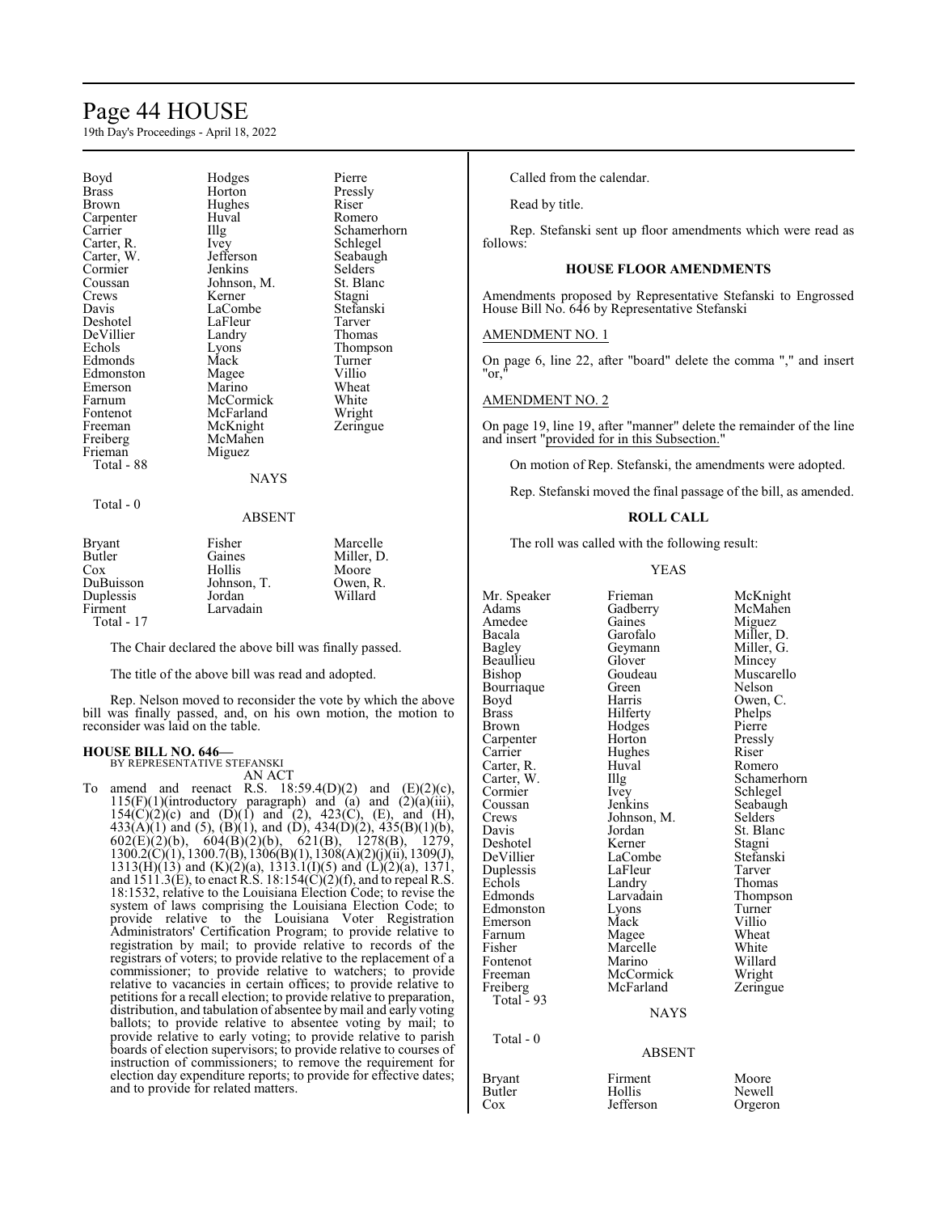| | | |
|---|---|---|
| Boyd | Hodges | Pierre |
| Brass | Horton | Pressly |
| Brown | Hughes | Riser |
| Carpenter | Huval | Romero |
| Carrier | Illg | Schamerhorn |
| Carter, R. | Ivey | Schlegel |
| Carter, W. | Jefferson | Seabaugh |
| Cormier | Jenkins | Selders |
| Coussan | Johnson, M. | St. Blanc |
| Crews | Kerner | Stagni |
| Davis | LaCombe | Stefanski |
| Deshotel | LaFleur | Tarver |
| DeVillier | Landry | Thomas |
| Echols | Lyons | Thompson |
| Edmonds | Mack | Turner |
| Edmonston | Magee | Villio |
| Emerson | Marino | Wheat |
| Farnum | McCormick | White |
| Fontenot | McFarland | Wright |
| Freeman | McKnight | Zeringue |
| Freiberg | McMahen | |
| Frieman | Miguez | |

Total - 88

NAYS

Total - 0

ABSENT

| | | |
|---|---|---|
| Bryant | Fisher | Marcelle |
| Butler | Gaines | Miller, D. |
| Cox | Hollis | Moore |
| DuBuisson | Johnson, T. | Owen, R. |
| Duplessis | Jordan | Willard |
| Firment | Larvadain | |

Total - 17

The Chair declared the above bill was finally passed.

The title of the above bill was read and adopted.

Rep. Nelson moved to reconsider the vote by which the above bill was finally passed, and, on his own motion, the motion to reconsider was laid on the table.

**HOUSE BILL NO. 646—**
BY REPRESENTATIVE STEFANSKI
AN ACT

To amend and reenact R.S. 18:59.4(D)(2) and (E)(2)(c), 115(F)(1)(introductory paragraph) and (a) and (2)(a)(iii), 154(C)(2)(c) and (D)(1) and (2), 423(C), (E), and (H), 433(A)(1) and (5), (B)(1), and (D), 434(D)(2), 435(B)(1)(b), 602(E)(2)(b), 604(B)(2)(b), 621(B), 1278(B), 1279, 1300.2(C)(1), 1300.7(B), 1306(B)(1), 1308(A)(2)(j)(ii), 1309(J), 1313(H)(13) and (K)(2)(a), 1313.1(I)(5) and (L)(2)(a), 1371, and 1511.3(E), to enact R.S. 18:154(C)(2)(f), and to repeal R.S. 18:1532, relative to the Louisiana Election Code; to revise the system of laws comprising the Louisiana Election Code; to provide relative to the Louisiana Voter Registration Administrators' Certification Program; to provide relative to registration by mail; to provide relative to records of the registrars of voters; to provide relative to the replacement of a commissioner; to provide relative to watchers; to provide relative to vacancies in certain offices; to provide relative to petitions for a recall election; to provide relative to preparation, distribution, and tabulation of absentee by mail and early voting ballots; to provide relative to absentee voting by mail; to provide relative to early voting; to provide relative to parish boards of election supervisors; to provide relative to courses of instruction of commissioners; to remove the requirement for election day expenditure reports; to provide for effective dates; and to provide for related matters.

Called from the calendar.

Read by title.

Rep. Stefanski sent up floor amendments which were read as follows:

### HOUSE FLOOR AMENDMENTS

Amendments proposed by Representative Stefanski to Engrossed House Bill No. 646 by Representative Stefanski

AMENDMENT NO. 1

On page 6, line 22, after "board" delete the comma "," and insert "or,"

AMENDMENT NO. 2

On page 19, line 19, after "manner" delete the remainder of the line and insert "provided for in this Subsection."

On motion of Rep. Stefanski, the amendments were adopted.

Rep. Stefanski moved the final passage of the bill, as amended.

### ROLL CALL

The roll was called with the following result:

YEAS

| | | |
|---|---|---|
| Mr. Speaker | Frieman | McKnight |
| Adams | Gadberry | McMahen |
| Amedee | Gaines | Miguez |
| Bacala | Garofalo | Miller, D. |
| Bagley | Geymann | Miller, G. |
| Beaullieu | Glover | Mincey |
| Bishop | Goudeau | Muscarello |
| Bourriaque | Green | Nelson |
| Boyd | Harris | Owen, C. |
| Brass | Hilferty | Phelps |
| Brown | Hodges | Pierre |
| Carpenter | Horton | Pressly |
| Carrier | Hughes | Riser |
| Carter, R. | Huval | Romero |
| Carter, W. | Illg | Schamerhorn |
| Cormier | Ivey | Schlegel |
| Coussan | Jenkins | Seabaugh |
| Crews | Johnson, M. | Selders |
| Davis | Jordan | St. Blanc |
| Deshotel | Kerner | Stagni |
| DeVillier | LaCombe | Stefanski |
| Duplessis | LaFleur | Tarver |
| Echols | Landry | Thomas |
| Edmonds | Larvadain | Thompson |
| Edmonston | Lyons | Turner |
| Emerson | Mack | Villio |
| Farnum | Magee | Wheat |
| Fisher | Marcelle | White |
| Fontenot | Marino | Willard |
| Freeman | McCormick | Wright |
| Freiberg | McFarland | Zeringue |

Total - 93

NAYS

Total - 0

ABSENT

| | | |
|---|---|---|
| Bryant | Firment | Moore |
| Butler | Hollis | Newell |
| Cox | Jefferson | Orgeron |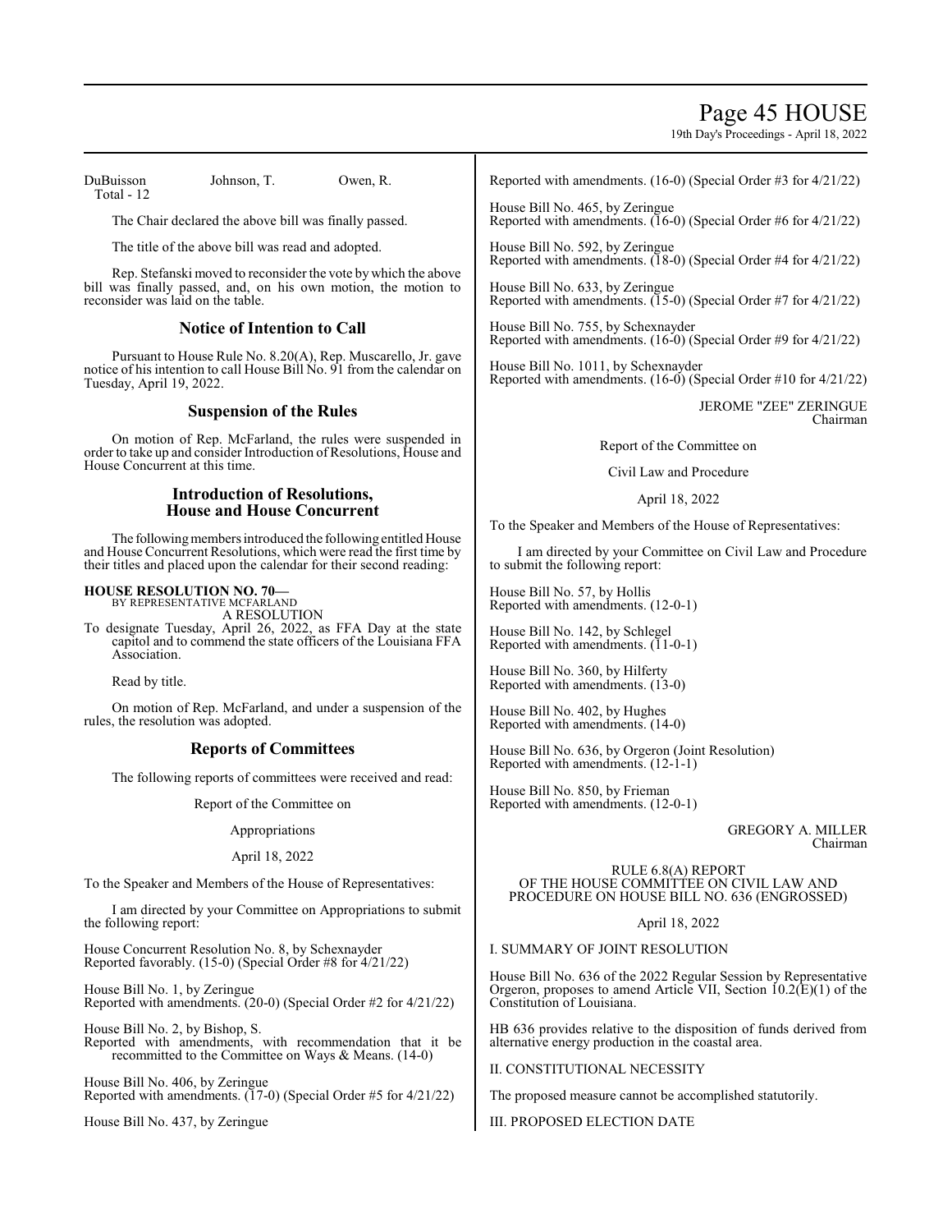DuBuisson Johnson, T. Owen, R.
Total - 12

The Chair declared the above bill was finally passed.

The title of the above bill was read and adopted.

Rep. Stefanski moved to reconsider the vote by which the above bill was finally passed, and, on his own motion, the motion to reconsider was laid on the table.

## Notice of Intention to Call

Pursuant to House Rule No. 8.20(A), Rep. Muscarello, Jr. gave notice of his intention to call House Bill No. 91 from the calendar on Tuesday, April 19, 2022.

## Suspension of the Rules

On motion of Rep. McFarland, the rules were suspended in order to take up and consider Introduction of Resolutions, House and House Concurrent at this time.

## Introduction of Resolutions, House and House Concurrent

The following members introduced the following entitled House and House Concurrent Resolutions, which were read the first time by their titles and placed upon the calendar for their second reading:

**HOUSE RESOLUTION NO. 70—**
BY REPRESENTATIVE MCFARLAND
A RESOLUTION
To designate Tuesday, April 26, 2022, as FFA Day at the state capitol and to commend the state officers of the Louisiana FFA Association.

Read by title.

On motion of Rep. McFarland, and under a suspension of the rules, the resolution was adopted.

## Reports of Committees

The following reports of committees were received and read:

Report of the Committee on

Appropriations

April 18, 2022

To the Speaker and Members of the House of Representatives:

I am directed by your Committee on Appropriations to submit the following report:

House Concurrent Resolution No. 8, by Schexnayder
Reported favorably. (15-0) (Special Order #8 for 4/21/22)

House Bill No. 1, by Zeringue
Reported with amendments. (20-0) (Special Order #2 for 4/21/22)

House Bill No. 2, by Bishop, S.
Reported with amendments, with recommendation that it be recommitted to the Committee on Ways & Means. (14-0)

House Bill No. 406, by Zeringue
Reported with amendments. (17-0) (Special Order #5 for 4/21/22)

House Bill No. 437, by Zeringue
Reported with amendments. (16-0) (Special Order #3 for 4/21/22)

House Bill No. 465, by Zeringue
Reported with amendments. (16-0) (Special Order #6 for 4/21/22)

House Bill No. 592, by Zeringue
Reported with amendments. (18-0) (Special Order #4 for 4/21/22)

House Bill No. 633, by Zeringue
Reported with amendments. (15-0) (Special Order #7 for 4/21/22)

House Bill No. 755, by Schexnayder
Reported with amendments. (16-0) (Special Order #9 for 4/21/22)

House Bill No. 1011, by Schexnayder
Reported with amendments. (16-0) (Special Order #10 for 4/21/22)

JEROME "ZEE" ZERINGUE
Chairman

Report of the Committee on

Civil Law and Procedure

April 18, 2022

To the Speaker and Members of the House of Representatives:

I am directed by your Committee on Civil Law and Procedure to submit the following report:

House Bill No. 57, by Hollis
Reported with amendments. (12-0-1)

House Bill No. 142, by Schlegel
Reported with amendments. (11-0-1)

House Bill No. 360, by Hilferty
Reported with amendments. (13-0)

House Bill No. 402, by Hughes
Reported with amendments. (14-0)

House Bill No. 636, by Orgeron (Joint Resolution)
Reported with amendments. (12-1-1)

House Bill No. 850, by Frieman
Reported with amendments. (12-0-1)

GREGORY A. MILLER
Chairman

RULE 6.8(A) REPORT
OF THE HOUSE COMMITTEE ON CIVIL LAW AND PROCEDURE ON HOUSE BILL NO. 636 (ENGROSSED)

April 18, 2022

I. SUMMARY OF JOINT RESOLUTION

House Bill No. 636 of the 2022 Regular Session by Representative Orgeron, proposes to amend Article VII, Section 10.2(E)(1) of the Constitution of Louisiana.

HB 636 provides relative to the disposition of funds derived from alternative energy production in the coastal area.

II. CONSTITUTIONAL NECESSITY

The proposed measure cannot be accomplished statutorily.

III. PROPOSED ELECTION DATE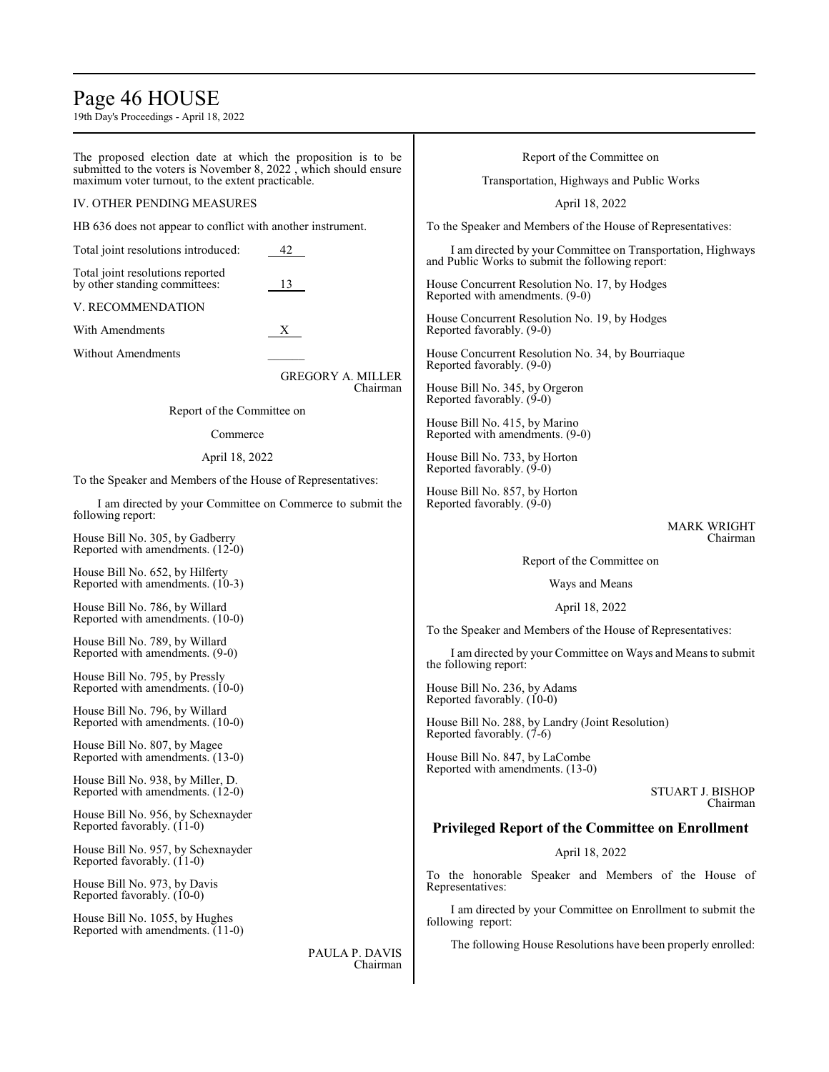The proposed election date at which the proposition is to be submitted to the voters is November 8, 2022 , which should ensure maximum voter turnout, to the extent practicable.

IV. OTHER PENDING MEASURES

HB 636 does not appear to conflict with another instrument.

Total joint resolutions introduced: 42

Total joint resolutions reported by other standing committees: 13

V. RECOMMENDATION

With Amendments X

Without Amendments ______

GREGORY A. MILLER
Chairman

Report of the Committee on

Commerce

April 18, 2022

To the Speaker and Members of the House of Representatives:

I am directed by your Committee on Commerce to submit the following report:

House Bill No. 305, by Gadberry
Reported with amendments. (12-0)

House Bill No. 652, by Hilferty
Reported with amendments. (10-3)

House Bill No. 786, by Willard
Reported with amendments. (10-0)

House Bill No. 789, by Willard
Reported with amendments. (9-0)

House Bill No. 795, by Pressly
Reported with amendments. (10-0)

House Bill No. 796, by Willard
Reported with amendments. (10-0)

House Bill No. 807, by Magee
Reported with amendments. (13-0)

House Bill No. 938, by Miller, D.
Reported with amendments. (12-0)

House Bill No. 956, by Schexnayder
Reported favorably. (11-0)

House Bill No. 957, by Schexnayder
Reported favorably. (11-0)

House Bill No. 973, by Davis
Reported favorably. (10-0)

House Bill No. 1055, by Hughes
Reported with amendments. (11-0)

PAULA P. DAVIS
Chairman

Report of the Committee on

Transportation, Highways and Public Works

April 18, 2022

To the Speaker and Members of the House of Representatives:

I am directed by your Committee on Transportation, Highways and Public Works to submit the following report:

House Concurrent Resolution No. 17, by Hodges
Reported with amendments. (9-0)

House Concurrent Resolution No. 19, by Hodges
Reported favorably. (9-0)

House Concurrent Resolution No. 34, by Bourriaque
Reported favorably. (9-0)

House Bill No. 345, by Orgeron
Reported favorably. (9-0)

House Bill No. 415, by Marino
Reported with amendments. (9-0)

House Bill No. 733, by Horton
Reported favorably. (9-0)

House Bill No. 857, by Horton
Reported favorably. (9-0)

MARK WRIGHT
Chairman

Report of the Committee on

Ways and Means

April 18, 2022

To the Speaker and Members of the House of Representatives:

I am directed by your Committee on Ways and Means to submit the following report:

House Bill No. 236, by Adams
Reported favorably. (10-0)

House Bill No. 288, by Landry (Joint Resolution)
Reported favorably. (7-6)

House Bill No. 847, by LaCombe
Reported with amendments. (13-0)

STUART J. BISHOP
Chairman

## Privileged Report of the Committee on Enrollment

April 18, 2022

To the honorable Speaker and Members of the House of Representatives:

I am directed by your Committee on Enrollment to submit the following report:

The following House Resolutions have been properly enrolled: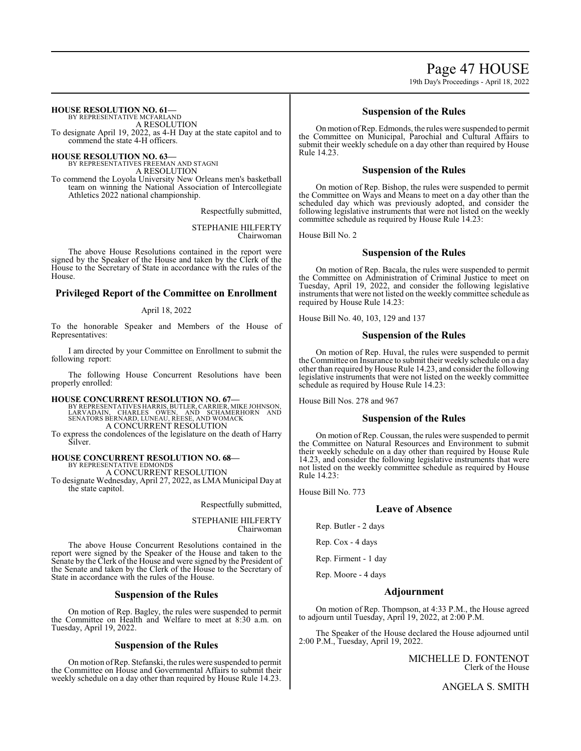**HOUSE RESOLUTION NO. 61—**
BY REPRESENTATIVE MCFARLAND
A RESOLUTION
To designate April 19, 2022, as 4-H Day at the state capitol and to commend the state 4-H officers.

**HOUSE RESOLUTION NO. 63—**
BY REPRESENTATIVES FREEMAN AND STAGNI
A RESOLUTION
To commend the Loyola University New Orleans men's basketball team on winning the National Association of Intercollegiate Athletics 2022 national championship.

Respectfully submitted,

STEPHANIE HILFERTY
Chairwoman

The above House Resolutions contained in the report were signed by the Speaker of the House and taken by the Clerk of the House to the Secretary of State in accordance with the rules of the House.

## Privileged Report of the Committee on Enrollment

April 18, 2022

To the honorable Speaker and Members of the House of Representatives:

I am directed by your Committee on Enrollment to submit the following report:

The following House Concurrent Resolutions have been properly enrolled:

**HOUSE CONCURRENT RESOLUTION NO. 67—**
BY REPRESENTATIVES HARRIS, BUTLER, CARRIER, MIKE JOHNSON, LARVADAIN, CHARLES OWEN, AND SCHAMERHORN AND SENATORS BERNARD, LUNEAU, REESE, AND WOMACK
A CONCURRENT RESOLUTION
To express the condolences of the legislature on the death of Harry Silver.

**HOUSE CONCURRENT RESOLUTION NO. 68—**
BY REPRESENTATIVE EDMONDS
A CONCURRENT RESOLUTION
To designate Wednesday, April 27, 2022, as LMA Municipal Day at the state capitol.

Respectfully submitted,

STEPHANIE HILFERTY
Chairwoman

The above House Concurrent Resolutions contained in the report were signed by the Speaker of the House and taken to the Senate by the Clerk of the House and were signed by the President of the Senate and taken by the Clerk of the House to the Secretary of State in accordance with the rules of the House.

## Suspension of the Rules

On motion of Rep. Bagley, the rules were suspended to permit the Committee on Health and Welfare to meet at 8:30 a.m. on Tuesday, April 19, 2022.

## Suspension of the Rules

On motion of Rep. Stefanski, the rules were suspended to permit the Committee on House and Governmental Affairs to submit their weekly schedule on a day other than required by House Rule 14.23.

## Suspension of the Rules

On motion of Rep. Edmonds, the rules were suspended to permit the Committee on Municipal, Parochial and Cultural Affairs to submit their weekly schedule on a day other than required by House Rule 14.23.

## Suspension of the Rules

On motion of Rep. Bishop, the rules were suspended to permit the Committee on Ways and Means to meet on a day other than the scheduled day which was previously adopted, and consider the following legislative instruments that were not listed on the weekly committee schedule as required by House Rule 14.23:

House Bill No. 2

## Suspension of the Rules

On motion of Rep. Bacala, the rules were suspended to permit the Committee on Administration of Criminal Justice to meet on Tuesday, April 19, 2022, and consider the following legislative instruments that were not listed on the weekly committee schedule as required by House Rule 14.23:

House Bill No. 40, 103, 129 and 137

## Suspension of the Rules

On motion of Rep. Huval, the rules were suspended to permit the Committee on Insurance to submit their weekly schedule on a day other than required by House Rule 14.23, and consider the following legislative instruments that were not listed on the weekly committee schedule as required by House Rule 14.23:

House Bill Nos. 278 and 967

## Suspension of the Rules

On motion of Rep. Coussan, the rules were suspended to permit the Committee on Natural Resources and Environment to submit their weekly schedule on a day other than required by House Rule 14.23, and consider the following legislative instruments that were not listed on the weekly committee schedule as required by House Rule 14.23:

House Bill No. 773

## Leave of Absence

Rep. Butler - 2 days

Rep. Cox - 4 days

Rep. Firment - 1 day

Rep. Moore - 4 days

## Adjournment

On motion of Rep. Thompson, at 4:33 P.M., the House agreed to adjourn until Tuesday, April 19, 2022, at 2:00 P.M.

The Speaker of the House declared the House adjourned until 2:00 P.M., Tuesday, April 19, 2022.

MICHELLE D. FONTENOT
Clerk of the House

ANGELA S. SMITH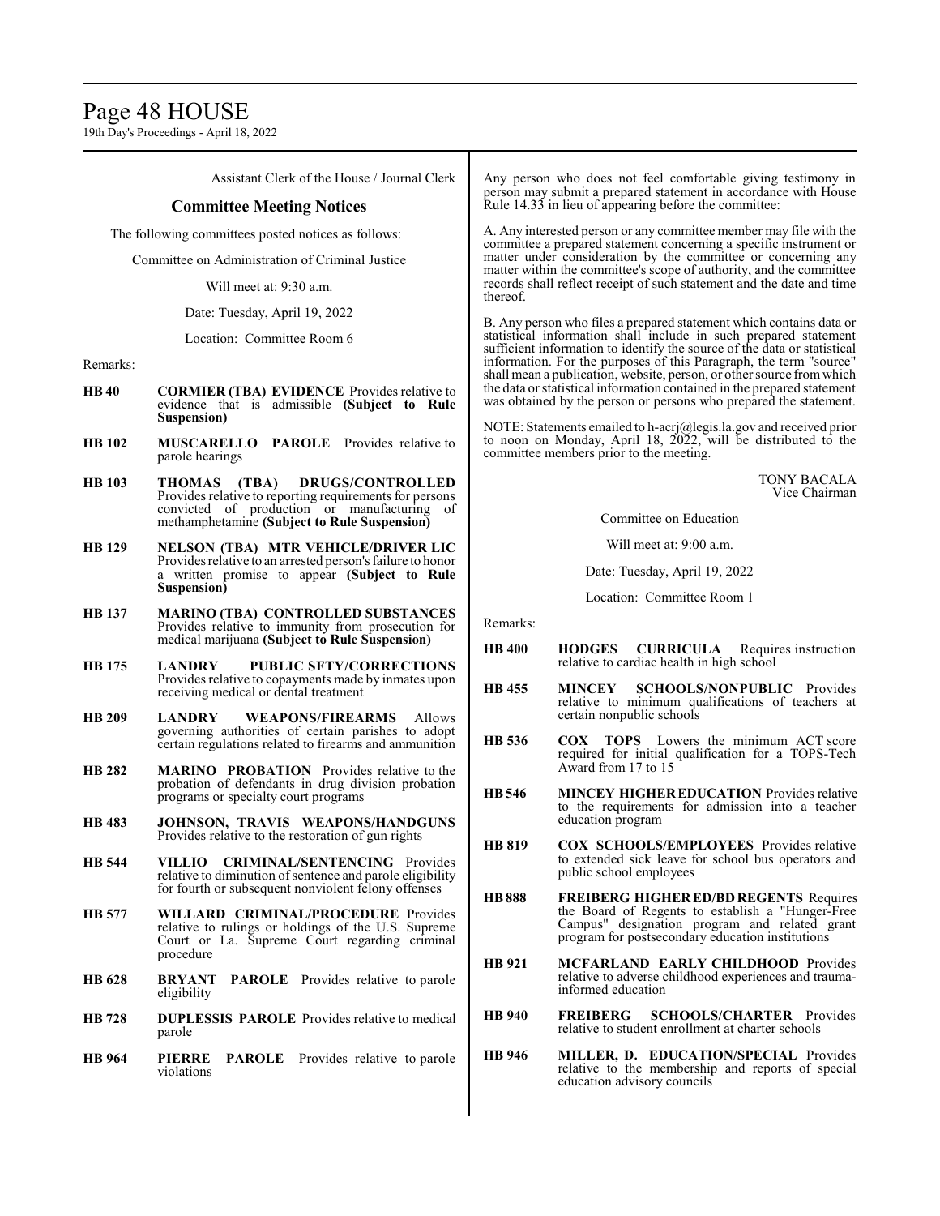Assistant Clerk of the House / Journal Clerk

## Committee Meeting Notices

The following committees posted notices as follows:

Committee on Administration of Criminal Justice

Will meet at: 9:30 a.m.

Date: Tuesday, April 19, 2022

Location: Committee Room 6

Remarks:

**HB 40** **CORMIER (TBA) EVIDENCE** Provides relative to evidence that is admissible **(Subject to Rule Suspension)**

**HB 102** **MUSCARELLO PAROLE** Provides relative to parole hearings

**HB 103** **THOMAS (TBA) DRUGS/CONTROLLED** Provides relative to reporting requirements for persons convicted of production or manufacturing of methamphetamine **(Subject to Rule Suspension)**

**HB 129** **NELSON (TBA) MTR VEHICLE/DRIVER LIC** Provides relative to an arrested person's failure to honor a written promise to appear **(Subject to Rule Suspension)**

**HB 137** **MARINO (TBA) CONTROLLED SUBSTANCES** Provides relative to immunity from prosecution for medical marijuana **(Subject to Rule Suspension)**

**HB 175** **LANDRY PUBLIC SFTY/CORRECTIONS** Provides relative to copayments made by inmates upon receiving medical or dental treatment

**HB 209** **LANDRY WEAPONS/FIREARMS** Allows governing authorities of certain parishes to adopt certain regulations related to firearms and ammunition

**HB 282** **MARINO PROBATION** Provides relative to the probation of defendants in drug division probation programs or specialty court programs

**HB 483** **JOHNSON, TRAVIS WEAPONS/HANDGUNS** Provides relative to the restoration of gun rights

**HB 544** **VILLIO CRIMINAL/SENTENCING** Provides relative to diminution of sentence and parole eligibility for fourth or subsequent nonviolent felony offenses

**HB 577** **WILLARD CRIMINAL/PROCEDURE** Provides relative to rulings or holdings of the U.S. Supreme Court or La. Supreme Court regarding criminal procedure

**HB 628** **BRYANT PAROLE** Provides relative to parole eligibility

**HB 728** **DUPLESSIS PAROLE** Provides relative to medical parole

**HB 964** **PIERRE PAROLE** Provides relative to parole violations

Any person who does not feel comfortable giving testimony in person may submit a prepared statement in accordance with House Rule 14.33 in lieu of appearing before the committee:

A. Any interested person or any committee member may file with the committee a prepared statement concerning a specific instrument or matter under consideration by the committee or concerning any matter within the committee's scope of authority, and the committee records shall reflect receipt of such statement and the date and time thereof.

B. Any person who files a prepared statement which contains data or statistical information shall include in such prepared statement sufficient information to identify the source of the data or statistical information. For the purposes of this Paragraph, the term "source" shall mean a publication, website, person, or other source from which the data or statistical information contained in the prepared statement was obtained by the person or persons who prepared the statement.

NOTE: Statements emailed to h-acrj@legis.la.gov and received prior to noon on Monday, April 18, 2022, will be distributed to the committee members prior to the meeting.

TONY BACALA
Vice Chairman

Committee on Education

Will meet at: 9:00 a.m.

Date: Tuesday, April 19, 2022

Location: Committee Room 1

Remarks:

**HB 400** **HODGES CURRICULA** Requires instruction relative to cardiac health in high school

**HB 455** **MINCEY SCHOOLS/NONPUBLIC** Provides relative to minimum qualifications of teachers at certain nonpublic schools

**HB 536** **COX TOPS** Lowers the minimum ACT score required for initial qualification for a TOPS-Tech Award from 17 to 15

**HB 546** **MINCEY HIGHER EDUCATION** Provides relative to the requirements for admission into a teacher education program

**HB 819** **COX SCHOOLS/EMPLOYEES** Provides relative to extended sick leave for school bus operators and public school employees

**HB 888** **FREIBERG HIGHER ED/BD REGENTS** Requires the Board of Regents to establish a "Hunger-Free Campus" designation program and related grant program for postsecondary education institutions

**HB 921** **MCFARLAND EARLY CHILDHOOD** Provides relative to adverse childhood experiences and trauma-informed education

**HB 940** **FREIBERG SCHOOLS/CHARTER** Provides relative to student enrollment at charter schools

**HB 946** **MILLER, D. EDUCATION/SPECIAL** Provides relative to the membership and reports of special education advisory councils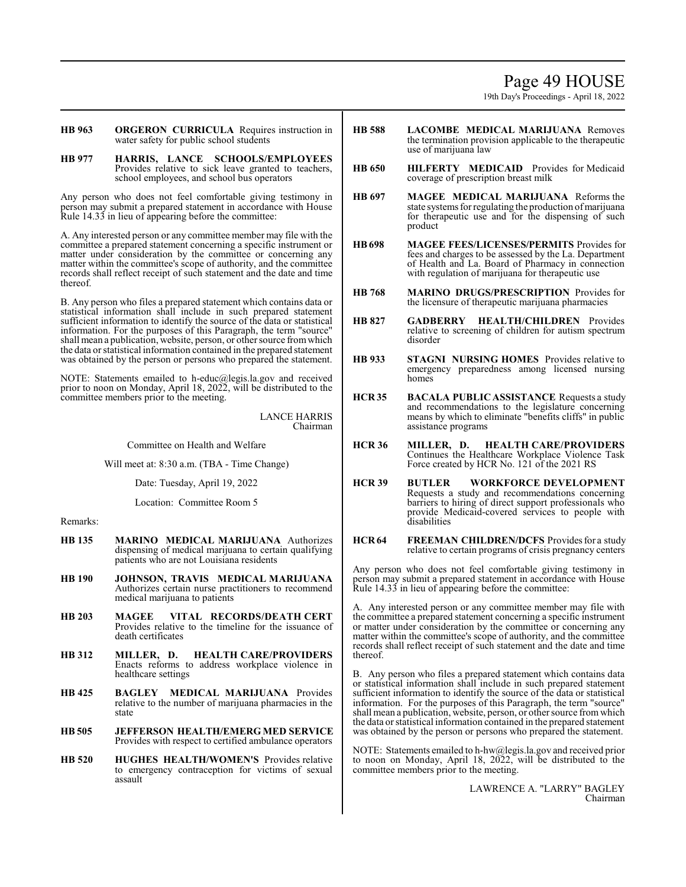**HB 963** **ORGERON CURRICULA** Requires instruction in water safety for public school students

**HB 977** **HARRIS, LANCE SCHOOLS/EMPLOYEES** Provides relative to sick leave granted to teachers, school employees, and school bus operators

Any person who does not feel comfortable giving testimony in person may submit a prepared statement in accordance with House Rule 14.33 in lieu of appearing before the committee:

A. Any interested person or any committee member may file with the committee a prepared statement concerning a specific instrument or matter under consideration by the committee or concerning any matter within the committee's scope of authority, and the committee records shall reflect receipt of such statement and the date and time thereof.

B. Any person who files a prepared statement which contains data or statistical information shall include in such prepared statement sufficient information to identify the source of the data or statistical information. For the purposes of this Paragraph, the term "source" shall mean a publication, website, person, or other source from which the data or statistical information contained in the prepared statement was obtained by the person or persons who prepared the statement.

NOTE: Statements emailed to h-educ@legis.la.gov and received prior to noon on Monday, April 18, 2022, will be distributed to the committee members prior to the meeting.

LANCE HARRIS
Chairman

Committee on Health and Welfare

Will meet at: 8:30 a.m. (TBA - Time Change)

Date: Tuesday, April 19, 2022

Location: Committee Room 5

Remarks:

**HB 135** **MARINO MEDICAL MARIJUANA** Authorizes dispensing of medical marijuana to certain qualifying patients who are not Louisiana residents

**HB 190** **JOHNSON, TRAVIS MEDICAL MARIJUANA** Authorizes certain nurse practitioners to recommend medical marijuana to patients

**HB 203** **MAGEE VITAL RECORDS/DEATH CERT** Provides relative to the timeline for the issuance of death certificates

**HB 312** **MILLER, D. HEALTH CARE/PROVIDERS** Enacts reforms to address workplace violence in healthcare settings

**HB 425** **BAGLEY MEDICAL MARIJUANA** Provides relative to the number of marijuana pharmacies in the state

**HB 505** **JEFFERSON HEALTH/EMERG MED SERVICE** Provides with respect to certified ambulance operators

**HB 520** **HUGHES HEALTH/WOMEN'S** Provides relative to emergency contraception for victims of sexual assault

**HB 588** **LACOMBE MEDICAL MARIJUANA** Removes the termination provision applicable to the therapeutic use of marijuana law

**HB 650** **HILFERTY MEDICAID** Provides for Medicaid coverage of prescription breast milk

**HB 697** **MAGEE MEDICAL MARIJUANA** Reforms the state systems for regulating the production of marijuana for therapeutic use and for the dispensing of such product

**HB 698** **MAGEE FEES/LICENSES/PERMITS** Provides for fees and charges to be assessed by the La. Department of Health and La. Board of Pharmacy in connection with regulation of marijuana for therapeutic use

**HB 768** **MARINO DRUGS/PRESCRIPTION** Provides for the licensure of therapeutic marijuana pharmacies

**HB 827** **GADBERRY HEALTH/CHILDREN** Provides relative to screening of children for autism spectrum disorder

**HB 933** **STAGNI NURSING HOMES** Provides relative to emergency preparedness among licensed nursing homes

**HCR 35** **BACALA PUBLIC ASSISTANCE** Requests a study and recommendations to the legislature concerning means by which to eliminate "benefits cliffs" in public assistance programs

**HCR 36** **MILLER, D. HEALTH CARE/PROVIDERS** Continues the Healthcare Workplace Violence Task Force created by HCR No. 121 of the 2021 RS

**HCR 39** **BUTLER WORKFORCE DEVELOPMENT** Requests a study and recommendations concerning barriers to hiring of direct support professionals who provide Medicaid-covered services to people with disabilities

**HCR 64** **FREEMAN CHILDREN/DCFS** Provides for a study relative to certain programs of crisis pregnancy centers

Any person who does not feel comfortable giving testimony in person may submit a prepared statement in accordance with House Rule 14.33 in lieu of appearing before the committee:

A. Any interested person or any committee member may file with the committee a prepared statement concerning a specific instrument or matter under consideration by the committee or concerning any matter within the committee's scope of authority, and the committee records shall reflect receipt of such statement and the date and time thereof.

B. Any person who files a prepared statement which contains data or statistical information shall include in such prepared statement sufficient information to identify the source of the data or statistical information. For the purposes of this Paragraph, the term "source" shall mean a publication, website, person, or other source from which the data or statistical information contained in the prepared statement was obtained by the person or persons who prepared the statement.

NOTE: Statements emailed to h-hw@legis.la.gov and received prior to noon on Monday, April 18, 2022, will be distributed to the committee members prior to the meeting.

LAWRENCE A. "LARRY" BAGLEY
Chairman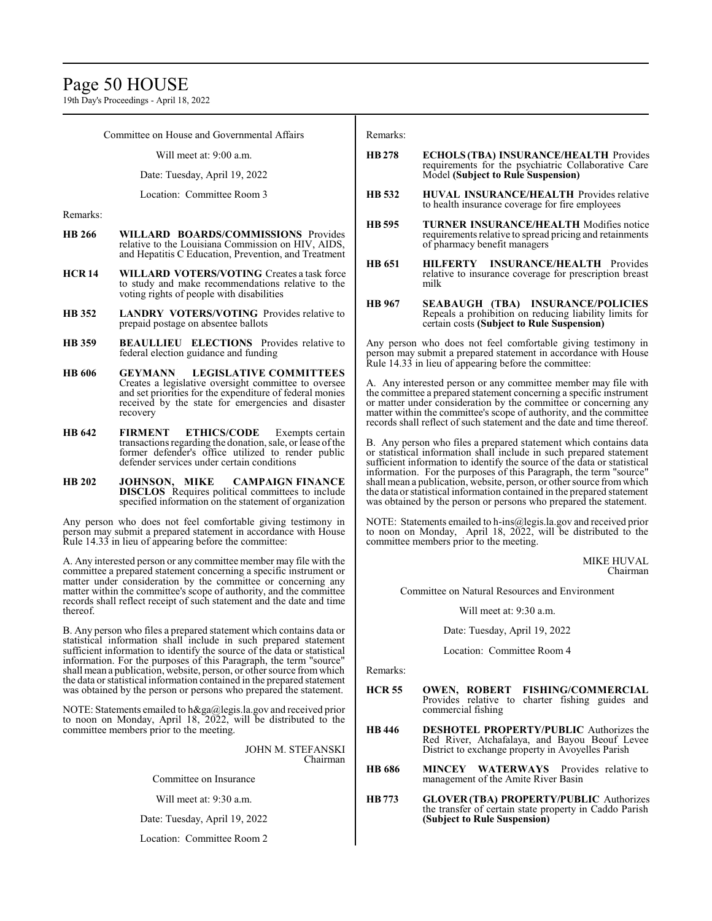Committee on House and Governmental Affairs

Will meet at: 9:00 a.m.

Date: Tuesday, April 19, 2022

Location: Committee Room 3

Remarks:

**HB 266** **WILLARD BOARDS/COMMISSIONS** Provides relative to the Louisiana Commission on HIV, AIDS, and Hepatitis C Education, Prevention, and Treatment

**HCR 14** **WILLARD VOTERS/VOTING** Creates a task force to study and make recommendations relative to the voting rights of people with disabilities

**HB 352** **LANDRY VOTERS/VOTING** Provides relative to prepaid postage on absentee ballots

**HB 359** **BEAULLIEU ELECTIONS** Provides relative to federal election guidance and funding

**HB 606** **GEYMANN LEGISLATIVE COMMITTEES** Creates a legislative oversight committee to oversee and set priorities for the expenditure of federal monies received by the state for emergencies and disaster recovery

**HB 642** **FIRMENT ETHICS/CODE** Exempts certain transactions regarding the donation, sale, or lease of the former defender's office utilized to render public defender services under certain conditions

**HB 202** **JOHNSON, MIKE CAMPAIGN FINANCE DISCLOS** Requires political committees to include specified information on the statement of organization

Any person who does not feel comfortable giving testimony in person may submit a prepared statement in accordance with House Rule 14.33 in lieu of appearing before the committee:

A. Any interested person or any committee member may file with the committee a prepared statement concerning a specific instrument or matter under consideration by the committee or concerning any matter within the committee's scope of authority, and the committee records shall reflect receipt of such statement and the date and time thereof.

B. Any person who files a prepared statement which contains data or statistical information shall include in such prepared statement sufficient information to identify the source of the data or statistical information. For the purposes of this Paragraph, the term "source" shall mean a publication, website, person, or other source from which the data or statistical information contained in the prepared statement was obtained by the person or persons who prepared the statement.

NOTE: Statements emailed to h&ga@legis.la.gov and received prior to noon on Monday, April 18, 2022, will be distributed to the committee members prior to the meeting.

JOHN M. STEFANSKI
Chairman

Committee on Insurance

Will meet at: 9:30 a.m.

Date: Tuesday, April 19, 2022

Location: Committee Room 2

Remarks:

**HB 278** **ECHOLS (TBA) INSURANCE/HEALTH** Provides requirements for the psychiatric Collaborative Care Model **(Subject to Rule Suspension)**

**HB 532** **HUVAL INSURANCE/HEALTH** Provides relative to health insurance coverage for fire employees

**HB 595** **TURNER INSURANCE/HEALTH** Modifies notice requirements relative to spread pricing and retainments of pharmacy benefit managers

**HB 651** **HILFERTY INSURANCE/HEALTH** Provides relative to insurance coverage for prescription breast milk

**HB 967** **SEABAUGH (TBA) INSURANCE/POLICIES** Repeals a prohibition on reducing liability limits for certain costs **(Subject to Rule Suspension)**

Any person who does not feel comfortable giving testimony in person may submit a prepared statement in accordance with House Rule 14.33 in lieu of appearing before the committee:

A. Any interested person or any committee member may file with the committee a prepared statement concerning a specific instrument or matter under consideration by the committee or concerning any matter within the committee's scope of authority, and the committee records shall reflect of such statement and the date and time thereof.

B. Any person who files a prepared statement which contains data or statistical information shall include in such prepared statement sufficient information to identify the source of the data or statistical information. For the purposes of this Paragraph, the term "source" shall mean a publication, website, person, or other source from which the data or statistical information contained in the prepared statement was obtained by the person or persons who prepared the statement.

NOTE: Statements emailed to h-ins@legis.la.gov and received prior to noon on Monday, April 18, 2022, will be distributed to the committee members prior to the meeting.

MIKE HUVAL
Chairman

Committee on Natural Resources and Environment

Will meet at: 9:30 a.m.

Date: Tuesday, April 19, 2022

Location: Committee Room 4

Remarks:

**HCR 55** **OWEN, ROBERT FISHING/COMMERCIAL** Provides relative to charter fishing guides and commercial fishing

**HB 446** **DESHOTEL PROPERTY/PUBLIC** Authorizes the Red River, Atchafalaya, and Bayou Beouf Levee District to exchange property in Avoyelles Parish

**HB 686** **MINCEY WATERWAYS** Provides relative to management of the Amite River Basin

**HB 773** **GLOVER (TBA) PROPERTY/PUBLIC** Authorizes the transfer of certain state property in Caddo Parish **(Subject to Rule Suspension)**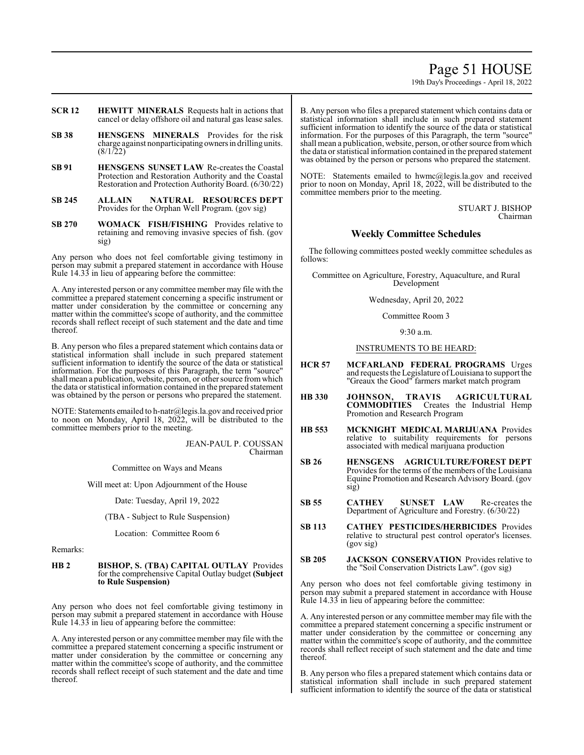**SCR 12** **HEWITT MINERALS** Requests halt in actions that cancel or delay offshore oil and natural gas lease sales.

**SB 38** **HENSGENS MINERALS** Provides for the risk charge against nonparticipating owners in drilling units. (8/1/22)

**SB 91** **HENSGENS SUNSET LAW** Re-creates the Coastal Protection and Restoration Authority and the Coastal Restoration and Protection Authority Board. (6/30/22)

**SB 245** **ALLAIN NATURAL RESOURCES DEPT** Provides for the Orphan Well Program. (gov sig)

**SB 270** **WOMACK FISH/FISHING** Provides relative to retaining and removing invasive species of fish. (gov sig)

Any person who does not feel comfortable giving testimony in person may submit a prepared statement in accordance with House Rule 14.33 in lieu of appearing before the committee:

A. Any interested person or any committee member may file with the committee a prepared statement concerning a specific instrument or matter under consideration by the committee or concerning any matter within the committee's scope of authority, and the committee records shall reflect receipt of such statement and the date and time thereof.

B. Any person who files a prepared statement which contains data or statistical information shall include in such prepared statement sufficient information to identify the source of the data or statistical information. For the purposes of this Paragraph, the term "source" shall mean a publication, website, person, or other source from which the data or statistical information contained in the prepared statement was obtained by the person or persons who prepared the statement.

NOTE: Statements emailed to h-natr@legis.la.gov and received prior to noon on Monday, April 18, 2022, will be distributed to the committee members prior to the meeting.

JEAN-PAUL P. COUSSAN
Chairman

Committee on Ways and Means

Will meet at: Upon Adjournment of the House

Date: Tuesday, April 19, 2022

(TBA - Subject to Rule Suspension)

Location: Committee Room 6

Remarks:

**HB 2** **BISHOP, S. (TBA) CAPITAL OUTLAY** Provides for the comprehensive Capital Outlay budget **(Subject to Rule Suspension)**

Any person who does not feel comfortable giving testimony in person may submit a prepared statement in accordance with House Rule 14.33 in lieu of appearing before the committee:

A. Any interested person or any committee member may file with the committee a prepared statement concerning a specific instrument or matter under consideration by the committee or concerning any matter within the committee's scope of authority, and the committee records shall reflect receipt of such statement and the date and time thereof.

B. Any person who files a prepared statement which contains data or statistical information shall include in such prepared statement sufficient information to identify the source of the data or statistical information. For the purposes of this Paragraph, the term "source" shall mean a publication, website, person, or other source from which the data or statistical information contained in the prepared statement was obtained by the person or persons who prepared the statement.

NOTE: Statements emailed to hwmc@legis.la.gov and received prior to noon on Monday, April 18, 2022, will be distributed to the committee members prior to the meeting.

STUART J. BISHOP
Chairman

## Weekly Committee Schedules

The following committees posted weekly committee schedules as follows:

Committee on Agriculture, Forestry, Aquaculture, and Rural Development

Wednesday, April 20, 2022

Committee Room 3

9:30 a.m.

INSTRUMENTS TO BE HEARD:

**HCR 57** **MCFARLAND FEDERAL PROGRAMS** Urges and requests the Legislature of Louisiana to support the "Greaux the Good" farmers market match program

**HB 330** **JOHNSON, TRAVIS AGRICULTURAL COMMODITIES** Creates the Industrial Hemp Promotion and Research Program

**HB 553** **MCKNIGHT MEDICAL MARIJUANA** Provides relative to suitability requirements for persons associated with medical marijuana production

**SB 26** **HENSGENS AGRICULTURE/FOREST DEPT** Provides for the terms of the members of the Louisiana Equine Promotion and Research Advisory Board. (gov sig)

**SB 55** **CATHEY SUNSET LAW** Re-creates the Department of Agriculture and Forestry. (6/30/22)

**SB 113** **CATHEY PESTICIDES/HERBICIDES** Provides relative to structural pest control operator's licenses. (gov sig)

**SB 205** **JACKSON CONSERVATION** Provides relative to the "Soil Conservation Districts Law". (gov sig)

Any person who does not feel comfortable giving testimony in person may submit a prepared statement in accordance with House Rule 14.33 in lieu of appearing before the committee:

A. Any interested person or any committee member may file with the committee a prepared statement concerning a specific instrument or matter under consideration by the committee or concerning any matter within the committee's scope of authority, and the committee records shall reflect receipt of such statement and the date and time thereof.

B. Any person who files a prepared statement which contains data or statistical information shall include in such prepared statement sufficient information to identify the source of the data or statistical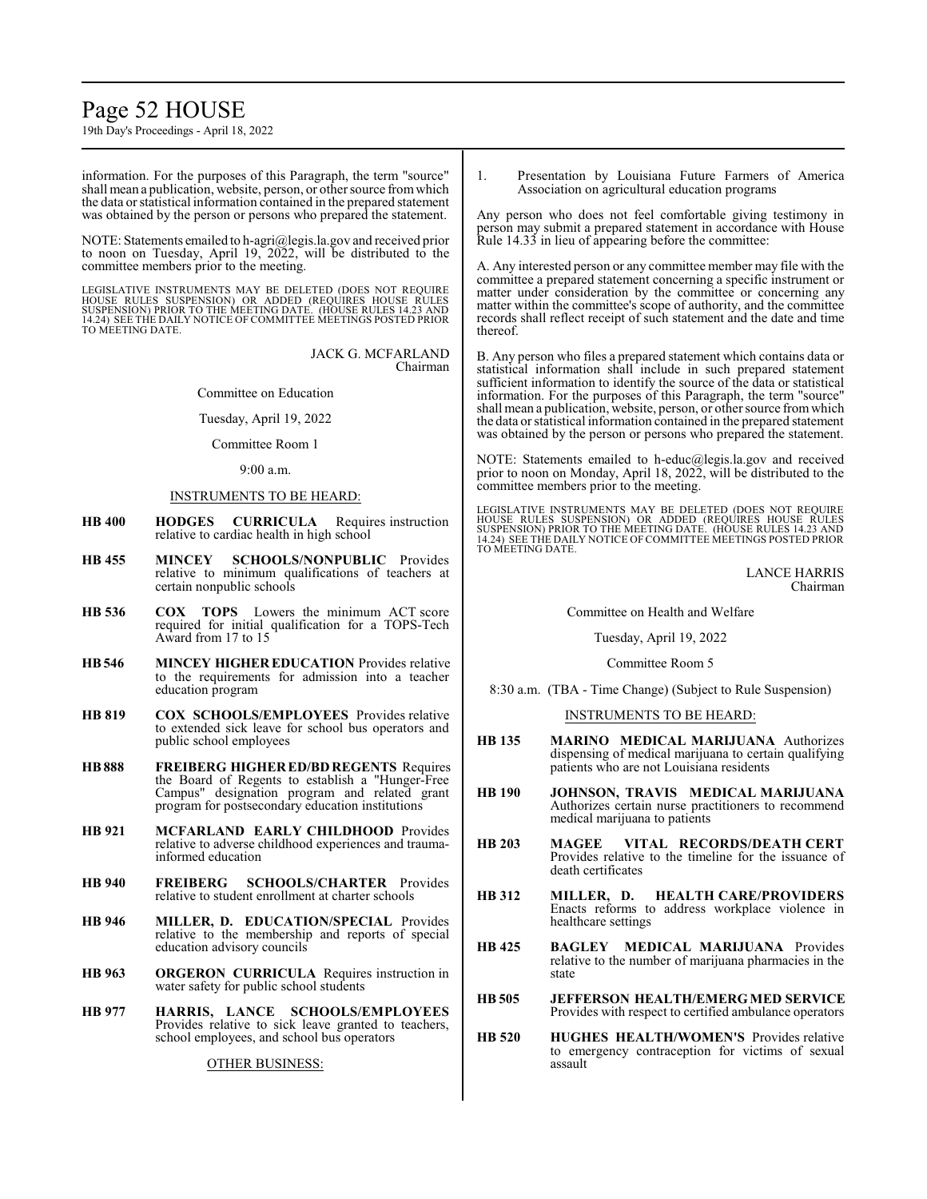information. For the purposes of this Paragraph, the term "source" shall mean a publication, website, person, or other source from which the data or statistical information contained in the prepared statement was obtained by the person or persons who prepared the statement.

NOTE: Statements emailed to h-agri@legis.la.gov and received prior to noon on Tuesday, April 19, 2022, will be distributed to the committee members prior to the meeting.

LEGISLATIVE INSTRUMENTS MAY BE DELETED (DOES NOT REQUIRE HOUSE RULES SUSPENSION) OR ADDED (REQUIRES HOUSE RULES SUSPENSION) PRIOR TO THE MEETING DATE. (HOUSE RULES 14.23 AND 14.24) SEE THE DAILY NOTICE OF COMMITTEE MEETINGS POSTED PRIOR TO MEETING DATE.

JACK G. MCFARLAND
Chairman

Committee on Education

Tuesday, April 19, 2022

Committee Room 1

9:00 a.m.

INSTRUMENTS TO BE HEARD:

**HB 400** **HODGES CURRICULA** Requires instruction relative to cardiac health in high school

**HB 455** **MINCEY SCHOOLS/NONPUBLIC** Provides relative to minimum qualifications of teachers at certain nonpublic schools

**HB 536** **COX TOPS** Lowers the minimum ACT score required for initial qualification for a TOPS-Tech Award from 17 to 15

**HB 546** **MINCEY HIGHER EDUCATION** Provides relative to the requirements for admission into a teacher education program

**HB 819** **COX SCHOOLS/EMPLOYEES** Provides relative to extended sick leave for school bus operators and public school employees

**HB 888** **FREIBERG HIGHER ED/BD REGENTS** Requires the Board of Regents to establish a "Hunger-Free Campus" designation program and related grant program for postsecondary education institutions

**HB 921** **MCFARLAND EARLY CHILDHOOD** Provides relative to adverse childhood experiences and trauma-informed education

**HB 940** **FREIBERG SCHOOLS/CHARTER** Provides relative to student enrollment at charter schools

**HB 946** **MILLER, D. EDUCATION/SPECIAL** Provides relative to the membership and reports of special education advisory councils

**HB 963** **ORGERON CURRICULA** Requires instruction in water safety for public school students

**HB 977** **HARRIS, LANCE SCHOOLS/EMPLOYEES** Provides relative to sick leave granted to teachers, school employees, and school bus operators

OTHER BUSINESS:

1. Presentation by Louisiana Future Farmers of America Association on agricultural education programs

Any person who does not feel comfortable giving testimony in person may submit a prepared statement in accordance with House Rule 14.33 in lieu of appearing before the committee:

A. Any interested person or any committee member may file with the committee a prepared statement concerning a specific instrument or matter under consideration by the committee or concerning any matter within the committee's scope of authority, and the committee records shall reflect receipt of such statement and the date and time thereof.

B. Any person who files a prepared statement which contains data or statistical information shall include in such prepared statement sufficient information to identify the source of the data or statistical information. For the purposes of this Paragraph, the term "source" shall mean a publication, website, person, or other source from which the data or statistical information contained in the prepared statement was obtained by the person or persons who prepared the statement.

NOTE: Statements emailed to h-educ@legis.la.gov and received prior to noon on Monday, April 18, 2022, will be distributed to the committee members prior to the meeting.

LEGISLATIVE INSTRUMENTS MAY BE DELETED (DOES NOT REQUIRE HOUSE RULES SUSPENSION) OR ADDED (REQUIRES HOUSE RULES SUSPENSION) PRIOR TO THE MEETING DATE. (HOUSE RULES 14.23 AND 14.24) SEE THE DAILY NOTICE OF COMMITTEE MEETINGS POSTED PRIOR TO MEETING DATE.

LANCE HARRIS
Chairman

Committee on Health and Welfare

Tuesday, April 19, 2022

Committee Room 5

8:30 a.m. (TBA - Time Change) (Subject to Rule Suspension)

INSTRUMENTS TO BE HEARD:

**HB 135** **MARINO MEDICAL MARIJUANA** Authorizes dispensing of medical marijuana to certain qualifying patients who are not Louisiana residents

**HB 190** **JOHNSON, TRAVIS MEDICAL MARIJUANA** Authorizes certain nurse practitioners to recommend medical marijuana to patients

**HB 203** **MAGEE VITAL RECORDS/DEATH CERT** Provides relative to the timeline for the issuance of death certificates

**HB 312** **MILLER, D. HEALTH CARE/PROVIDERS** Enacts reforms to address workplace violence in healthcare settings

**HB 425** **BAGLEY MEDICAL MARIJUANA** Provides relative to the number of marijuana pharmacies in the state

**HB 505** **JEFFERSON HEALTH/EMERG MED SERVICE** Provides with respect to certified ambulance operators

**HB 520** **HUGHES HEALTH/WOMEN'S** Provides relative to emergency contraception for victims of sexual assault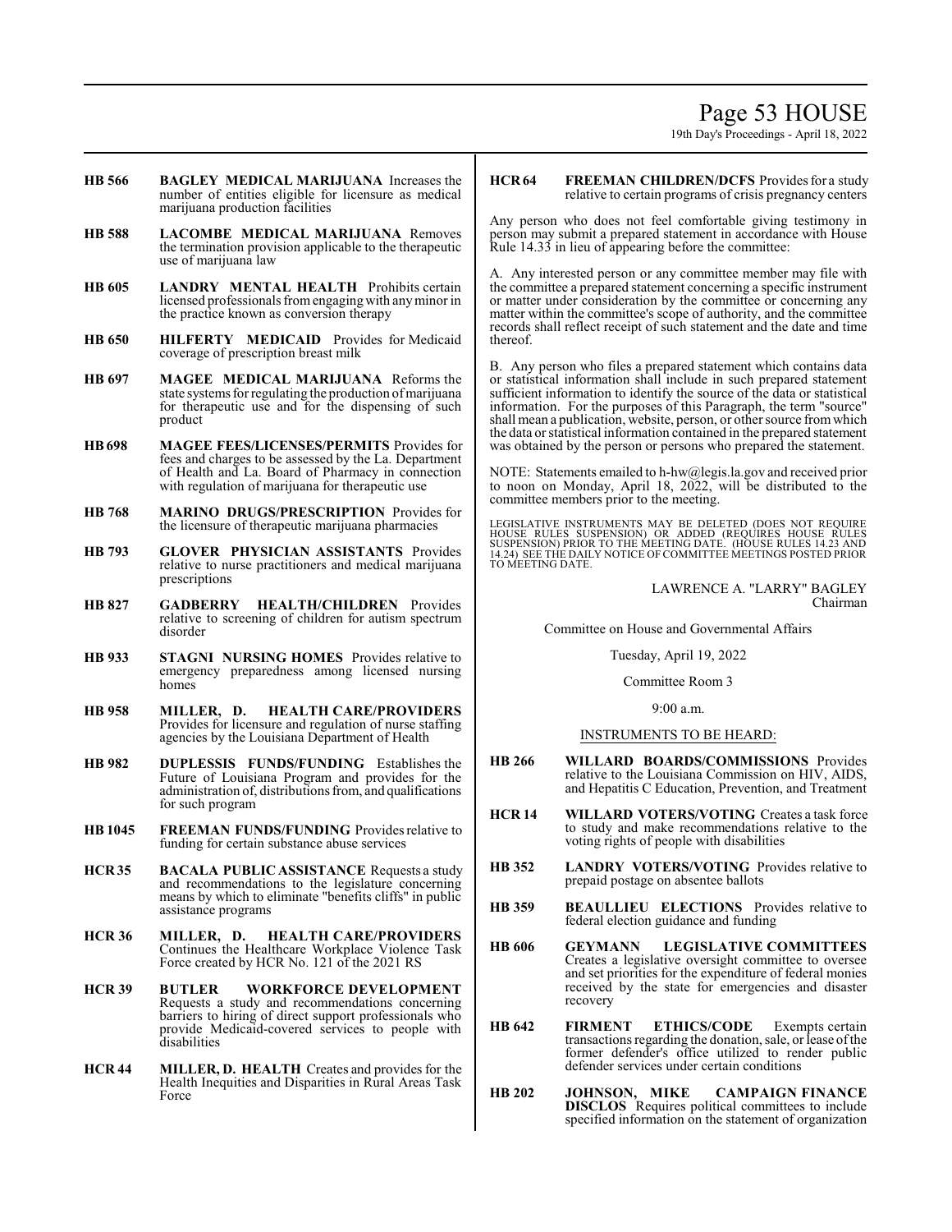**HB 566** **BAGLEY MEDICAL MARIJUANA** Increases the number of entities eligible for licensure as medical marijuana production facilities

**HB 588** **LACOMBE MEDICAL MARIJUANA** Removes the termination provision applicable to the therapeutic use of marijuana law

**HB 605** **LANDRY MENTAL HEALTH** Prohibits certain licensed professionals from engaging with any minor in the practice known as conversion therapy

**HB 650** **HILFERTY MEDICAID** Provides for Medicaid coverage of prescription breast milk

**HB 697** **MAGEE MEDICAL MARIJUANA** Reforms the state systems for regulating the production of marijuana for therapeutic use and for the dispensing of such product

**HB 698** **MAGEE FEES/LICENSES/PERMITS** Provides for fees and charges to be assessed by the La. Department of Health and La. Board of Pharmacy in connection with regulation of marijuana for therapeutic use

**HB 768** **MARINO DRUGS/PRESCRIPTION** Provides for the licensure of therapeutic marijuana pharmacies

**HB 793** **GLOVER PHYSICIAN ASSISTANTS** Provides relative to nurse practitioners and medical marijuana prescriptions

**HB 827** **GADBERRY HEALTH/CHILDREN** Provides relative to screening of children for autism spectrum disorder

**HB 933** **STAGNI NURSING HOMES** Provides relative to emergency preparedness among licensed nursing homes

**HB 958** **MILLER, D. HEALTH CARE/PROVIDERS** Provides for licensure and regulation of nurse staffing agencies by the Louisiana Department of Health

**HB 982** **DUPLESSIS FUNDS/FUNDING** Establishes the Future of Louisiana Program and provides for the administration of, distributions from, and qualifications for such program

**HB 1045** **FREEMAN FUNDS/FUNDING** Provides relative to funding for certain substance abuse services

**HCR 35** **BACALA PUBLIC ASSISTANCE** Requests a study and recommendations to the legislature concerning means by which to eliminate "benefits cliffs" in public assistance programs

**HCR 36** **MILLER, D. HEALTH CARE/PROVIDERS** Continues the Healthcare Workplace Violence Task Force created by HCR No. 121 of the 2021 RS

**HCR 39** **BUTLER WORKFORCE DEVELOPMENT** Requests a study and recommendations concerning barriers to hiring of direct support professionals who provide Medicaid-covered services to people with disabilities

**HCR 44** **MILLER, D. HEALTH** Creates and provides for the Health Inequities and Disparities in Rural Areas Task Force

**HCR 64** **FREEMAN CHILDREN/DCFS** Provides for a study relative to certain programs of crisis pregnancy centers

Any person who does not feel comfortable giving testimony in person may submit a prepared statement in accordance with House Rule 14.33 in lieu of appearing before the committee:

A. Any interested person or any committee member may file with the committee a prepared statement concerning a specific instrument or matter under consideration by the committee or concerning any matter within the committee's scope of authority, and the committee records shall reflect receipt of such statement and the date and time thereof.

B. Any person who files a prepared statement which contains data or statistical information shall include in such prepared statement sufficient information to identify the source of the data or statistical information. For the purposes of this Paragraph, the term "source" shall mean a publication, website, person, or other source from which the data or statistical information contained in the prepared statement was obtained by the person or persons who prepared the statement.

NOTE: Statements emailed to h-hw@legis.la.gov and received prior to noon on Monday, April 18, 2022, will be distributed to the committee members prior to the meeting.

LEGISLATIVE INSTRUMENTS MAY BE DELETED (DOES NOT REQUIRE HOUSE RULES SUSPENSION) OR ADDED (REQUIRES HOUSE RULES SUSPENSION) PRIOR TO THE MEETING DATE. (HOUSE RULES 14.23 AND 14.24) SEE THE DAILY NOTICE OF COMMITTEE MEETINGS POSTED PRIOR TO MEETING DATE.

LAWRENCE A. "LARRY" BAGLEY
Chairman

Committee on House and Governmental Affairs

Tuesday, April 19, 2022

Committee Room 3

9:00 a.m.

INSTRUMENTS TO BE HEARD:

**HB 266** **WILLARD BOARDS/COMMISSIONS** Provides relative to the Louisiana Commission on HIV, AIDS, and Hepatitis C Education, Prevention, and Treatment

**HCR 14** **WILLARD VOTERS/VOTING** Creates a task force to study and make recommendations relative to the voting rights of people with disabilities

**HB 352** **LANDRY VOTERS/VOTING** Provides relative to prepaid postage on absentee ballots

**HB 359** **BEAULLIEU ELECTIONS** Provides relative to federal election guidance and funding

**HB 606** **GEYMANN LEGISLATIVE COMMITTEES** Creates a legislative oversight committee to oversee and set priorities for the expenditure of federal monies received by the state for emergencies and disaster recovery

**HB 642** **FIRMENT ETHICS/CODE** Exempts certain transactions regarding the donation, sale, or lease of the former defender's office utilized to render public defender services under certain conditions

**HB 202** **JOHNSON, MIKE CAMPAIGN FINANCE DISCLOS** Requires political committees to include specified information on the statement of organization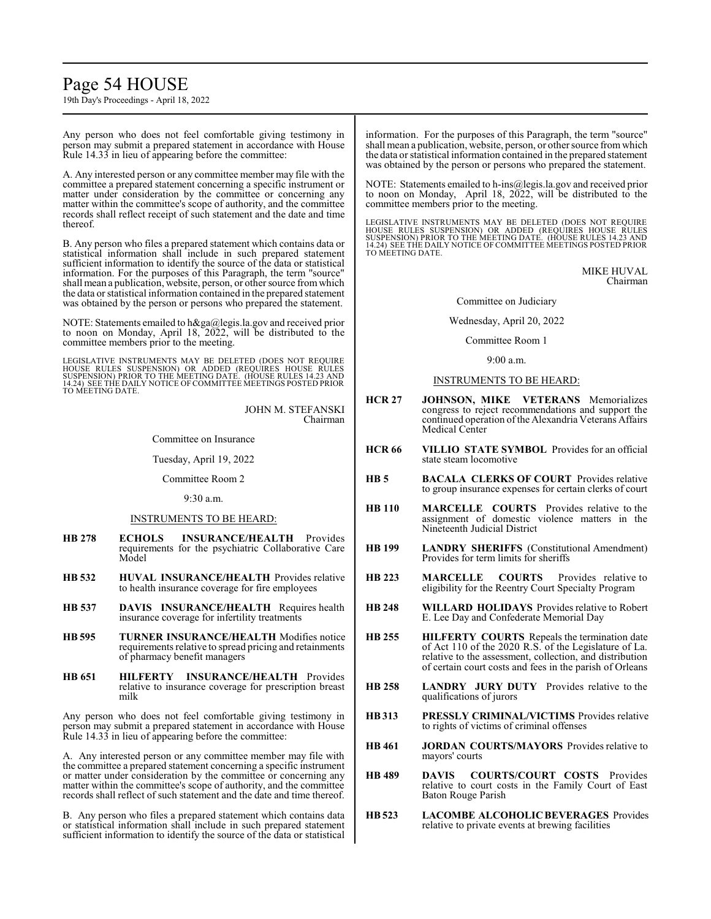Any person who does not feel comfortable giving testimony in person may submit a prepared statement in accordance with House Rule 14.33 in lieu of appearing before the committee:

A. Any interested person or any committee member may file with the committee a prepared statement concerning a specific instrument or matter under consideration by the committee or concerning any matter within the committee's scope of authority, and the committee records shall reflect receipt of such statement and the date and time thereof.

B. Any person who files a prepared statement which contains data or statistical information shall include in such prepared statement sufficient information to identify the source of the data or statistical information. For the purposes of this Paragraph, the term "source" shall mean a publication, website, person, or other source from which the data or statistical information contained in the prepared statement was obtained by the person or persons who prepared the statement.

NOTE: Statements emailed to h&ga@legis.la.gov and received prior to noon on Monday, April 18, 2022, will be distributed to the committee members prior to the meeting.

LEGISLATIVE INSTRUMENTS MAY BE DELETED (DOES NOT REQUIRE HOUSE RULES SUSPENSION) OR ADDED (REQUIRES HOUSE RULES SUSPENSION) PRIOR TO THE MEETING DATE. (HOUSE RULES 14.23 AND 14.24) SEE THE DAILY NOTICE OF COMMITTEE MEETINGS POSTED PRIOR TO MEETING DATE.

JOHN M. STEFANSKI
Chairman

Committee on Insurance

Tuesday, April 19, 2022

Committee Room 2

9:30 a.m.

INSTRUMENTS TO BE HEARD:

- **HB 278** **ECHOLS INSURANCE/HEALTH** Provides requirements for the psychiatric Collaborative Care Model
- **HB 532** **HUVAL INSURANCE/HEALTH** Provides relative to health insurance coverage for fire employees
- **HB 537** **DAVIS INSURANCE/HEALTH** Requires health insurance coverage for infertility treatments
- **HB 595** **TURNER INSURANCE/HEALTH** Modifies notice requirements relative to spread pricing and retainments of pharmacy benefit managers
- **HB 651** **HILFERTY INSURANCE/HEALTH** Provides relative to insurance coverage for prescription breast milk

Any person who does not feel comfortable giving testimony in person may submit a prepared statement in accordance with House Rule 14.33 in lieu of appearing before the committee:

A. Any interested person or any committee member may file with the committee a prepared statement concerning a specific instrument or matter under consideration by the committee or concerning any matter within the committee's scope of authority, and the committee records shall reflect of such statement and the date and time thereof.

B. Any person who files a prepared statement which contains data or statistical information shall include in such prepared statement sufficient information to identify the source of the data or statistical information. For the purposes of this Paragraph, the term "source" shall mean a publication, website, person, or other source from which the data or statistical information contained in the prepared statement was obtained by the person or persons who prepared the statement.

NOTE: Statements emailed to h-ins@legis.la.gov and received prior to noon on Monday, April 18, 2022, will be distributed to the committee members prior to the meeting.

LEGISLATIVE INSTRUMENTS MAY BE DELETED (DOES NOT REQUIRE HOUSE RULES SUSPENSION) OR ADDED (REQUIRES HOUSE RULES SUSPENSION) PRIOR TO THE MEETING DATE. (HOUSE RULES 14.23 AND 14.24) SEE THE DAILY NOTICE OF COMMITTEE MEETINGS POSTED PRIOR TO MEETING DATE.

MIKE HUVAL
Chairman

Committee on Judiciary

Wednesday, April 20, 2022

Committee Room 1

9:00 a.m.

INSTRUMENTS TO BE HEARD:

- **HCR 27** **JOHNSON, MIKE VETERANS** Memorializes congress to reject recommendations and support the continued operation of the Alexandria Veterans Affairs Medical Center
- **HCR 66** **VILLIO STATE SYMBOL** Provides for an official state steam locomotive
- **HB 5** **BACALA CLERKS OF COURT** Provides relative to group insurance expenses for certain clerks of court
- **HB 110** **MARCELLE COURTS** Provides relative to the assignment of domestic violence matters in the Nineteenth Judicial District
- **HB 199** **LANDRY SHERIFFS** (Constitutional Amendment) Provides for term limits for sheriffs
- **HB 223** **MARCELLE COURTS** Provides relative to eligibility for the Reentry Court Specialty Program
- **HB 248** **WILLARD HOLIDAYS** Provides relative to Robert E. Lee Day and Confederate Memorial Day
- **HB 255** **HILFERTY COURTS** Repeals the termination date of Act 110 of the 2020 R.S. of the Legislature of La. relative to the assessment, collection, and distribution of certain court costs and fees in the parish of Orleans
- **HB 258** **LANDRY JURY DUTY** Provides relative to the qualifications of jurors
- **HB 313** **PRESSLY CRIMINAL/VICTIMS** Provides relative to rights of victims of criminal offenses
- **HB 461** **JORDAN COURTS/MAYORS** Provides relative to mayors' courts
- **HB 489** **DAVIS COURTS/COURT COSTS** Provides relative to court costs in the Family Court of East Baton Rouge Parish
- **HB 523** **LACOMBE ALCOHOLIC BEVERAGES** Provides relative to private events at brewing facilities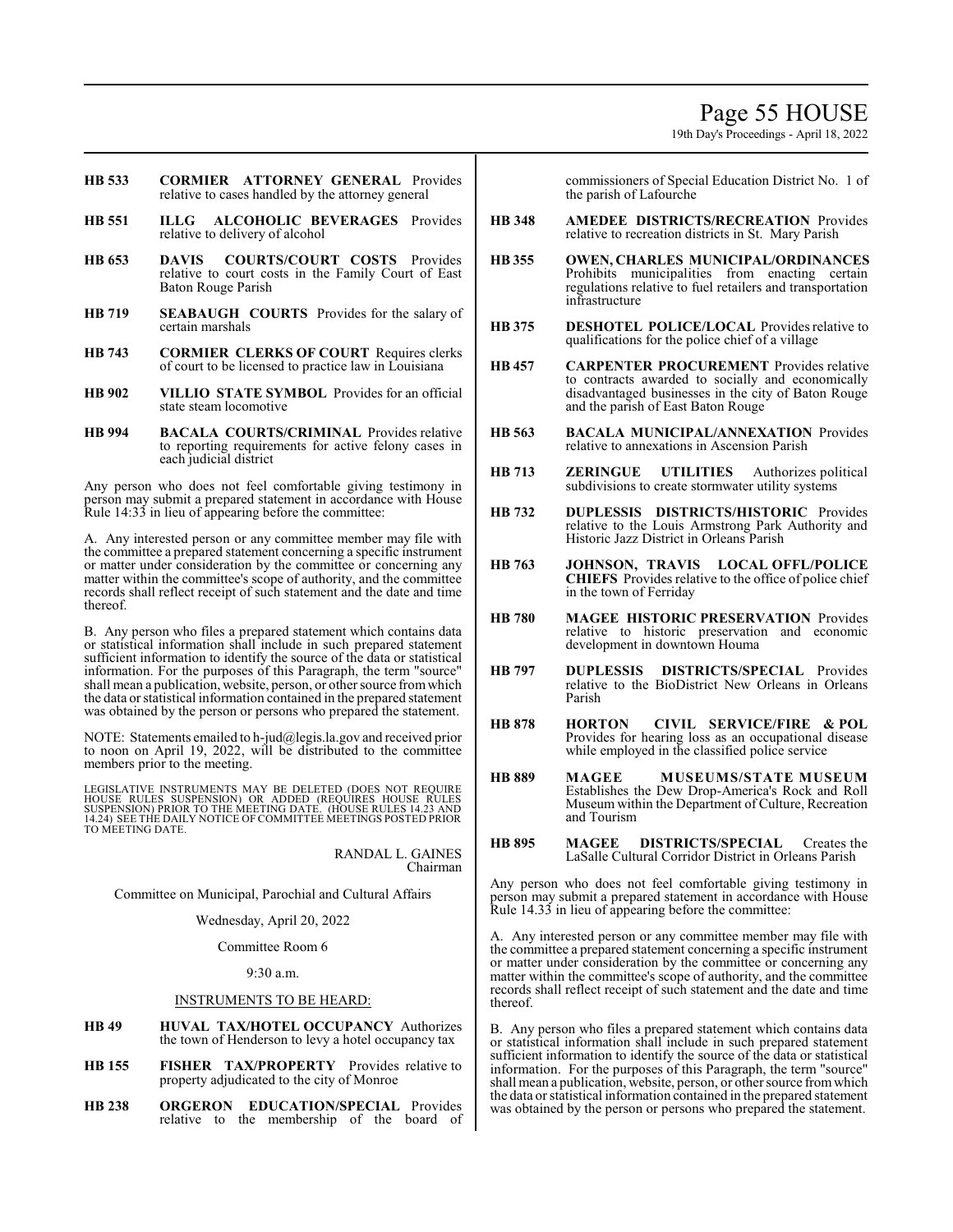**HB 533** **CORMIER ATTORNEY GENERAL** Provides relative to cases handled by the attorney general

**HB 551** **ILLG ALCOHOLIC BEVERAGES** Provides relative to delivery of alcohol

**HB 653** **DAVIS COURTS/COURT COSTS** Provides relative to court costs in the Family Court of East Baton Rouge Parish

**HB 719** **SEABAUGH COURTS** Provides for the salary of certain marshals

**HB 743** **CORMIER CLERKS OF COURT** Requires clerks of court to be licensed to practice law in Louisiana

**HB 902** **VILLIO STATE SYMBOL** Provides for an official state steam locomotive

**HB 994** **BACALA COURTS/CRIMINAL** Provides relative to reporting requirements for active felony cases in each judicial district

Any person who does not feel comfortable giving testimony in person may submit a prepared statement in accordance with House Rule 14:33 in lieu of appearing before the committee:

A. Any interested person or any committee member may file with the committee a prepared statement concerning a specific instrument or matter under consideration by the committee or concerning any matter within the committee's scope of authority, and the committee records shall reflect receipt of such statement and the date and time thereof.

B. Any person who files a prepared statement which contains data or statistical information shall include in such prepared statement sufficient information to identify the source of the data or statistical information. For the purposes of this Paragraph, the term "source" shall mean a publication, website, person, or other source from which the data or statistical information contained in the prepared statement was obtained by the person or persons who prepared the statement.

NOTE: Statements emailed to h-jud@legis.la.gov and received prior to noon on April 19, 2022, will be distributed to the committee members prior to the meeting.

LEGISLATIVE INSTRUMENTS MAY BE DELETED (DOES NOT REQUIRE HOUSE RULES SUSPENSION) OR ADDED (REQUIRES HOUSE RULES SUSPENSION) PRIOR TO THE MEETING DATE. (HOUSE RULES 14.23 AND 14.24) SEE THE DAILY NOTICE OF COMMITTEE MEETINGS POSTED PRIOR TO MEETING DATE.

RANDAL L. GAINES
Chairman

Committee on Municipal, Parochial and Cultural Affairs

Wednesday, April 20, 2022

Committee Room 6

9:30 a.m.

INSTRUMENTS TO BE HEARD:

**HB 49** **HUVAL TAX/HOTEL OCCUPANCY** Authorizes the town of Henderson to levy a hotel occupancy tax

**HB 155** **FISHER TAX/PROPERTY** Provides relative to property adjudicated to the city of Monroe

**HB 238** **ORGERON EDUCATION/SPECIAL** Provides relative to the membership of the board of commissioners of Special Education District No. 1 of the parish of Lafourche

**HB 348** **AMEDEE DISTRICTS/RECREATION** Provides relative to recreation districts in St. Mary Parish

**HB 355** **OWEN, CHARLES MUNICIPAL/ORDINANCES** Prohibits municipalities from enacting certain regulations relative to fuel retailers and transportation infrastructure

**HB 375** **DESHOTEL POLICE/LOCAL** Provides relative to qualifications for the police chief of a village

**HB 457** **CARPENTER PROCUREMENT** Provides relative to contracts awarded to socially and economically disadvantaged businesses in the city of Baton Rouge and the parish of East Baton Rouge

**HB 563** **BACALA MUNICIPAL/ANNEXATION** Provides relative to annexations in Ascension Parish

**HB 713** **ZERINGUE UTILITIES** Authorizes political subdivisions to create stormwater utility systems

**HB 732** **DUPLESSIS DISTRICTS/HISTORIC** Provides relative to the Louis Armstrong Park Authority and Historic Jazz District in Orleans Parish

**HB 763** **JOHNSON, TRAVIS LOCAL OFFL/POLICE CHIEFS** Provides relative to the office of police chief in the town of Ferriday

**HB 780** **MAGEE HISTORIC PRESERVATION** Provides relative to historic preservation and economic development in downtown Houma

**HB 797** **DUPLESSIS DISTRICTS/SPECIAL** Provides relative to the BioDistrict New Orleans in Orleans Parish

**HB 878** **HORTON CIVIL SERVICE/FIRE & POL** Provides for hearing loss as an occupational disease while employed in the classified police service

**HB 889** **MAGEE MUSEUMS/STATE MUSEUM** Establishes the Dew Drop-America's Rock and Roll Museum within the Department of Culture, Recreation and Tourism

**HB 895** **MAGEE DISTRICTS/SPECIAL** Creates the LaSalle Cultural Corridor District in Orleans Parish

Any person who does not feel comfortable giving testimony in person may submit a prepared statement in accordance with House Rule 14.33 in lieu of appearing before the committee:

A. Any interested person or any committee member may file with the committee a prepared statement concerning a specific instrument or matter under consideration by the committee or concerning any matter within the committee's scope of authority, and the committee records shall reflect receipt of such statement and the date and time thereof.

B. Any person who files a prepared statement which contains data or statistical information shall include in such prepared statement sufficient information to identify the source of the data or statistical information. For the purposes of this Paragraph, the term "source" shall mean a publication, website, person, or other source from which the data or statistical information contained in the prepared statement was obtained by the person or persons who prepared the statement.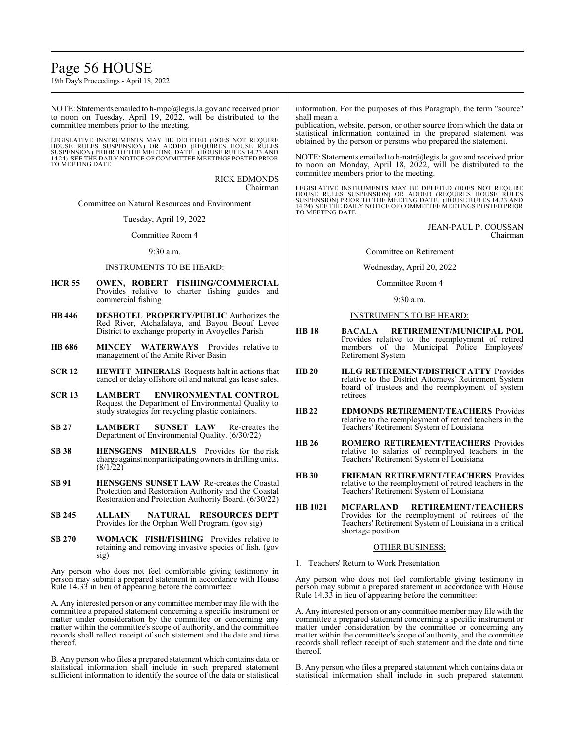NOTE: Statements emailed to h-mpc@legis.la.gov and received prior to noon on Tuesday, April 19, 2022, will be distributed to the committee members prior to the meeting.

LEGISLATIVE INSTRUMENTS MAY BE DELETED (DOES NOT REQUIRE HOUSE RULES SUSPENSION) OR ADDED (REQUIRES HOUSE RULES SUSPENSION) PRIOR TO THE MEETING DATE. (HOUSE RULES 14.23 AND 14.24) SEE THE DAILY NOTICE OF COMMITTEE MEETINGS POSTED PRIOR TO MEETING DATE.

RICK EDMONDS
Chairman

Committee on Natural Resources and Environment

Tuesday, April 19, 2022

Committee Room 4

9:30 a.m.

INSTRUMENTS TO BE HEARD:

- **HCR 55** **OWEN, ROBERT FISHING/COMMERCIAL** Provides relative to charter fishing guides and commercial fishing
- **HB 446** **DESHOTEL PROPERTY/PUBLIC** Authorizes the Red River, Atchafalaya, and Bayou Beouf Levee District to exchange property in Avoyelles Parish
- **HB 686** **MINCEY WATERWAYS** Provides relative to management of the Amite River Basin
- **SCR 12** **HEWITT MINERALS** Requests halt in actions that cancel or delay offshore oil and natural gas lease sales.
- **SCR 13** **LAMBERT ENVIRONMENTAL CONTROL** Request the Department of Environmental Quality to study strategies for recycling plastic containers.
- **SB 27** **LAMBERT SUNSET LAW** Re-creates the Department of Environmental Quality. (6/30/22)
- **SB 38** **HENSGENS MINERALS** Provides for the risk charge against nonparticipating owners in drilling units. (8/1/22)
- **SB 91** **HENSGENS SUNSET LAW** Re-creates the Coastal Protection and Restoration Authority and the Coastal Restoration and Protection Authority Board. (6/30/22)
- **SB 245** **ALLAIN NATURAL RESOURCES DEPT** Provides for the Orphan Well Program. (gov sig)
- **SB 270** **WOMACK FISH/FISHING** Provides relative to retaining and removing invasive species of fish. (gov sig)

Any person who does not feel comfortable giving testimony in person may submit a prepared statement in accordance with House Rule 14.33 in lieu of appearing before the committee:

A. Any interested person or any committee member may file with the committee a prepared statement concerning a specific instrument or matter under consideration by the committee or concerning any matter within the committee's scope of authority, and the committee records shall reflect receipt of such statement and the date and time thereof.

B. Any person who files a prepared statement which contains data or statistical information shall include in such prepared statement sufficient information to identify the source of the data or statistical information. For the purposes of this Paragraph, the term "source" shall mean a publication, website, person, or other source from which the data or statistical information contained in the prepared statement was obtained by the person or persons who prepared the statement.

NOTE: Statements emailed to h-natr@legis.la.gov and received prior to noon on Monday, April 18, 2022, will be distributed to the committee members prior to the meeting.

LEGISLATIVE INSTRUMENTS MAY BE DELETED (DOES NOT REQUIRE HOUSE RULES SUSPENSION) OR ADDED (REQUIRES HOUSE RULES SUSPENSION) PRIOR TO THE MEETING DATE. (HOUSE RULES 14.23 AND 14.24) SEE THE DAILY NOTICE OF COMMITTEE MEETINGS POSTED PRIOR TO MEETING DATE.

JEAN-PAUL P. COUSSAN
Chairman

Committee on Retirement

Wednesday, April 20, 2022

Committee Room 4

9:30 a.m.

INSTRUMENTS TO BE HEARD:

- **HB 18** **BACALA RETIREMENT/MUNICIPAL POL** Provides relative to the reemployment of retired members of the Municipal Police Employees' Retirement System
- **HB 20** **ILLG RETIREMENT/DISTRICT ATTY** Provides relative to the District Attorneys' Retirement System board of trustees and the reemployment of system retirees
- **HB 22** **EDMONDS RETIREMENT/TEACHERS** Provides relative to the reemployment of retired teachers in the Teachers' Retirement System of Louisiana
- **HB 26** **ROMERO RETIREMENT/TEACHERS** Provides relative to salaries of reemployed teachers in the Teachers' Retirement System of Louisiana
- **HB 30** **FRIEMAN RETIREMENT/TEACHERS** Provides relative to the reemployment of retired teachers in the Teachers' Retirement System of Louisiana
- **HB 1021** **MCFARLAND RETIREMENT/TEACHERS** Provides for the reemployment of retirees of the Teachers' Retirement System of Louisiana in a critical shortage position

OTHER BUSINESS:

1. Teachers' Return to Work Presentation

Any person who does not feel comfortable giving testimony in person may submit a prepared statement in accordance with House Rule 14.33 in lieu of appearing before the committee:

A. Any interested person or any committee member may file with the committee a prepared statement concerning a specific instrument or matter under consideration by the committee or concerning any matter within the committee's scope of authority, and the committee records shall reflect receipt of such statement and the date and time thereof.

B. Any person who files a prepared statement which contains data or statistical information shall include in such prepared statement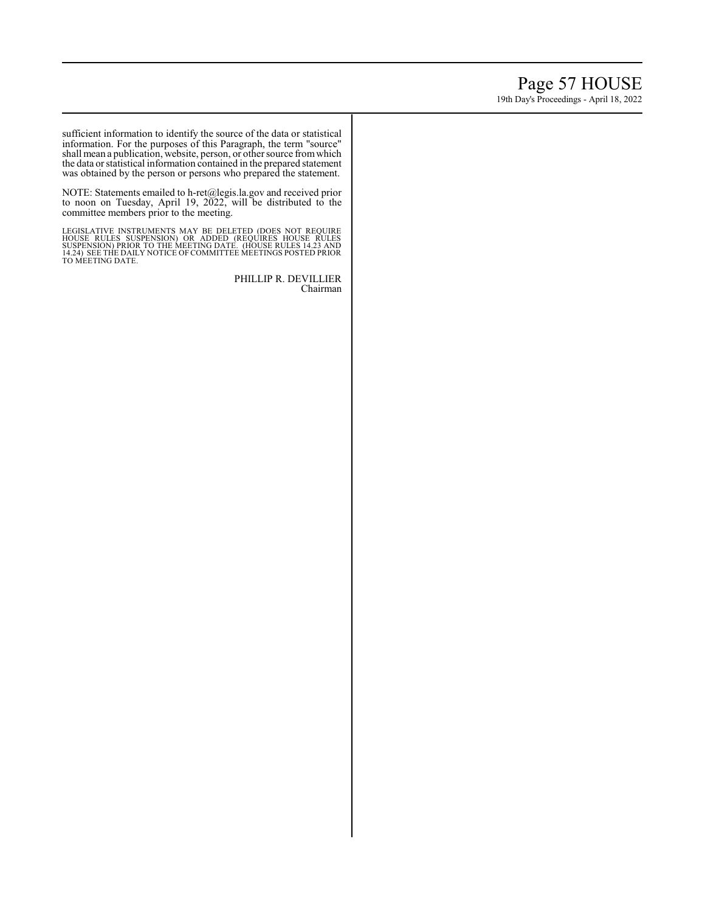sufficient information to identify the source of the data or statistical information. For the purposes of this Paragraph, the term "source" shall mean a publication, website, person, or other source from which the data or statistical information contained in the prepared statement was obtained by the person or persons who prepared the statement.

NOTE: Statements emailed to h-ret@legis.la.gov and received prior to noon on Tuesday, April 19, 2022, will be distributed to the committee members prior to the meeting.

LEGISLATIVE INSTRUMENTS MAY BE DELETED (DOES NOT REQUIRE HOUSE RULES SUSPENSION) OR ADDED (REQUIRES HOUSE RULES SUSPENSION) PRIOR TO THE MEETING DATE. (HOUSE RULES 14.23 AND 14.24) SEE THE DAILY NOTICE OF COMMITTEE MEETINGS POSTED PRIOR TO MEETING DATE.

PHILLIP R. DEVILLIER
Chairman